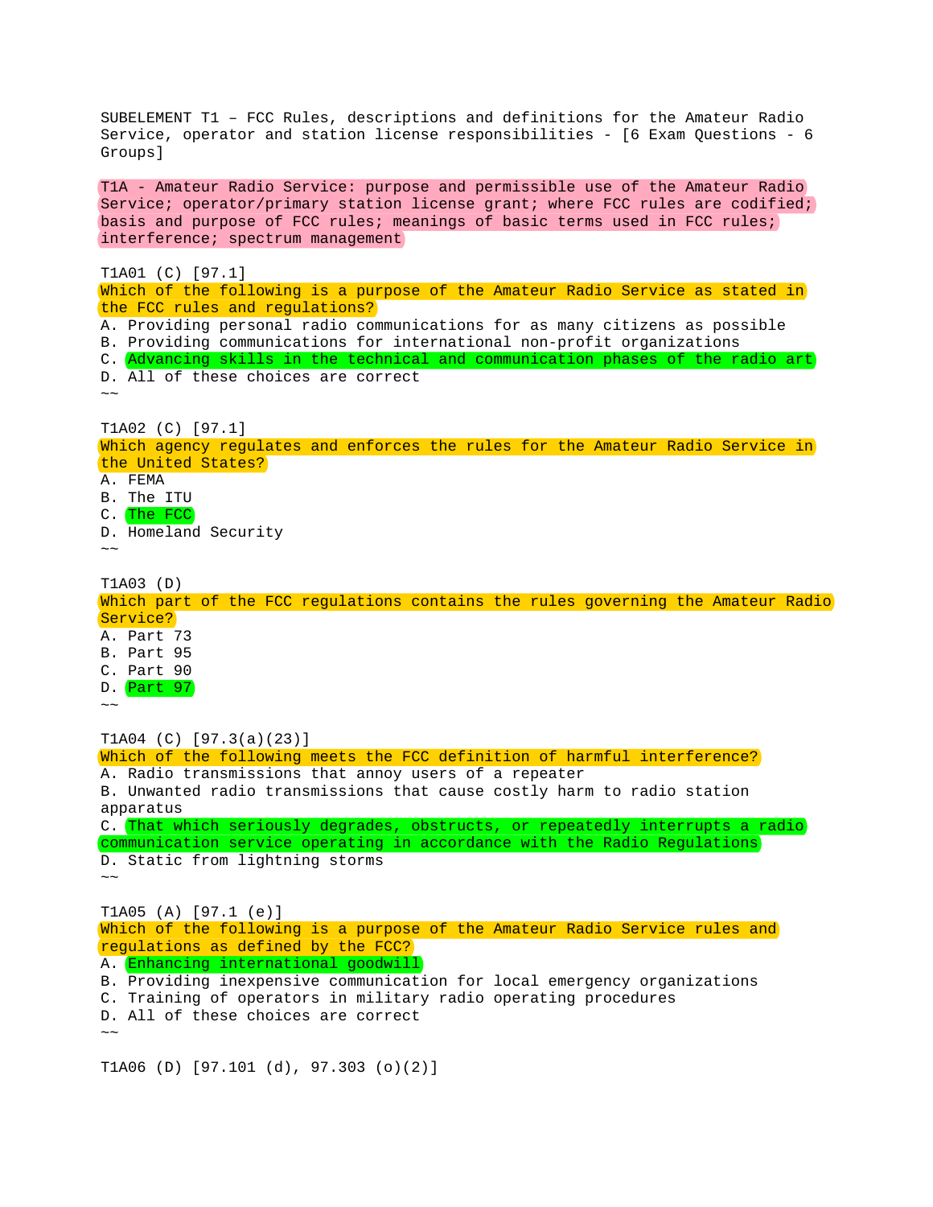SUBELEMENT T1 – FCC Rules, descriptions and definitions for the Amateur Radio Service, operator and station license responsibilities - [6 Exam Questions - 6 Groups]

T1A - Amateur Radio Service: purpose and permissible use of the Amateur Radio Service; operator/primary station license grant; where FCC rules are codified; basis and purpose of FCC rules; meanings of basic terms used in FCC rules; interference; spectrum management

T1A01 (C) [97.1]
Which of the following is a purpose of the Amateur Radio Service as stated in the FCC rules and regulations?
A. Providing personal radio communications for as many citizens as possible
B. Providing communications for international non-profit organizations
C. Advancing skills in the technical and communication phases of the radio art
D. All of these choices are correct
~~

T1A02 (C) [97.1]
Which agency regulates and enforces the rules for the Amateur Radio Service in the United States?
A. FEMA
B. The ITU
C. The FCC
D. Homeland Security
~~

T1A03 (D)
Which part of the FCC regulations contains the rules governing the Amateur Radio Service?
A. Part 73
B. Part 95
C. Part 90
D. Part 97
~~

T1A04 (C) [97.3(a)(23)]
Which of the following meets the FCC definition of harmful interference?
A. Radio transmissions that annoy users of a repeater
B. Unwanted radio transmissions that cause costly harm to radio station apparatus
C. That which seriously degrades, obstructs, or repeatedly interrupts a radio communication service operating in accordance with the Radio Regulations
D. Static from lightning storms
~~

T1A05 (A) [97.1 (e)]
Which of the following is a purpose of the Amateur Radio Service rules and regulations as defined by the FCC?
A. Enhancing international goodwill
B. Providing inexpensive communication for local emergency organizations
C. Training of operators in military radio operating procedures
D. All of these choices are correct
~~

T1A06 (D) [97.101 (d), 97.303 (o)(2)]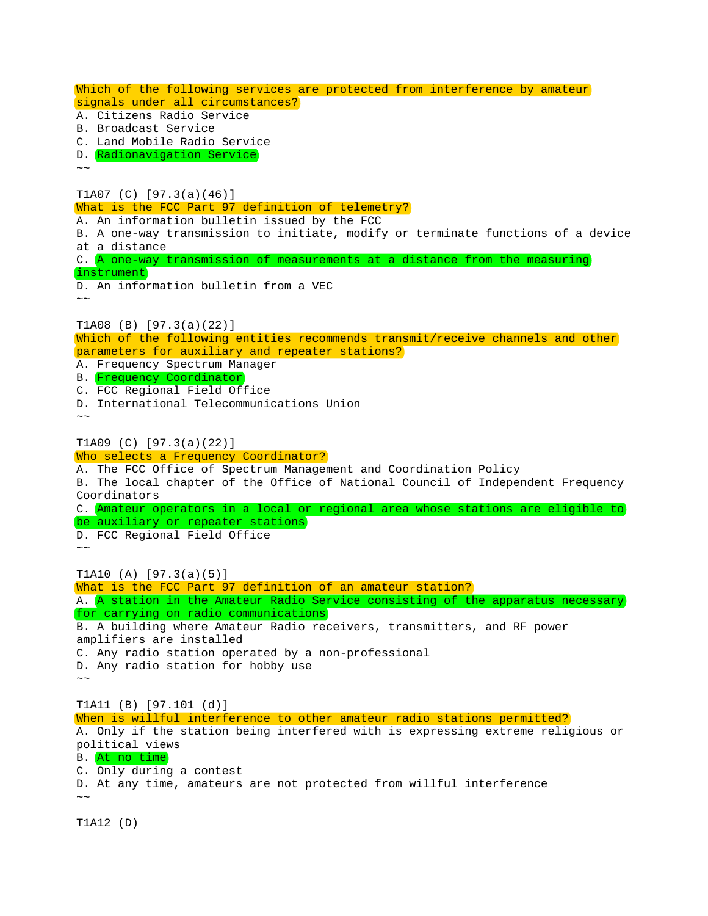Which of the following services are protected from interference by amateur signals under all circumstances?
A. Citizens Radio Service
B. Broadcast Service
C. Land Mobile Radio Service
D. Radionavigation Service
~~

T1A07 (C) [97.3(a)(46)]
What is the FCC Part 97 definition of telemetry?
A. An information bulletin issued by the FCC
B. A one-way transmission to initiate, modify or terminate functions of a device at a distance
C. A one-way transmission of measurements at a distance from the measuring instrument
D. An information bulletin from a VEC
~~

T1A08 (B) [97.3(a)(22)]
Which of the following entities recommends transmit/receive channels and other parameters for auxiliary and repeater stations?
A. Frequency Spectrum Manager
B. Frequency Coordinator
C. FCC Regional Field Office
D. International Telecommunications Union
~~

T1A09 (C) [97.3(a)(22)]
Who selects a Frequency Coordinator?
A. The FCC Office of Spectrum Management and Coordination Policy
B. The local chapter of the Office of National Council of Independent Frequency Coordinators
C. Amateur operators in a local or regional area whose stations are eligible to be auxiliary or repeater stations
D. FCC Regional Field Office
~~

T1A10 (A) [97.3(a)(5)]
What is the FCC Part 97 definition of an amateur station?
A. A station in the Amateur Radio Service consisting of the apparatus necessary for carrying on radio communications
B. A building where Amateur Radio receivers, transmitters, and RF power amplifiers are installed
C. Any radio station operated by a non-professional
D. Any radio station for hobby use
~~

T1A11 (B) [97.101 (d)]
When is willful interference to other amateur radio stations permitted?
A. Only if the station being interfered with is expressing extreme religious or political views
B. At no time
C. Only during a contest
D. At any time, amateurs are not protected from willful interference
~~

T1A12 (D)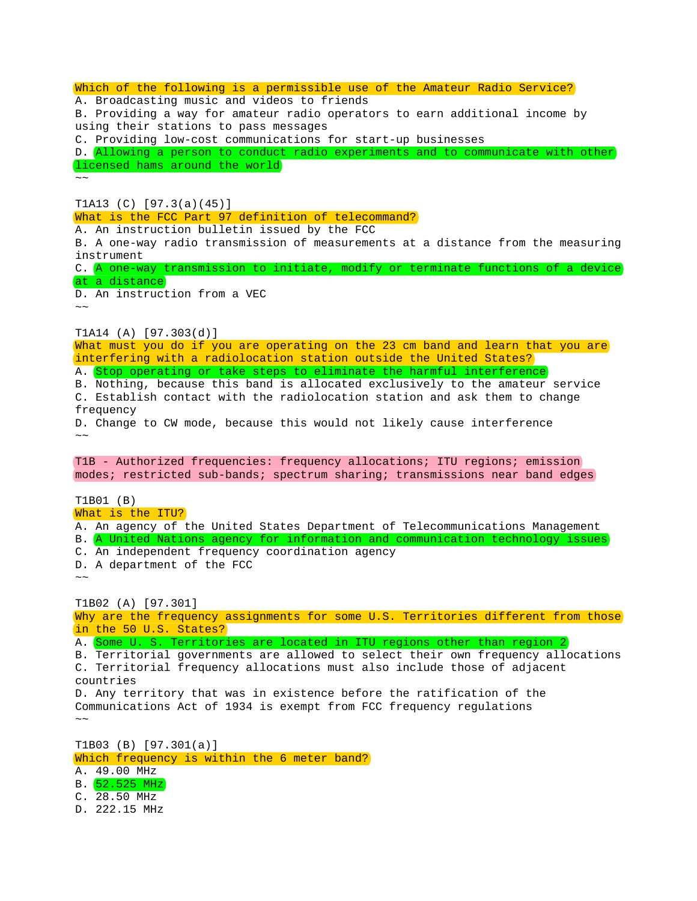Which of the following is a permissible use of the Amateur Radio Service?
A. Broadcasting music and videos to friends
B. Providing a way for amateur radio operators to earn additional income by using their stations to pass messages
C. Providing low-cost communications for start-up businesses
D. Allowing a person to conduct radio experiments and to communicate with other licensed hams around the world
~~

T1A13 (C) [97.3(a)(45)]
What is the FCC Part 97 definition of telecommand?
A. An instruction bulletin issued by the FCC
B. A one-way radio transmission of measurements at a distance from the measuring instrument
C. A one-way transmission to initiate, modify or terminate functions of a device at a distance
D. An instruction from a VEC
~~

T1A14 (A) [97.303(d)]
What must you do if you are operating on the 23 cm band and learn that you are interfering with a radiolocation station outside the United States?
A. Stop operating or take steps to eliminate the harmful interference
B. Nothing, because this band is allocated exclusively to the amateur service
C. Establish contact with the radiolocation station and ask them to change frequency
D. Change to CW mode, because this would not likely cause interference
~~

T1B - Authorized frequencies: frequency allocations; ITU regions; emission modes; restricted sub-bands; spectrum sharing; transmissions near band edges

T1B01 (B)
What is the ITU?
A. An agency of the United States Department of Telecommunications Management
B. A United Nations agency for information and communication technology issues
C. An independent frequency coordination agency
D. A department of the FCC
~~

T1B02 (A) [97.301]
Why are the frequency assignments for some U.S. Territories different from those in the 50 U.S. States?
A. Some U. S. Territories are located in ITU regions other than region 2
B. Territorial governments are allowed to select their own frequency allocations
C. Territorial frequency allocations must also include those of adjacent countries
D. Any territory that was in existence before the ratification of the Communications Act of 1934 is exempt from FCC frequency regulations
~~

T1B03 (B) [97.301(a)]
Which frequency is within the 6 meter band?
A. 49.00 MHz
B. 52.525 MHz
C. 28.50 MHz
D. 222.15 MHz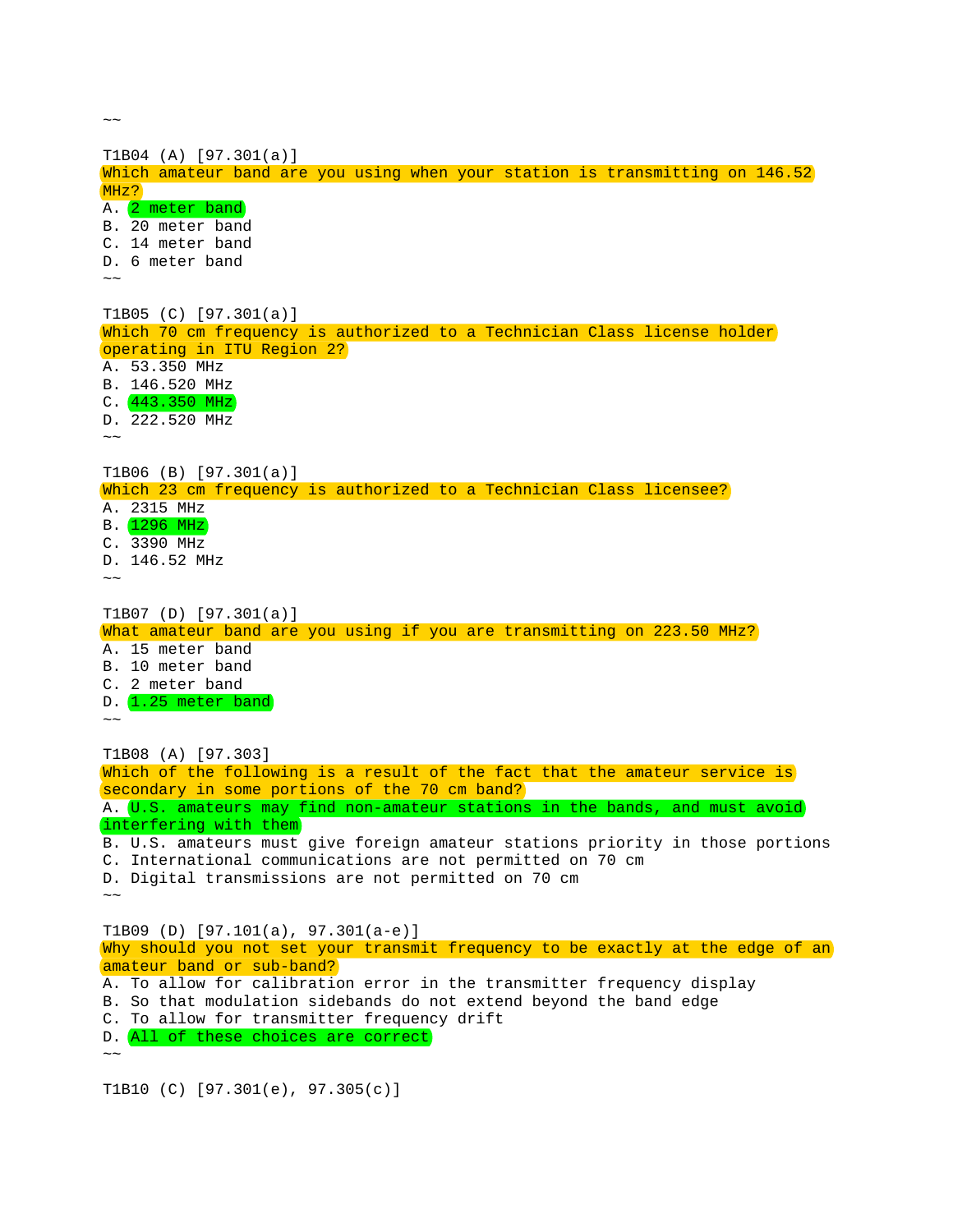~~

T1B04 (A) [97.301(a)]
Which amateur band are you using when your station is transmitting on 146.52 MHz?
A. 2 meter band
B. 20 meter band
C. 14 meter band
D. 6 meter band
~~

T1B05 (C) [97.301(a)]
Which 70 cm frequency is authorized to a Technician Class license holder operating in ITU Region 2?
A. 53.350 MHz
B. 146.520 MHz
C. 443.350 MHz
D. 222.520 MHz
~~

T1B06 (B) [97.301(a)]
Which 23 cm frequency is authorized to a Technician Class licensee?
A. 2315 MHz
B. 1296 MHz
C. 3390 MHz
D. 146.52 MHz
~~

T1B07 (D) [97.301(a)]
What amateur band are you using if you are transmitting on 223.50 MHz?
A. 15 meter band
B. 10 meter band
C. 2 meter band
D. 1.25 meter band
~~

T1B08 (A) [97.303]
Which of the following is a result of the fact that the amateur service is secondary in some portions of the 70 cm band?
A. U.S. amateurs may find non-amateur stations in the bands, and must avoid interfering with them
B. U.S. amateurs must give foreign amateur stations priority in those portions
C. International communications are not permitted on 70 cm
D. Digital transmissions are not permitted on 70 cm
~~

T1B09 (D) [97.101(a), 97.301(a-e)]
Why should you not set your transmit frequency to be exactly at the edge of an amateur band or sub-band?
A. To allow for calibration error in the transmitter frequency display
B. So that modulation sidebands do not extend beyond the band edge
C. To allow for transmitter frequency drift
D. All of these choices are correct
~~

T1B10 (C) [97.301(e), 97.305(c)]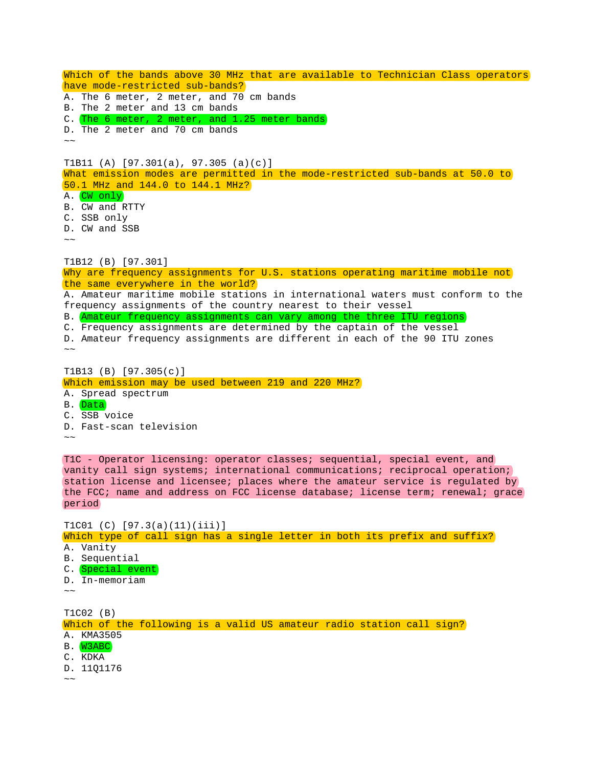Which of the bands above 30 MHz that are available to Technician Class operators have mode-restricted sub-bands?
A. The 6 meter, 2 meter, and 70 cm bands
B. The 2 meter and 13 cm bands
C. The 6 meter, 2 meter, and 1.25 meter bands
D. The 2 meter and 70 cm bands
~~

T1B11 (A) [97.301(a), 97.305 (a)(c)]
What emission modes are permitted in the mode-restricted sub-bands at 50.0 to 50.1 MHz and 144.0 to 144.1 MHz?
A. CW only
B. CW and RTTY
C. SSB only
D. CW and SSB
~~

T1B12 (B) [97.301]
Why are frequency assignments for U.S. stations operating maritime mobile not the same everywhere in the world?
A. Amateur maritime mobile stations in international waters must conform to the frequency assignments of the country nearest to their vessel
B. Amateur frequency assignments can vary among the three ITU regions
C. Frequency assignments are determined by the captain of the vessel
D. Amateur frequency assignments are different in each of the 90 ITU zones
~~

T1B13 (B) [97.305(c)]
Which emission may be used between 219 and 220 MHz?
A. Spread spectrum
B. Data
C. SSB voice
D. Fast-scan television
~~

T1C - Operator licensing: operator classes; sequential, special event, and vanity call sign systems; international communications; reciprocal operation; station license and licensee; places where the amateur service is regulated by the FCC; name and address on FCC license database; license term; renewal; grace period

T1C01 (C) [97.3(a)(11)(iii)]
Which type of call sign has a single letter in both its prefix and suffix?
A. Vanity
B. Sequential
C. Special event
D. In-memoriam
~~

T1C02 (B)
Which of the following is a valid US amateur radio station call sign?
A. KMA3505
B. W3ABC
C. KDKA
D. 11Q1176
~~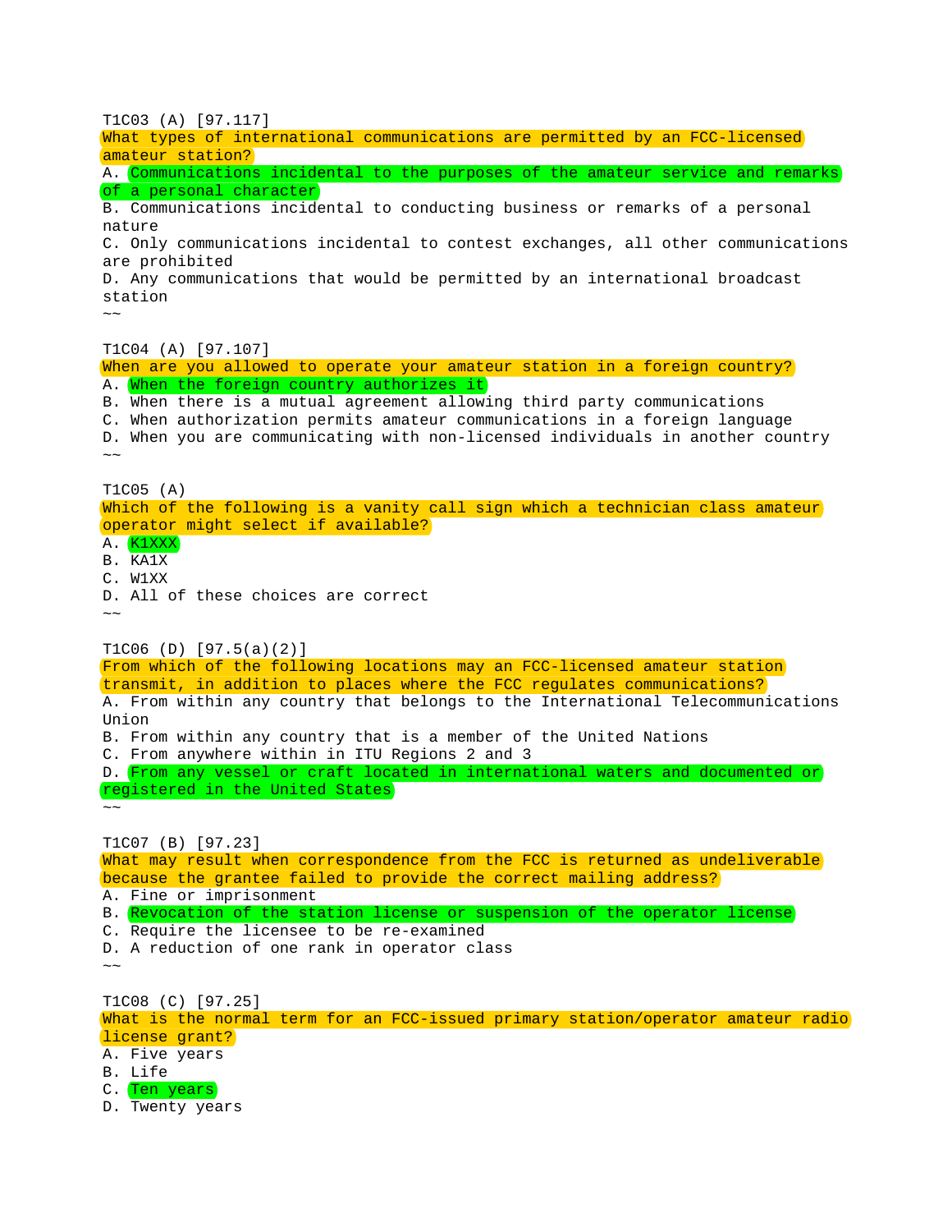T1C03 (A) [97.117]
What types of international communications are permitted by an FCC-licensed amateur station?
A. Communications incidental to the purposes of the amateur service and remarks of a personal character
B. Communications incidental to conducting business or remarks of a personal nature
C. Only communications incidental to contest exchanges, all other communications are prohibited
D. Any communications that would be permitted by an international broadcast station
~~

T1C04 (A) [97.107]
When are you allowed to operate your amateur station in a foreign country?
A. When the foreign country authorizes it
B. When there is a mutual agreement allowing third party communications
C. When authorization permits amateur communications in a foreign language
D. When you are communicating with non-licensed individuals in another country
~~

T1C05 (A)
Which of the following is a vanity call sign which a technician class amateur operator might select if available?
A. K1XXX
B. KA1X
C. W1XX
D. All of these choices are correct
~~

T1C06 (D) [97.5(a)(2)]
From which of the following locations may an FCC-licensed amateur station transmit, in addition to places where the FCC regulates communications?
A. From within any country that belongs to the International Telecommunications Union
B. From within any country that is a member of the United Nations
C. From anywhere within in ITU Regions 2 and 3
D. From any vessel or craft located in international waters and documented or registered in the United States
~~

T1C07 (B) [97.23]
What may result when correspondence from the FCC is returned as undeliverable because the grantee failed to provide the correct mailing address?
A. Fine or imprisonment
B. Revocation of the station license or suspension of the operator license
C. Require the licensee to be re-examined
D. A reduction of one rank in operator class
~~

T1C08 (C) [97.25]
What is the normal term for an FCC-issued primary station/operator amateur radio license grant?
A. Five years
B. Life
C. Ten years
D. Twenty years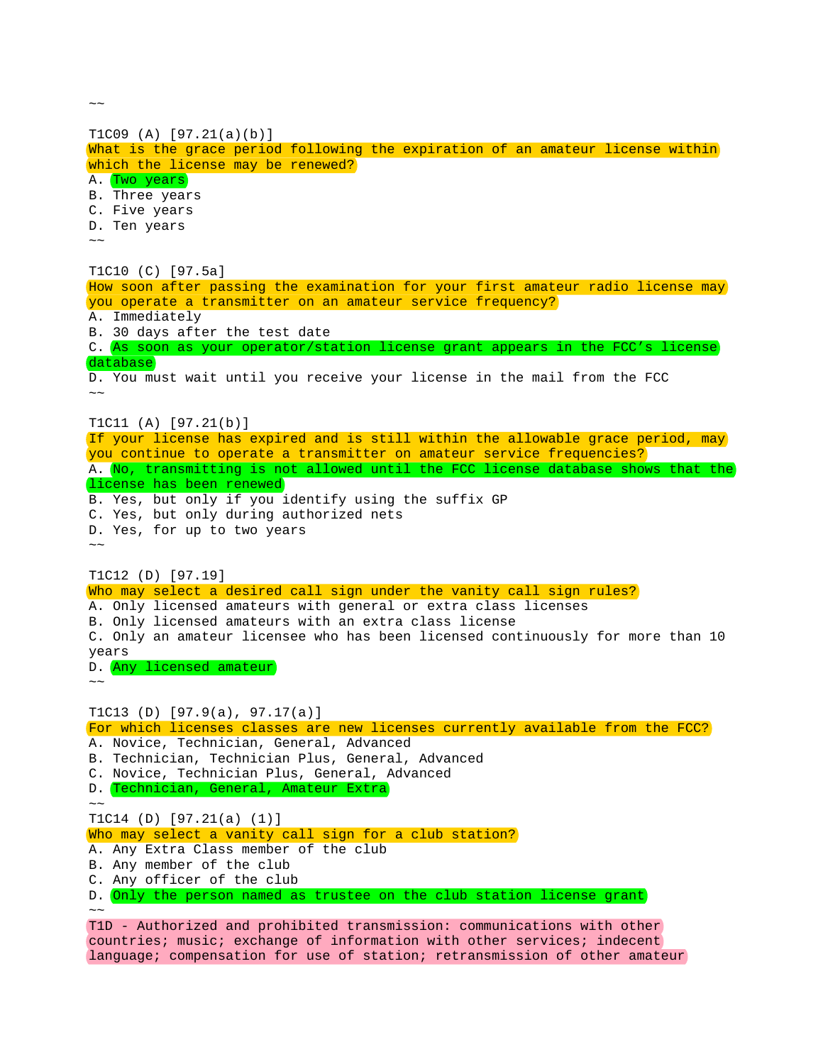~~

T1C09 (A) [97.21(a)(b)]
What is the grace period following the expiration of an amateur license within which the license may be renewed?
A. Two years
B. Three years
C. Five years
D. Ten years
~~

T1C10 (C) [97.5a]
How soon after passing the examination for your first amateur radio license may you operate a transmitter on an amateur service frequency?
A. Immediately
B. 30 days after the test date
C. As soon as your operator/station license grant appears in the FCC's license database
D. You must wait until you receive your license in the mail from the FCC
~~

T1C11 (A) [97.21(b)]
If your license has expired and is still within the allowable grace period, may you continue to operate a transmitter on amateur service frequencies?
A. No, transmitting is not allowed until the FCC license database shows that the license has been renewed
B. Yes, but only if you identify using the suffix GP
C. Yes, but only during authorized nets
D. Yes, for up to two years
~~

T1C12 (D) [97.19]
Who may select a desired call sign under the vanity call sign rules?
A. Only licensed amateurs with general or extra class licenses
B. Only licensed amateurs with an extra class license
C. Only an amateur licensee who has been licensed continuously for more than 10 years
D. Any licensed amateur
~~

T1C13 (D) [97.9(a), 97.17(a)]
For which licenses classes are new licenses currently available from the FCC?
A. Novice, Technician, General, Advanced
B. Technician, Technician Plus, General, Advanced
C. Novice, Technician Plus, General, Advanced
D. Technician, General, Amateur Extra
~~
T1C14 (D) [97.21(a) (1)]
Who may select a vanity call sign for a club station?
A. Any Extra Class member of the club
B. Any member of the club
C. Any officer of the club
D. Only the person named as trustee on the club station license grant
~~
T1D - Authorized and prohibited transmission: communications with other countries; music; exchange of information with other services; indecent language; compensation for use of station; retransmission of other amateur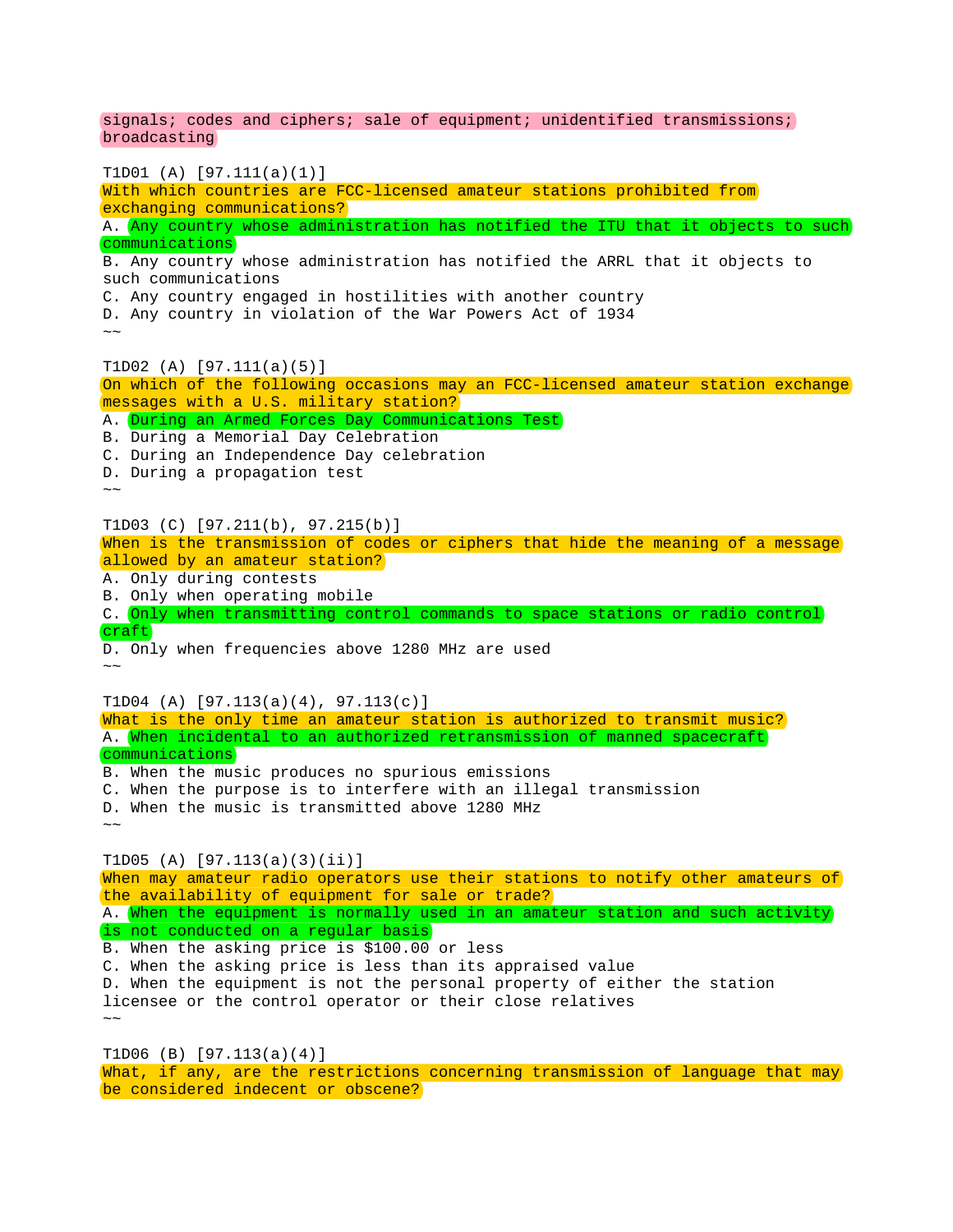signals; codes and ciphers; sale of equipment; unidentified transmissions; broadcasting

T1D01 (A) [97.111(a)(1)]
With which countries are FCC-licensed amateur stations prohibited from exchanging communications?
A. Any country whose administration has notified the ITU that it objects to such communications
B. Any country whose administration has notified the ARRL that it objects to such communications
C. Any country engaged in hostilities with another country
D. Any country in violation of the War Powers Act of 1934
~~

T1D02 (A) [97.111(a)(5)]
On which of the following occasions may an FCC-licensed amateur station exchange messages with a U.S. military station?
A. During an Armed Forces Day Communications Test
B. During a Memorial Day Celebration
C. During an Independence Day celebration
D. During a propagation test
~~

T1D03 (C) [97.211(b), 97.215(b)]
When is the transmission of codes or ciphers that hide the meaning of a message allowed by an amateur station?
A. Only during contests
B. Only when operating mobile
C. Only when transmitting control commands to space stations or radio control craft
D. Only when frequencies above 1280 MHz are used
~~

T1D04 (A) [97.113(a)(4), 97.113(c)]
What is the only time an amateur station is authorized to transmit music?
A. When incidental to an authorized retransmission of manned spacecraft communications
B. When the music produces no spurious emissions
C. When the purpose is to interfere with an illegal transmission
D. When the music is transmitted above 1280 MHz
~~

T1D05 (A) [97.113(a)(3)(ii)]
When may amateur radio operators use their stations to notify other amateurs of the availability of equipment for sale or trade?
A. When the equipment is normally used in an amateur station and such activity is not conducted on a regular basis
B. When the asking price is $100.00 or less
C. When the asking price is less than its appraised value
D. When the equipment is not the personal property of either the station licensee or the control operator or their close relatives
~~

T1D06 (B) [97.113(a)(4)]
What, if any, are the restrictions concerning transmission of language that may be considered indecent or obscene?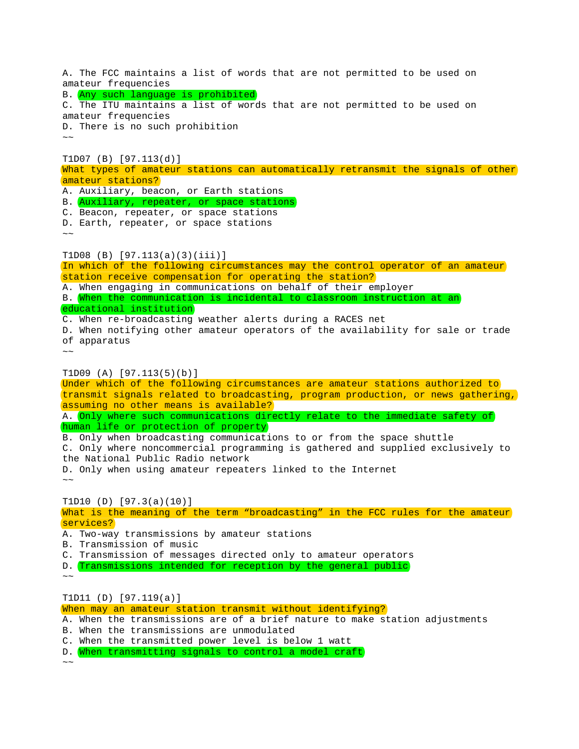A. The FCC maintains a list of words that are not permitted to be used on amateur frequencies
B. Any such language is prohibited
C. The ITU maintains a list of words that are not permitted to be used on amateur frequencies
D. There is no such prohibition
~~

T1D07 (B) [97.113(d)]
What types of amateur stations can automatically retransmit the signals of other amateur stations?
A. Auxiliary, beacon, or Earth stations
B. Auxiliary, repeater, or space stations
C. Beacon, repeater, or space stations
D. Earth, repeater, or space stations
~~

T1D08 (B) [97.113(a)(3)(iii)]
In which of the following circumstances may the control operator of an amateur station receive compensation for operating the station?
A. When engaging in communications on behalf of their employer
B. When the communication is incidental to classroom instruction at an educational institution
C. When re-broadcasting weather alerts during a RACES net
D. When notifying other amateur operators of the availability for sale or trade of apparatus
~~

T1D09 (A) [97.113(5)(b)]
Under which of the following circumstances are amateur stations authorized to transmit signals related to broadcasting, program production, or news gathering, assuming no other means is available?
A. Only where such communications directly relate to the immediate safety of human life or protection of property
B. Only when broadcasting communications to or from the space shuttle
C. Only where noncommercial programming is gathered and supplied exclusively to the National Public Radio network
D. Only when using amateur repeaters linked to the Internet
~~

T1D10 (D) [97.3(a)(10)]
What is the meaning of the term “broadcasting” in the FCC rules for the amateur services?
A. Two-way transmissions by amateur stations
B. Transmission of music
C. Transmission of messages directed only to amateur operators
D. Transmissions intended for reception by the general public
~~

T1D11 (D) [97.119(a)]
When may an amateur station transmit without identifying?
A. When the transmissions are of a brief nature to make station adjustments
B. When the transmissions are unmodulated
C. When the transmitted power level is below 1 watt
D. When transmitting signals to control a model craft
~~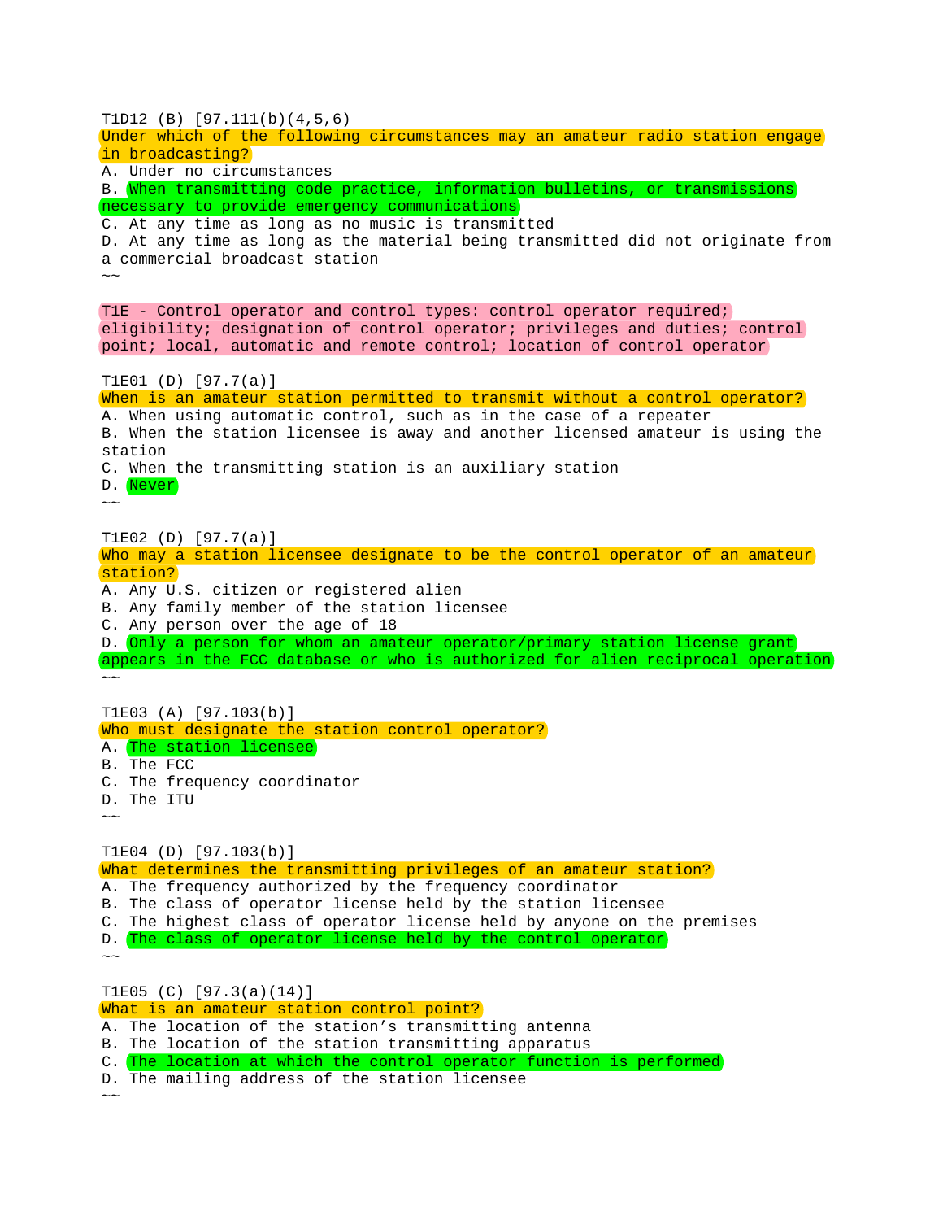T1D12 (B) [97.111(b)(4,5,6)]
Under which of the following circumstances may an amateur radio station engage in broadcasting?
A. Under no circumstances
B. When transmitting code practice, information bulletins, or transmissions necessary to provide emergency communications
C. At any time as long as no music is transmitted
D. At any time as long as the material being transmitted did not originate from a commercial broadcast station
~~

T1E - Control operator and control types: control operator required; eligibility; designation of control operator; privileges and duties; control point; local, automatic and remote control; location of control operator

T1E01 (D) [97.7(a)]
When is an amateur station permitted to transmit without a control operator?
A. When using automatic control, such as in the case of a repeater
B. When the station licensee is away and another licensed amateur is using the station
C. When the transmitting station is an auxiliary station
D. Never
~~

T1E02 (D) [97.7(a)]
Who may a station licensee designate to be the control operator of an amateur station?
A. Any U.S. citizen or registered alien
B. Any family member of the station licensee
C. Any person over the age of 18
D. Only a person for whom an amateur operator/primary station license grant appears in the FCC database or who is authorized for alien reciprocal operation
~~

T1E03 (A) [97.103(b)]
Who must designate the station control operator?
A. The station licensee
B. The FCC
C. The frequency coordinator
D. The ITU
~~

T1E04 (D) [97.103(b)]
What determines the transmitting privileges of an amateur station?
A. The frequency authorized by the frequency coordinator
B. The class of operator license held by the station licensee
C. The highest class of operator license held by anyone on the premises
D. The class of operator license held by the control operator
~~

T1E05 (C) [97.3(a)(14)]
What is an amateur station control point?
A. The location of the station's transmitting antenna
B. The location of the station transmitting apparatus
C. The location at which the control operator function is performed
D. The mailing address of the station licensee
~~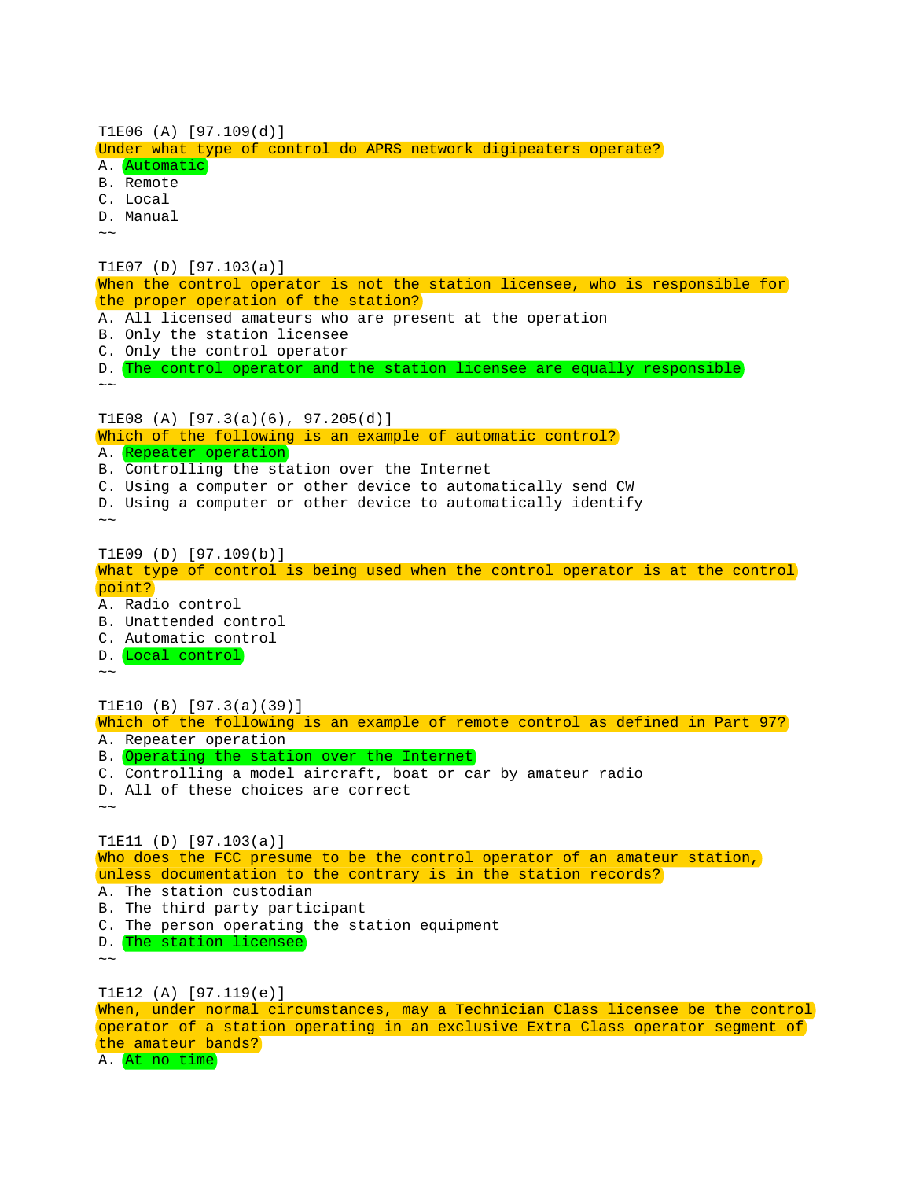T1E06 (A) [97.109(d)]
Under what type of control do APRS network digipeaters operate?
A. Automatic
B. Remote
C. Local
D. Manual
~~

T1E07 (D) [97.103(a)]
When the control operator is not the station licensee, who is responsible for the proper operation of the station?
A. All licensed amateurs who are present at the operation
B. Only the station licensee
C. Only the control operator
D. The control operator and the station licensee are equally responsible
~~

T1E08 (A) [97.3(a)(6), 97.205(d)]
Which of the following is an example of automatic control?
A. Repeater operation
B. Controlling the station over the Internet
C. Using a computer or other device to automatically send CW
D. Using a computer or other device to automatically identify
~~

T1E09 (D) [97.109(b)]
What type of control is being used when the control operator is at the control point?
A. Radio control
B. Unattended control
C. Automatic control
D. Local control
~~

T1E10 (B) [97.3(a)(39)]
Which of the following is an example of remote control as defined in Part 97?
A. Repeater operation
B. Operating the station over the Internet
C. Controlling a model aircraft, boat or car by amateur radio
D. All of these choices are correct
~~

T1E11 (D) [97.103(a)]
Who does the FCC presume to be the control operator of an amateur station, unless documentation to the contrary is in the station records?
A. The station custodian
B. The third party participant
C. The person operating the station equipment
D. The station licensee
~~

T1E12 (A) [97.119(e)]
When, under normal circumstances, may a Technician Class licensee be the control operator of a station operating in an exclusive Extra Class operator segment of the amateur bands?
A. At no time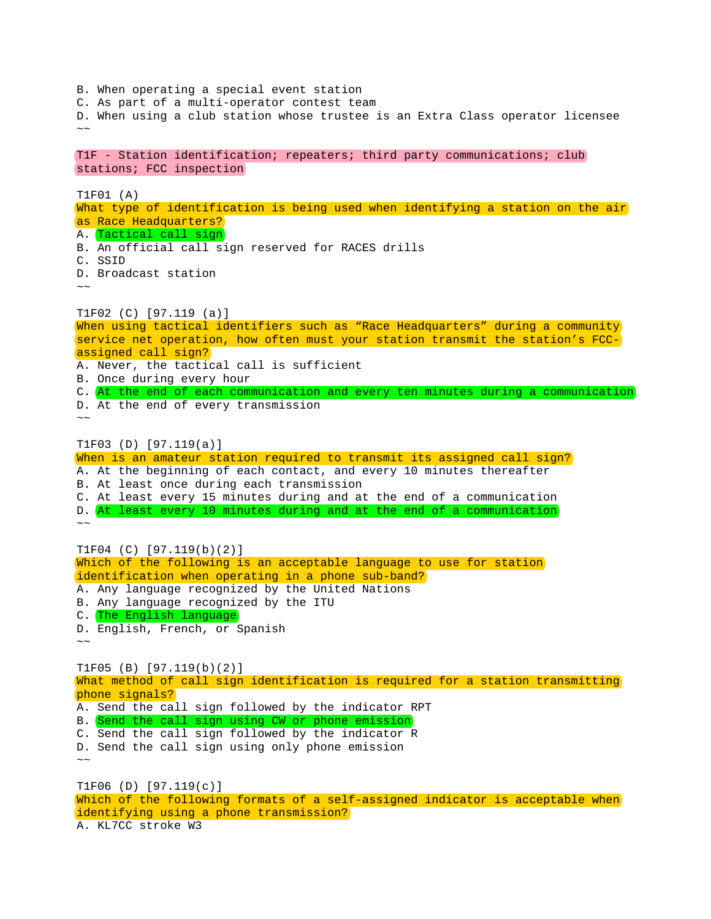B. When operating a special event station
C. As part of a multi-operator contest team
D. When using a club station whose trustee is an Extra Class operator licensee
~~

## T1F - Station identification; repeaters; third party communications; club stations; FCC inspection

T1F01 (A)
What type of identification is being used when identifying a station on the air as Race Headquarters?
A. Tactical call sign
B. An official call sign reserved for RACES drills
C. SSID
D. Broadcast station
~~

T1F02 (C) [97.119 (a)]
When using tactical identifiers such as "Race Headquarters" during a community service net operation, how often must your station transmit the station's FCC-assigned call sign?
A. Never, the tactical call is sufficient
B. Once during every hour
C. At the end of each communication and every ten minutes during a communication
D. At the end of every transmission
~~

T1F03 (D) [97.119(a)]
When is an amateur station required to transmit its assigned call sign?
A. At the beginning of each contact, and every 10 minutes thereafter
B. At least once during each transmission
C. At least every 15 minutes during and at the end of a communication
D. At least every 10 minutes during and at the end of a communication
~~

T1F04 (C) [97.119(b)(2)]
Which of the following is an acceptable language to use for station identification when operating in a phone sub-band?
A. Any language recognized by the United Nations
B. Any language recognized by the ITU
C. The English language
D. English, French, or Spanish
~~

T1F05 (B) [97.119(b)(2)]
What method of call sign identification is required for a station transmitting phone signals?
A. Send the call sign followed by the indicator RPT
B. Send the call sign using CW or phone emission
C. Send the call sign followed by the indicator R
D. Send the call sign using only phone emission
~~

T1F06 (D) [97.119(c)]
Which of the following formats of a self-assigned indicator is acceptable when identifying using a phone transmission?
A. KL7CC stroke W3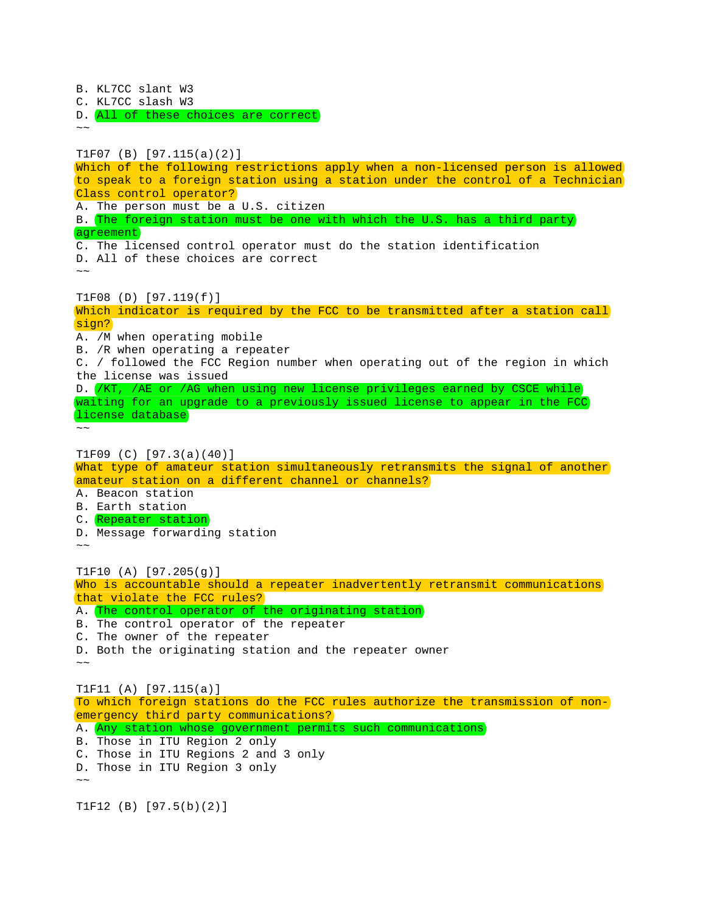B. KL7CC slant W3
C. KL7CC slash W3
D. All of these choices are correct
~~

T1F07 (B) [97.115(a)(2)]
Which of the following restrictions apply when a non-licensed person is allowed to speak to a foreign station using a station under the control of a Technician Class control operator?
A. The person must be a U.S. citizen
B. The foreign station must be one with which the U.S. has a third party agreement
C. The licensed control operator must do the station identification
D. All of these choices are correct
~~

T1F08 (D) [97.119(f)]
Which indicator is required by the FCC to be transmitted after a station call sign?
A. /M when operating mobile
B. /R when operating a repeater
C. / followed the FCC Region number when operating out of the region in which the license was issued
D. /KT, /AE or /AG when using new license privileges earned by CSCE while waiting for an upgrade to a previously issued license to appear in the FCC license database
~~

T1F09 (C) [97.3(a)(40)]
What type of amateur station simultaneously retransmits the signal of another amateur station on a different channel or channels?
A. Beacon station
B. Earth station
C. Repeater station
D. Message forwarding station
~~

T1F10 (A) [97.205(g)]
Who is accountable should a repeater inadvertently retransmit communications that violate the FCC rules?
A. The control operator of the originating station
B. The control operator of the repeater
C. The owner of the repeater
D. Both the originating station and the repeater owner
~~

T1F11 (A) [97.115(a)]
To which foreign stations do the FCC rules authorize the transmission of non-emergency third party communications?
A. Any station whose government permits such communications
B. Those in ITU Region 2 only
C. Those in ITU Regions 2 and 3 only
D. Those in ITU Region 3 only
~~

T1F12 (B) [97.5(b)(2)]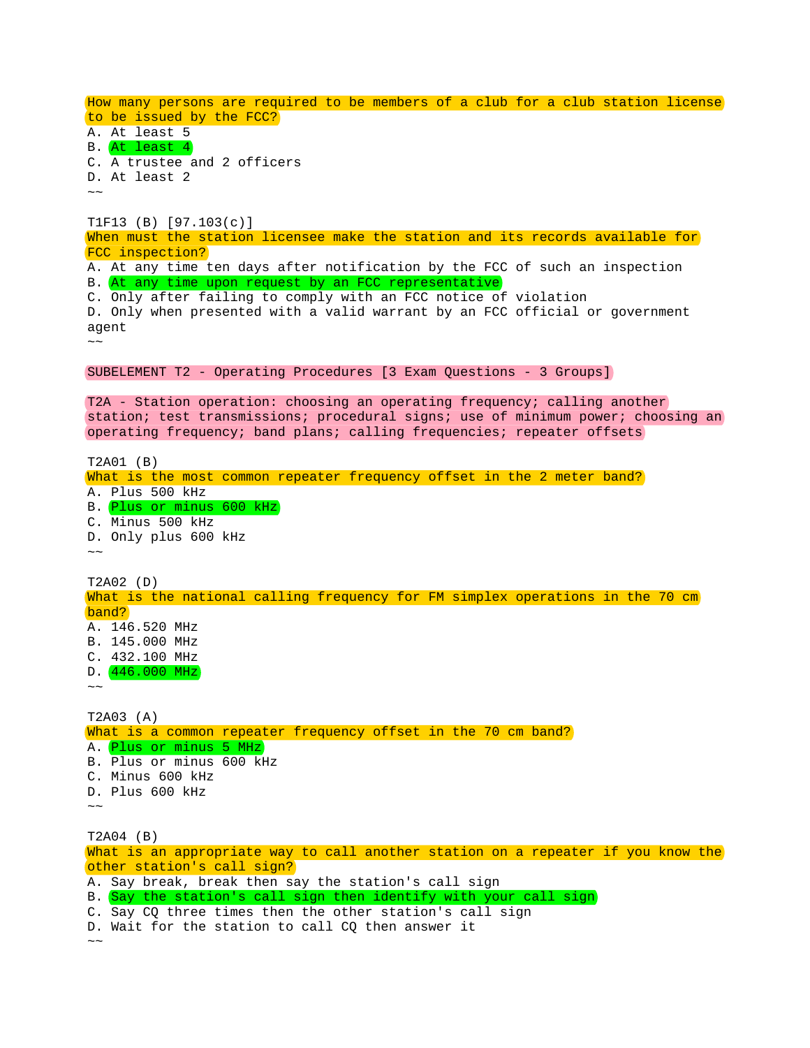How many persons are required to be members of a club for a club station license to be issued by the FCC?
A. At least 5
B. At least 4
C. A trustee and 2 officers
D. At least 2
~~

T1F13 (B) [97.103(c)]
When must the station licensee make the station and its records available for FCC inspection?
A. At any time ten days after notification by the FCC of such an inspection
B. At any time upon request by an FCC representative
C. Only after failing to comply with an FCC notice of violation
D. Only when presented with a valid warrant by an FCC official or government agent
~~

## SUBELEMENT T2 - Operating Procedures [3 Exam Questions - 3 Groups]

### T2A - Station operation: choosing an operating frequency; calling another station; test transmissions; procedural signs; use of minimum power; choosing an operating frequency; band plans; calling frequencies; repeater offsets

T2A01 (B)
What is the most common repeater frequency offset in the 2 meter band?
A. Plus 500 kHz
B. Plus or minus 600 kHz
C. Minus 500 kHz
D. Only plus 600 kHz
~~

T2A02 (D)
What is the national calling frequency for FM simplex operations in the 70 cm band?
A. 146.520 MHz
B. 145.000 MHz
C. 432.100 MHz
D. 446.000 MHz
~~

T2A03 (A)
What is a common repeater frequency offset in the 70 cm band?
A. Plus or minus 5 MHz
B. Plus or minus 600 kHz
C. Minus 600 kHz
D. Plus 600 kHz
~~

T2A04 (B)
What is an appropriate way to call another station on a repeater if you know the other station's call sign?
A. Say break, break then say the station's call sign
B. Say the station's call sign then identify with your call sign
C. Say CQ three times then the other station's call sign
D. Wait for the station to call CQ then answer it
~~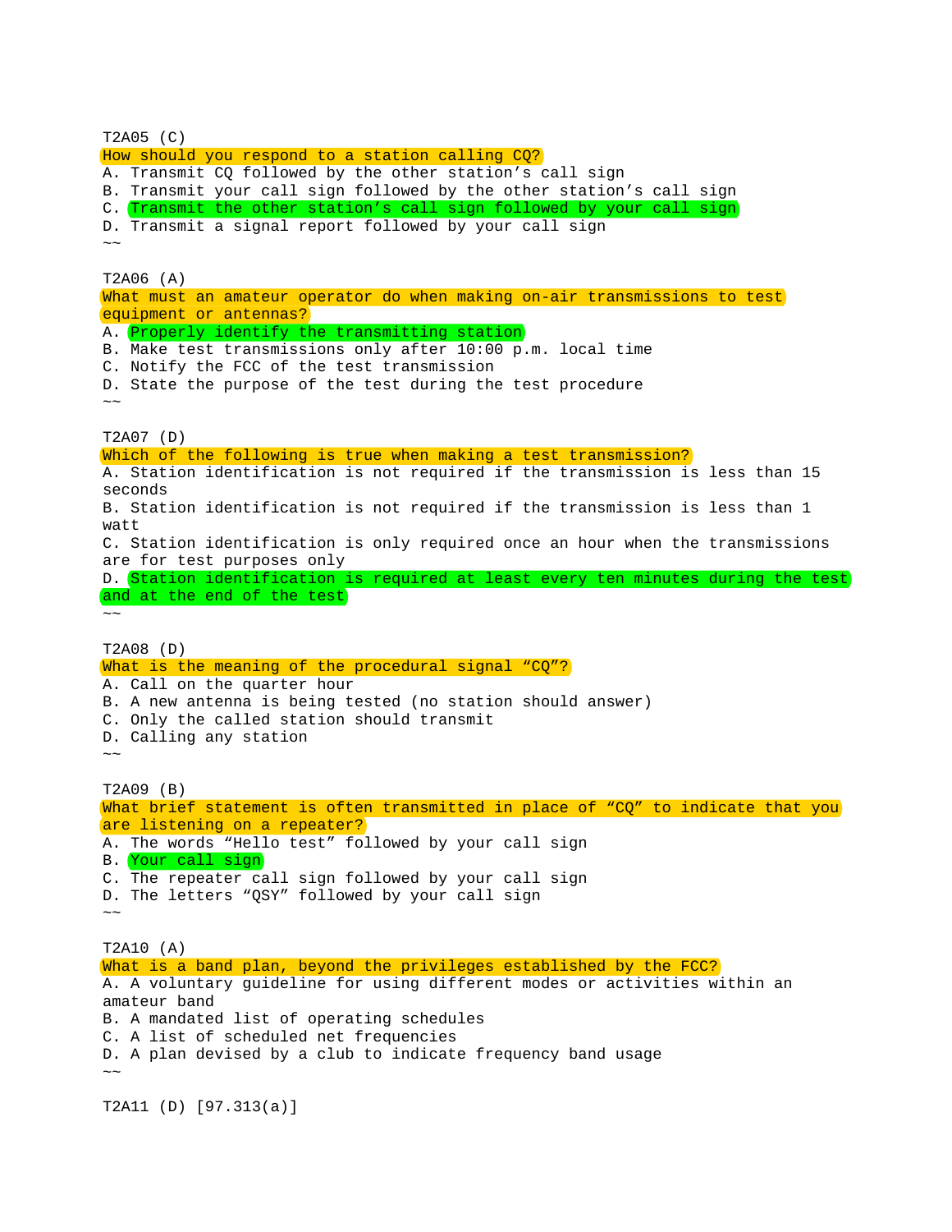T2A05 (C)
How should you respond to a station calling CQ?
A. Transmit CQ followed by the other station’s call sign
B. Transmit your call sign followed by the other station’s call sign
C. Transmit the other station’s call sign followed by your call sign
D. Transmit a signal report followed by your call sign
~~

T2A06 (A)
What must an amateur operator do when making on-air transmissions to test equipment or antennas?
A. Properly identify the transmitting station
B. Make test transmissions only after 10:00 p.m. local time
C. Notify the FCC of the test transmission
D. State the purpose of the test during the test procedure
~~

T2A07 (D)
Which of the following is true when making a test transmission?
A. Station identification is not required if the transmission is less than 15 seconds
B. Station identification is not required if the transmission is less than 1 watt
C. Station identification is only required once an hour when the transmissions are for test purposes only
D. Station identification is required at least every ten minutes during the test and at the end of the test
~~

T2A08 (D)
What is the meaning of the procedural signal “CQ”?
A. Call on the quarter hour
B. A new antenna is being tested (no station should answer)
C. Only the called station should transmit
D. Calling any station
~~

T2A09 (B)
What brief statement is often transmitted in place of “CQ” to indicate that you are listening on a repeater?
A. The words “Hello test” followed by your call sign
B. Your call sign
C. The repeater call sign followed by your call sign
D. The letters “QSY” followed by your call sign
~~

T2A10 (A)
What is a band plan, beyond the privileges established by the FCC?
A. A voluntary guideline for using different modes or activities within an amateur band
B. A mandated list of operating schedules
C. A list of scheduled net frequencies
D. A plan devised by a club to indicate frequency band usage
~~

T2A11 (D) [97.313(a)]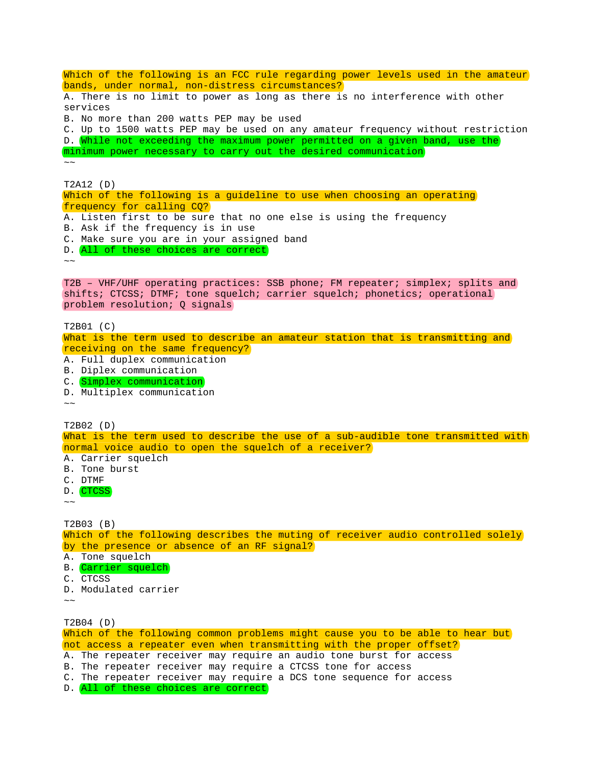Which of the following is an FCC rule regarding power levels used in the amateur bands, under normal, non-distress circumstances?

A. There is no limit to power as long as there is no interference with other services
B. No more than 200 watts PEP may be used
C. Up to 1500 watts PEP may be used on any amateur frequency without restriction
D. While not exceeding the maximum power permitted on a given band, use the minimum power necessary to carry out the desired communication

~~

T2A12 (D)

Which of the following is a guideline to use when choosing an operating frequency for calling CQ?

A. Listen first to be sure that no one else is using the frequency
B. Ask if the frequency is in use
C. Make sure you are in your assigned band
D. All of these choices are correct

~~

T2B – VHF/UHF operating practices: SSB phone; FM repeater; simplex; splits and shifts; CTCSS; DTMF; tone squelch; carrier squelch; phonetics; operational problem resolution; Q signals

T2B01 (C)

What is the term used to describe an amateur station that is transmitting and receiving on the same frequency?

A. Full duplex communication
B. Diplex communication
C. Simplex communication
D. Multiplex communication

~~

T2B02 (D)

What is the term used to describe the use of a sub-audible tone transmitted with normal voice audio to open the squelch of a receiver?

A. Carrier squelch
B. Tone burst
C. DTMF
D. CTCSS

~~

T2B03 (B)

Which of the following describes the muting of receiver audio controlled solely by the presence or absence of an RF signal?

A. Tone squelch
B. Carrier squelch
C. CTCSS
D. Modulated carrier

~~

T2B04 (D)

Which of the following common problems might cause you to be able to hear but not access a repeater even when transmitting with the proper offset?

A. The repeater receiver may require an audio tone burst for access
B. The repeater receiver may require a CTCSS tone for access
C. The repeater receiver may require a DCS tone sequence for access
D. All of these choices are correct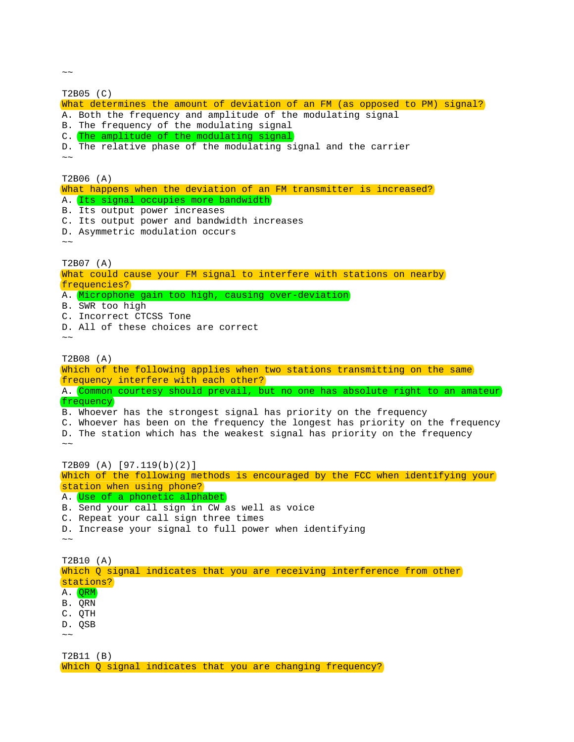~~

T2B05 (C)
What determines the amount of deviation of an FM (as opposed to PM) signal?
A. Both the frequency and amplitude of the modulating signal
B. The frequency of the modulating signal
C. The amplitude of the modulating signal
D. The relative phase of the modulating signal and the carrier
~~

T2B06 (A)
What happens when the deviation of an FM transmitter is increased?
A. Its signal occupies more bandwidth
B. Its output power increases
C. Its output power and bandwidth increases
D. Asymmetric modulation occurs
~~

T2B07 (A)
What could cause your FM signal to interfere with stations on nearby frequencies?
A. Microphone gain too high, causing over-deviation
B. SWR too high
C. Incorrect CTCSS Tone
D. All of these choices are correct
~~

T2B08 (A)
Which of the following applies when two stations transmitting on the same frequency interfere with each other?
A. Common courtesy should prevail, but no one has absolute right to an amateur frequency
B. Whoever has the strongest signal has priority on the frequency
C. Whoever has been on the frequency the longest has priority on the frequency
D. The station which has the weakest signal has priority on the frequency
~~

T2B09 (A) [97.119(b)(2)]
Which of the following methods is encouraged by the FCC when identifying your station when using phone?
A. Use of a phonetic alphabet
B. Send your call sign in CW as well as voice
C. Repeat your call sign three times
D. Increase your signal to full power when identifying
~~

T2B10 (A)
Which Q signal indicates that you are receiving interference from other stations?
A. QRM
B. QRN
C. QTH
D. QSB
~~

T2B11 (B)
Which Q signal indicates that you are changing frequency?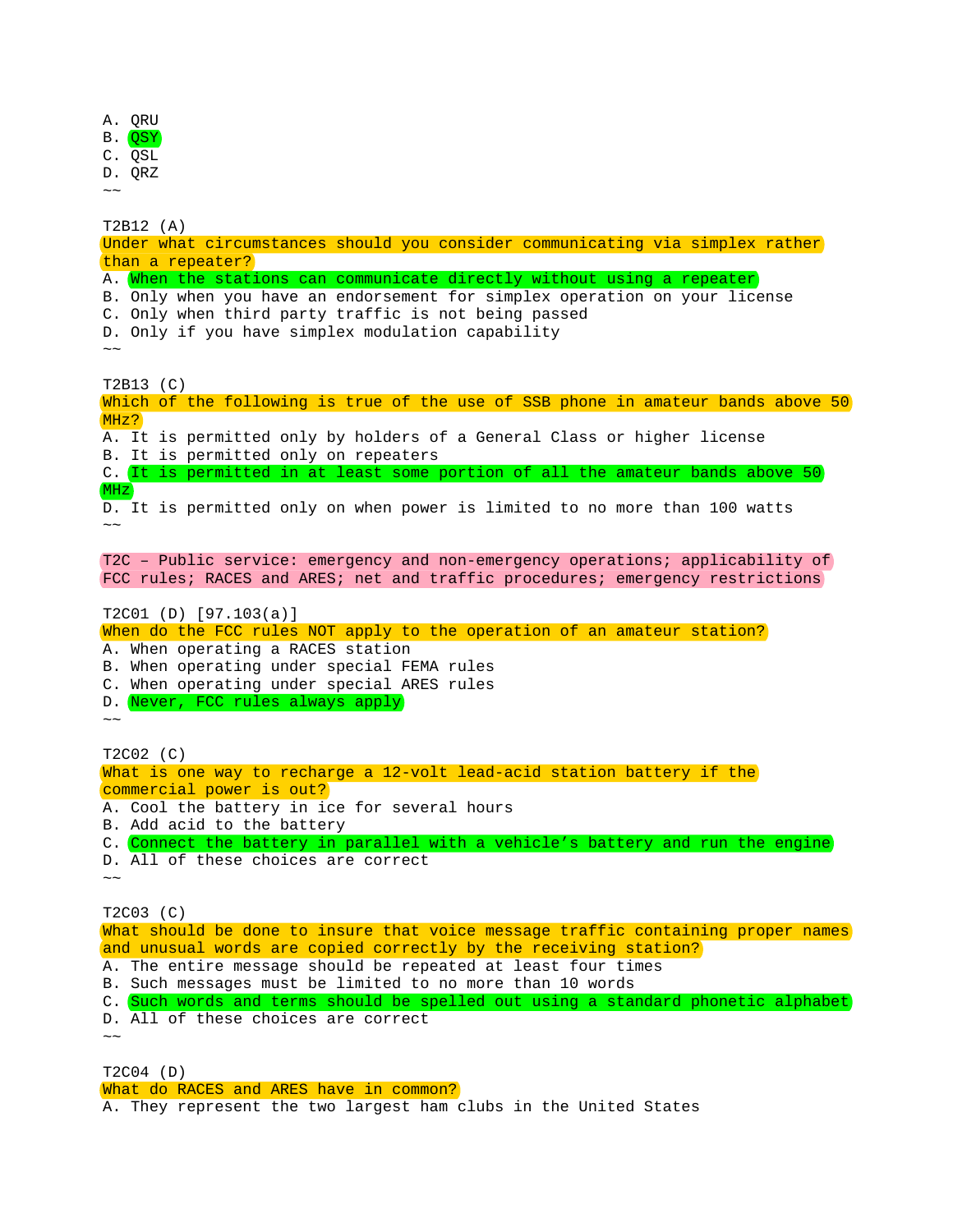A. QRU
B. QSY
C. QSL
D. QRZ
~~

T2B12 (A)
Under what circumstances should you consider communicating via simplex rather than a repeater?
A. When the stations can communicate directly without using a repeater
B. Only when you have an endorsement for simplex operation on your license
C. Only when third party traffic is not being passed
D. Only if you have simplex modulation capability
~~

T2B13 (C)
Which of the following is true of the use of SSB phone in amateur bands above 50 MHz?
A. It is permitted only by holders of a General Class or higher license
B. It is permitted only on repeaters
C. It is permitted in at least some portion of all the amateur bands above 50 MHz
D. It is permitted only on when power is limited to no more than 100 watts
~~

T2C – Public service: emergency and non-emergency operations; applicability of FCC rules; RACES and ARES; net and traffic procedures; emergency restrictions

T2C01 (D) [97.103(a)]
When do the FCC rules NOT apply to the operation of an amateur station?
A. When operating a RACES station
B. When operating under special FEMA rules
C. When operating under special ARES rules
D. Never, FCC rules always apply
~~

T2C02 (C)
What is one way to recharge a 12-volt lead-acid station battery if the commercial power is out?
A. Cool the battery in ice for several hours
B. Add acid to the battery
C. Connect the battery in parallel with a vehicle's battery and run the engine
D. All of these choices are correct
~~

T2C03 (C)
What should be done to insure that voice message traffic containing proper names and unusual words are copied correctly by the receiving station?
A. The entire message should be repeated at least four times
B. Such messages must be limited to no more than 10 words
C. Such words and terms should be spelled out using a standard phonetic alphabet
D. All of these choices are correct
~~

T2C04 (D)
What do RACES and ARES have in common?
A. They represent the two largest ham clubs in the United States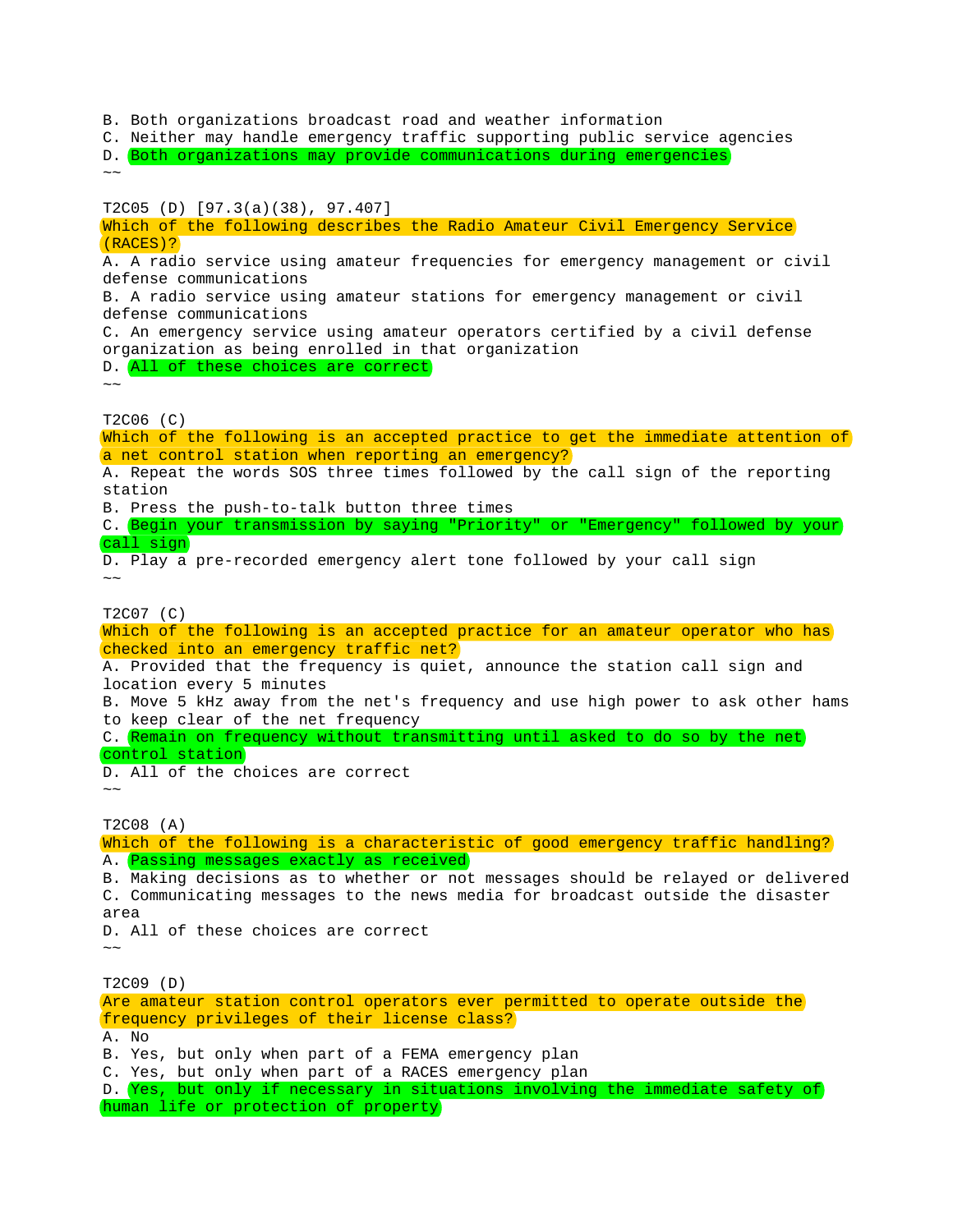B. Both organizations broadcast road and weather information
C. Neither may handle emergency traffic supporting public service agencies
D. Both organizations may provide communications during emergencies
~~

T2C05 (D) [97.3(a)(38), 97.407]
Which of the following describes the Radio Amateur Civil Emergency Service (RACES)?
A. A radio service using amateur frequencies for emergency management or civil defense communications
B. A radio service using amateur stations for emergency management or civil defense communications
C. An emergency service using amateur operators certified by a civil defense organization as being enrolled in that organization
D. All of these choices are correct
~~

T2C06 (C)
Which of the following is an accepted practice to get the immediate attention of a net control station when reporting an emergency?
A. Repeat the words SOS three times followed by the call sign of the reporting station
B. Press the push-to-talk button three times
C. Begin your transmission by saying "Priority" or "Emergency" followed by your call sign
D. Play a pre-recorded emergency alert tone followed by your call sign
~~

T2C07 (C)
Which of the following is an accepted practice for an amateur operator who has checked into an emergency traffic net?
A. Provided that the frequency is quiet, announce the station call sign and location every 5 minutes
B. Move 5 kHz away from the net's frequency and use high power to ask other hams to keep clear of the net frequency
C. Remain on frequency without transmitting until asked to do so by the net control station
D. All of the choices are correct
~~

T2C08 (A)
Which of the following is a characteristic of good emergency traffic handling?
A. Passing messages exactly as received
B. Making decisions as to whether or not messages should be relayed or delivered
C. Communicating messages to the news media for broadcast outside the disaster area
D. All of these choices are correct
~~

T2C09 (D)
Are amateur station control operators ever permitted to operate outside the frequency privileges of their license class?
A. No
B. Yes, but only when part of a FEMA emergency plan
C. Yes, but only when part of a RACES emergency plan
D. Yes, but only if necessary in situations involving the immediate safety of human life or protection of property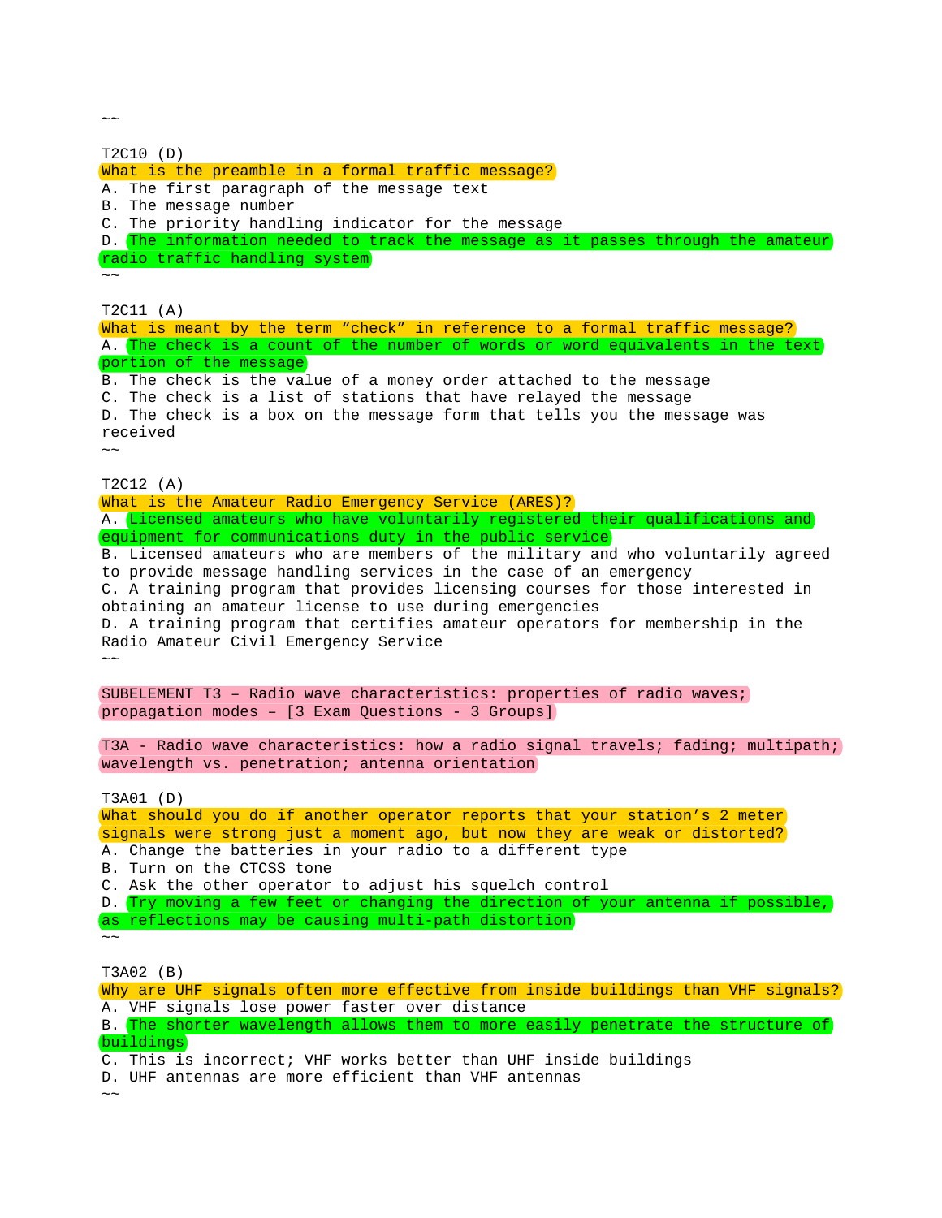~~

T2C10 (D)
What is the preamble in a formal traffic message?
A. The first paragraph of the message text
B. The message number
C. The priority handling indicator for the message
D. The information needed to track the message as it passes through the amateur radio traffic handling system
~~

T2C11 (A)
What is meant by the term “check” in reference to a formal traffic message?
A. The check is a count of the number of words or word equivalents in the text portion of the message
B. The check is the value of a money order attached to the message
C. The check is a list of stations that have relayed the message
D. The check is a box on the message form that tells you the message was received
~~

T2C12 (A)
What is the Amateur Radio Emergency Service (ARES)?
A. Licensed amateurs who have voluntarily registered their qualifications and equipment for communications duty in the public service
B. Licensed amateurs who are members of the military and who voluntarily agreed to provide message handling services in the case of an emergency
C. A training program that provides licensing courses for those interested in obtaining an amateur license to use during emergencies
D. A training program that certifies amateur operators for membership in the Radio Amateur Civil Emergency Service
~~

SUBELEMENT T3 – Radio wave characteristics: properties of radio waves; propagation modes – [3 Exam Questions - 3 Groups]

T3A - Radio wave characteristics: how a radio signal travels; fading; multipath; wavelength vs. penetration; antenna orientation

T3A01 (D)
What should you do if another operator reports that your station’s 2 meter signals were strong just a moment ago, but now they are weak or distorted?
A. Change the batteries in your radio to a different type
B. Turn on the CTCSS tone
C. Ask the other operator to adjust his squelch control
D. Try moving a few feet or changing the direction of your antenna if possible, as reflections may be causing multi-path distortion
~~

T3A02 (B)
Why are UHF signals often more effective from inside buildings than VHF signals?
A. VHF signals lose power faster over distance
B. The shorter wavelength allows them to more easily penetrate the structure of buildings
C. This is incorrect; VHF works better than UHF inside buildings
D. UHF antennas are more efficient than VHF antennas
~~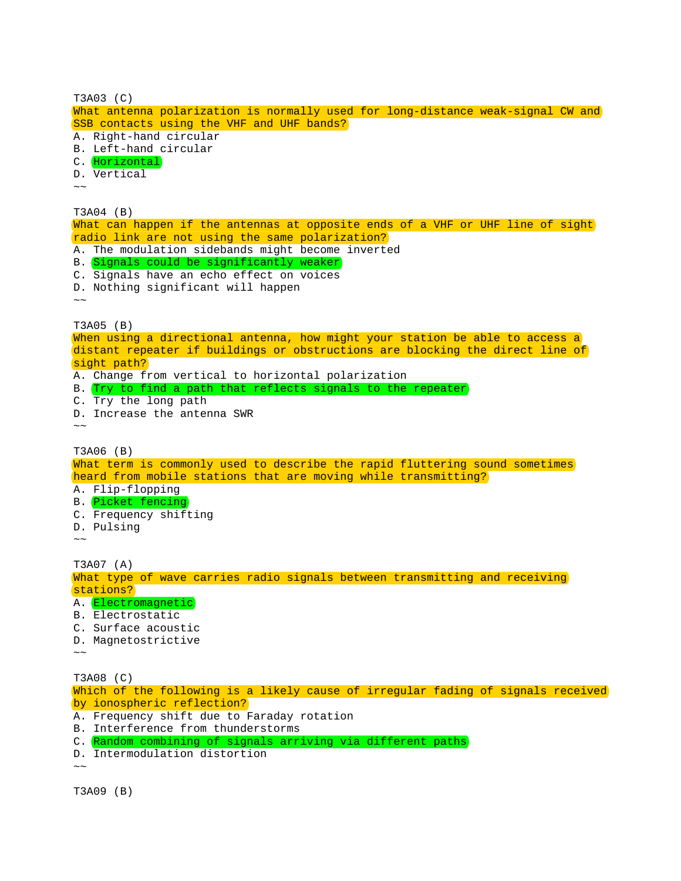T3A03 (C)
What antenna polarization is normally used for long-distance weak-signal CW and SSB contacts using the VHF and UHF bands?
A. Right-hand circular
B. Left-hand circular
C. Horizontal
D. Vertical
~~

T3A04 (B)
What can happen if the antennas at opposite ends of a VHF or UHF line of sight radio link are not using the same polarization?
A. The modulation sidebands might become inverted
B. Signals could be significantly weaker
C. Signals have an echo effect on voices
D. Nothing significant will happen
~~

T3A05 (B)
When using a directional antenna, how might your station be able to access a distant repeater if buildings or obstructions are blocking the direct line of sight path?
A. Change from vertical to horizontal polarization
B. Try to find a path that reflects signals to the repeater
C. Try the long path
D. Increase the antenna SWR
~~

T3A06 (B)
What term is commonly used to describe the rapid fluttering sound sometimes heard from mobile stations that are moving while transmitting?
A. Flip-flopping
B. Picket fencing
C. Frequency shifting
D. Pulsing
~~

T3A07 (A)
What type of wave carries radio signals between transmitting and receiving stations?
A. Electromagnetic
B. Electrostatic
C. Surface acoustic
D. Magnetostrictive
~~

T3A08 (C)
Which of the following is a likely cause of irregular fading of signals received by ionospheric reflection?
A. Frequency shift due to Faraday rotation
B. Interference from thunderstorms
C. Random combining of signals arriving via different paths
D. Intermodulation distortion
~~

T3A09 (B)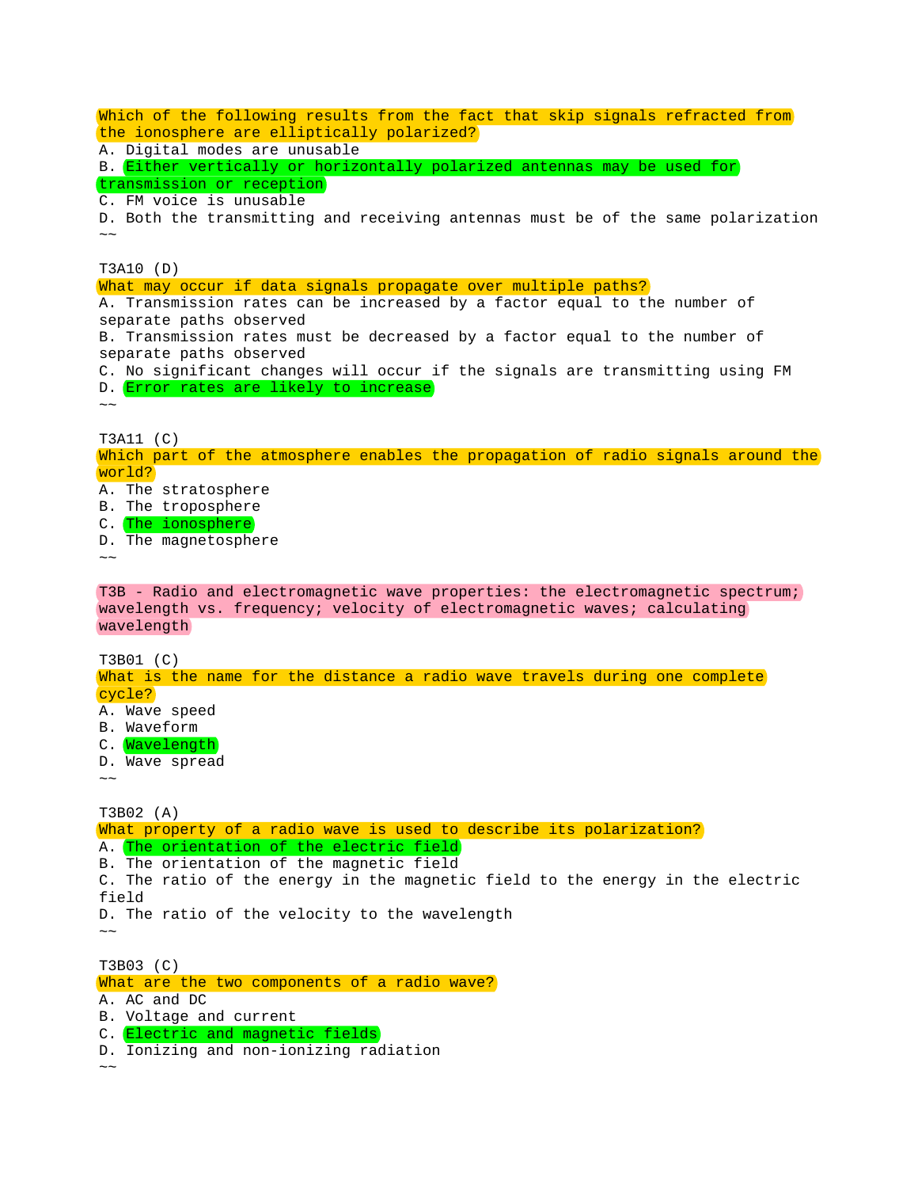Which of the following results from the fact that skip signals refracted from the ionosphere are elliptically polarized?
A. Digital modes are unusable
B. Either vertically or horizontally polarized antennas may be used for transmission or reception
C. FM voice is unusable
D. Both the transmitting and receiving antennas must be of the same polarization
~~

T3A10 (D)
What may occur if data signals propagate over multiple paths?
A. Transmission rates can be increased by a factor equal to the number of separate paths observed
B. Transmission rates must be decreased by a factor equal to the number of separate paths observed
C. No significant changes will occur if the signals are transmitting using FM
D. Error rates are likely to increase
~~

T3A11 (C)
Which part of the atmosphere enables the propagation of radio signals around the world?
A. The stratosphere
B. The troposphere
C. The ionosphere
D. The magnetosphere
~~

T3B - Radio and electromagnetic wave properties: the electromagnetic spectrum; wavelength vs. frequency; velocity of electromagnetic waves; calculating wavelength

T3B01 (C)
What is the name for the distance a radio wave travels during one complete cycle?
A. Wave speed
B. Waveform
C. Wavelength
D. Wave spread
~~

T3B02 (A)
What property of a radio wave is used to describe its polarization?
A. The orientation of the electric field
B. The orientation of the magnetic field
C. The ratio of the energy in the magnetic field to the energy in the electric field
D. The ratio of the velocity to the wavelength
~~

T3B03 (C)
What are the two components of a radio wave?
A. AC and DC
B. Voltage and current
C. Electric and magnetic fields
D. Ionizing and non-ionizing radiation
~~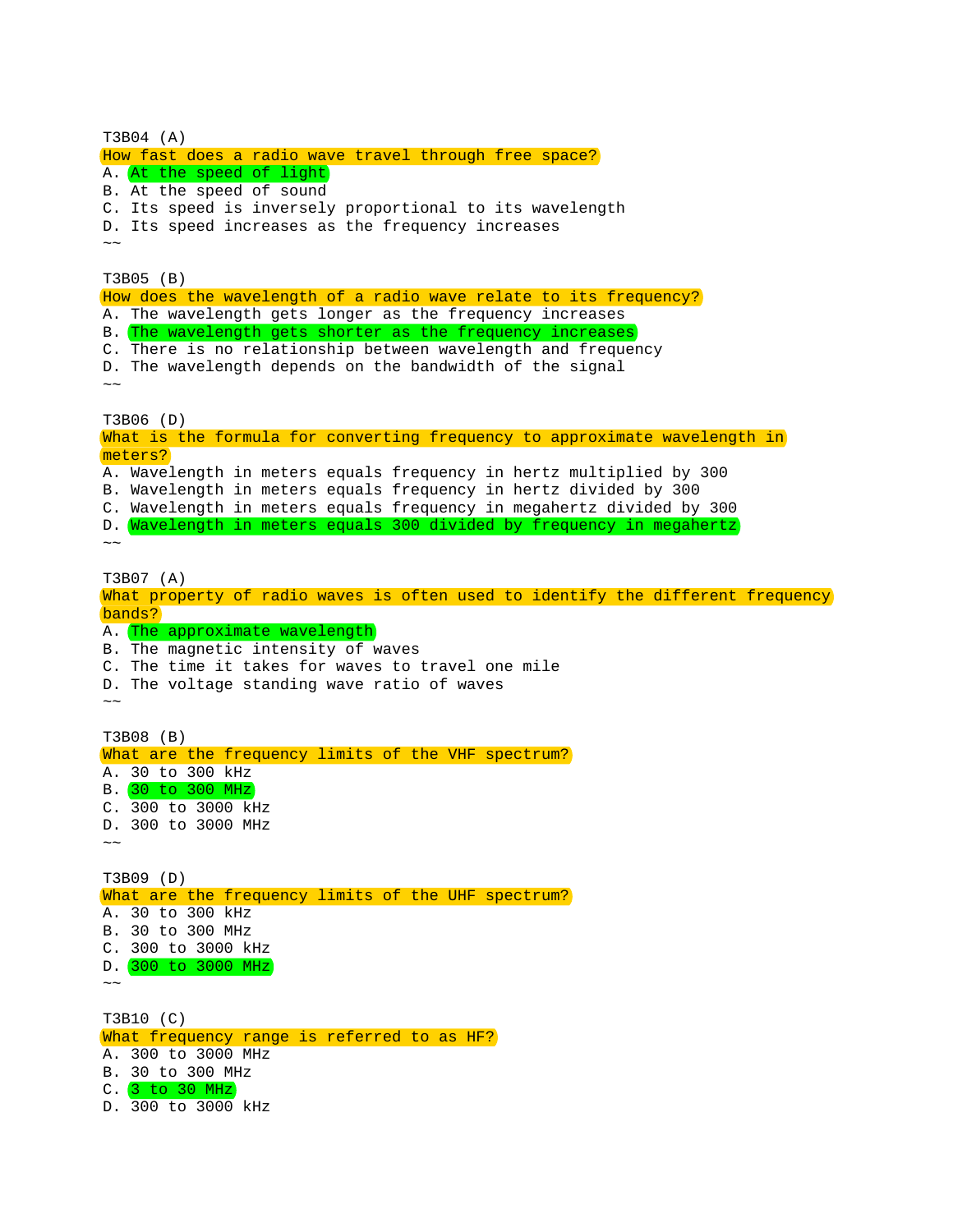T3B04 (A)
How fast does a radio wave travel through free space?
A. At the speed of light
B. At the speed of sound
C. Its speed is inversely proportional to its wavelength
D. Its speed increases as the frequency increases
~~

T3B05 (B)
How does the wavelength of a radio wave relate to its frequency?
A. The wavelength gets longer as the frequency increases
B. The wavelength gets shorter as the frequency increases
C. There is no relationship between wavelength and frequency
D. The wavelength depends on the bandwidth of the signal
~~

T3B06 (D)
What is the formula for converting frequency to approximate wavelength in meters?
A. Wavelength in meters equals frequency in hertz multiplied by 300
B. Wavelength in meters equals frequency in hertz divided by 300
C. Wavelength in meters equals frequency in megahertz divided by 300
D. Wavelength in meters equals 300 divided by frequency in megahertz
~~

T3B07 (A)
What property of radio waves is often used to identify the different frequency bands?
A. The approximate wavelength
B. The magnetic intensity of waves
C. The time it takes for waves to travel one mile
D. The voltage standing wave ratio of waves
~~

T3B08 (B)
What are the frequency limits of the VHF spectrum?
A. 30 to 300 kHz
B. 30 to 300 MHz
C. 300 to 3000 kHz
D. 300 to 3000 MHz
~~

T3B09 (D)
What are the frequency limits of the UHF spectrum?
A. 30 to 300 kHz
B. 30 to 300 MHz
C. 300 to 3000 kHz
D. 300 to 3000 MHz
~~

T3B10 (C)
What frequency range is referred to as HF?
A. 300 to 3000 MHz
B. 30 to 300 MHz
C. 3 to 30 MHz
D. 300 to 3000 kHz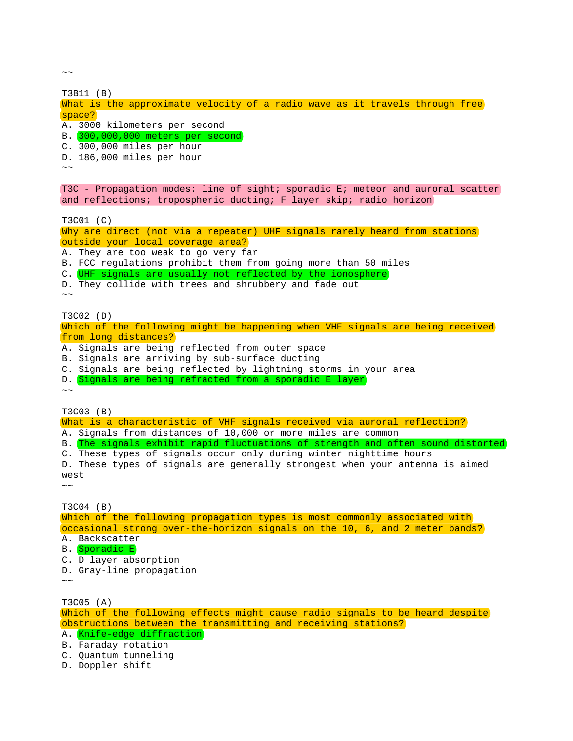~~

T3B11 (B)
What is the approximate velocity of a radio wave as it travels through free space?
A. 3000 kilometers per second
B. 300,000,000 meters per second
C. 300,000 miles per hour
D. 186,000 miles per hour
~~

## T3C - Propagation modes: line of sight; sporadic E; meteor and auroral scatter and reflections; tropospheric ducting; F layer skip; radio horizon

T3C01 (C)
Why are direct (not via a repeater) UHF signals rarely heard from stations outside your local coverage area?
A. They are too weak to go very far
B. FCC regulations prohibit them from going more than 50 miles
C. UHF signals are usually not reflected by the ionosphere
D. They collide with trees and shrubbery and fade out
~~

T3C02 (D)
Which of the following might be happening when VHF signals are being received from long distances?
A. Signals are being reflected from outer space
B. Signals are arriving by sub-surface ducting
C. Signals are being reflected by lightning storms in your area
D. Signals are being refracted from a sporadic E layer
~~

T3C03 (B)
What is a characteristic of VHF signals received via auroral reflection?
A. Signals from distances of 10,000 or more miles are common
B. The signals exhibit rapid fluctuations of strength and often sound distorted
C. These types of signals occur only during winter nighttime hours
D. These types of signals are generally strongest when your antenna is aimed west
~~

T3C04 (B)
Which of the following propagation types is most commonly associated with occasional strong over-the-horizon signals on the 10, 6, and 2 meter bands?
A. Backscatter
B. Sporadic E
C. D layer absorption
D. Gray-line propagation
~~

T3C05 (A)
Which of the following effects might cause radio signals to be heard despite obstructions between the transmitting and receiving stations?
A. Knife-edge diffraction
B. Faraday rotation
C. Quantum tunneling
D. Doppler shift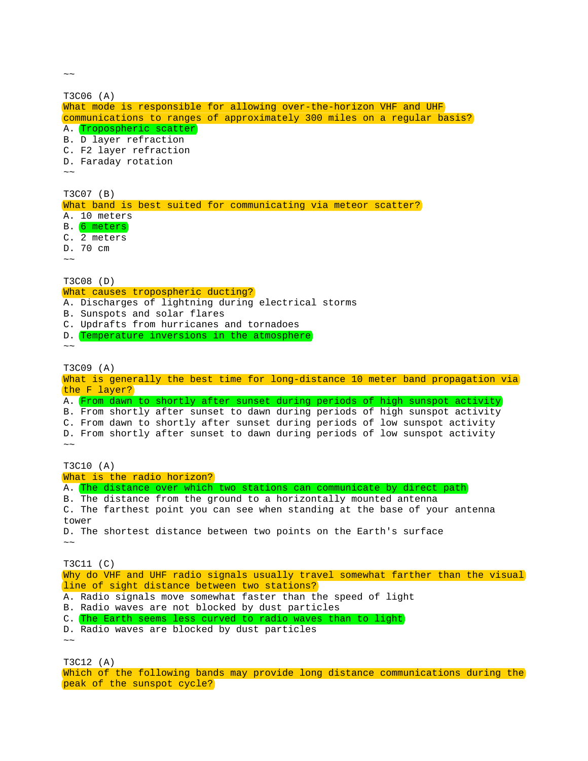~~

T3C06 (A)
What mode is responsible for allowing over-the-horizon VHF and UHF communications to ranges of approximately 300 miles on a regular basis?
A. Tropospheric scatter
B. D layer refraction
C. F2 layer refraction
D. Faraday rotation
~~

T3C07 (B)
What band is best suited for communicating via meteor scatter?
A. 10 meters
B. 6 meters
C. 2 meters
D. 70 cm
~~

T3C08 (D)
What causes tropospheric ducting?
A. Discharges of lightning during electrical storms
B. Sunspots and solar flares
C. Updrafts from hurricanes and tornadoes
D. Temperature inversions in the atmosphere
~~

T3C09 (A)
What is generally the best time for long-distance 10 meter band propagation via the F layer?
A. From dawn to shortly after sunset during periods of high sunspot activity
B. From shortly after sunset to dawn during periods of high sunspot activity
C. From dawn to shortly after sunset during periods of low sunspot activity
D. From shortly after sunset to dawn during periods of low sunspot activity
~~

T3C10 (A)
What is the radio horizon?
A. The distance over which two stations can communicate by direct path
B. The distance from the ground to a horizontally mounted antenna
C. The farthest point you can see when standing at the base of your antenna tower
D. The shortest distance between two points on the Earth's surface
~~

T3C11 (C)
Why do VHF and UHF radio signals usually travel somewhat farther than the visual line of sight distance between two stations?
A. Radio signals move somewhat faster than the speed of light
B. Radio waves are not blocked by dust particles
C. The Earth seems less curved to radio waves than to light
D. Radio waves are blocked by dust particles
~~

T3C12 (A)
Which of the following bands may provide long distance communications during the peak of the sunspot cycle?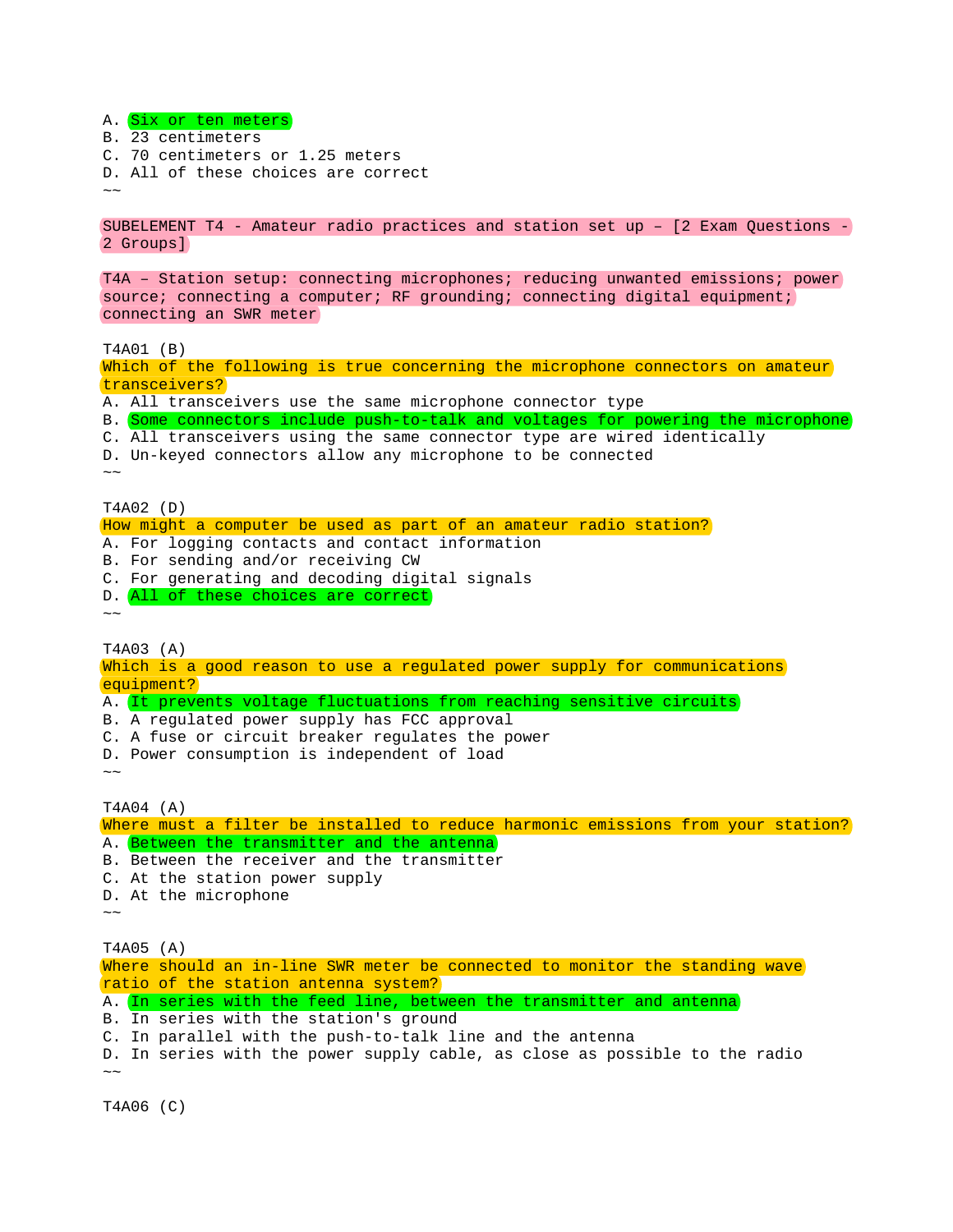A. Six or ten meters
B. 23 centimeters
C. 70 centimeters or 1.25 meters
D. All of these choices are correct
~~

## SUBELEMENT T4 - Amateur radio practices and station set up – [2 Exam Questions - 2 Groups]

### T4A – Station setup: connecting microphones; reducing unwanted emissions; power source; connecting a computer; RF grounding; connecting digital equipment; connecting an SWR meter

T4A01 (B)
Which of the following is true concerning the microphone connectors on amateur transceivers?
A. All transceivers use the same microphone connector type
B. Some connectors include push-to-talk and voltages for powering the microphone
C. All transceivers using the same connector type are wired identically
D. Un-keyed connectors allow any microphone to be connected
~~

T4A02 (D)
How might a computer be used as part of an amateur radio station?
A. For logging contacts and contact information
B. For sending and/or receiving CW
C. For generating and decoding digital signals
D. All of these choices are correct
~~

T4A03 (A)
Which is a good reason to use a regulated power supply for communications equipment?
A. It prevents voltage fluctuations from reaching sensitive circuits
B. A regulated power supply has FCC approval
C. A fuse or circuit breaker regulates the power
D. Power consumption is independent of load
~~

T4A04 (A)
Where must a filter be installed to reduce harmonic emissions from your station?
A. Between the transmitter and the antenna
B. Between the receiver and the transmitter
C. At the station power supply
D. At the microphone
~~

T4A05 (A)
Where should an in-line SWR meter be connected to monitor the standing wave ratio of the station antenna system?
A. In series with the feed line, between the transmitter and antenna
B. In series with the station's ground
C. In parallel with the push-to-talk line and the antenna
D. In series with the power supply cable, as close as possible to the radio
~~

T4A06 (C)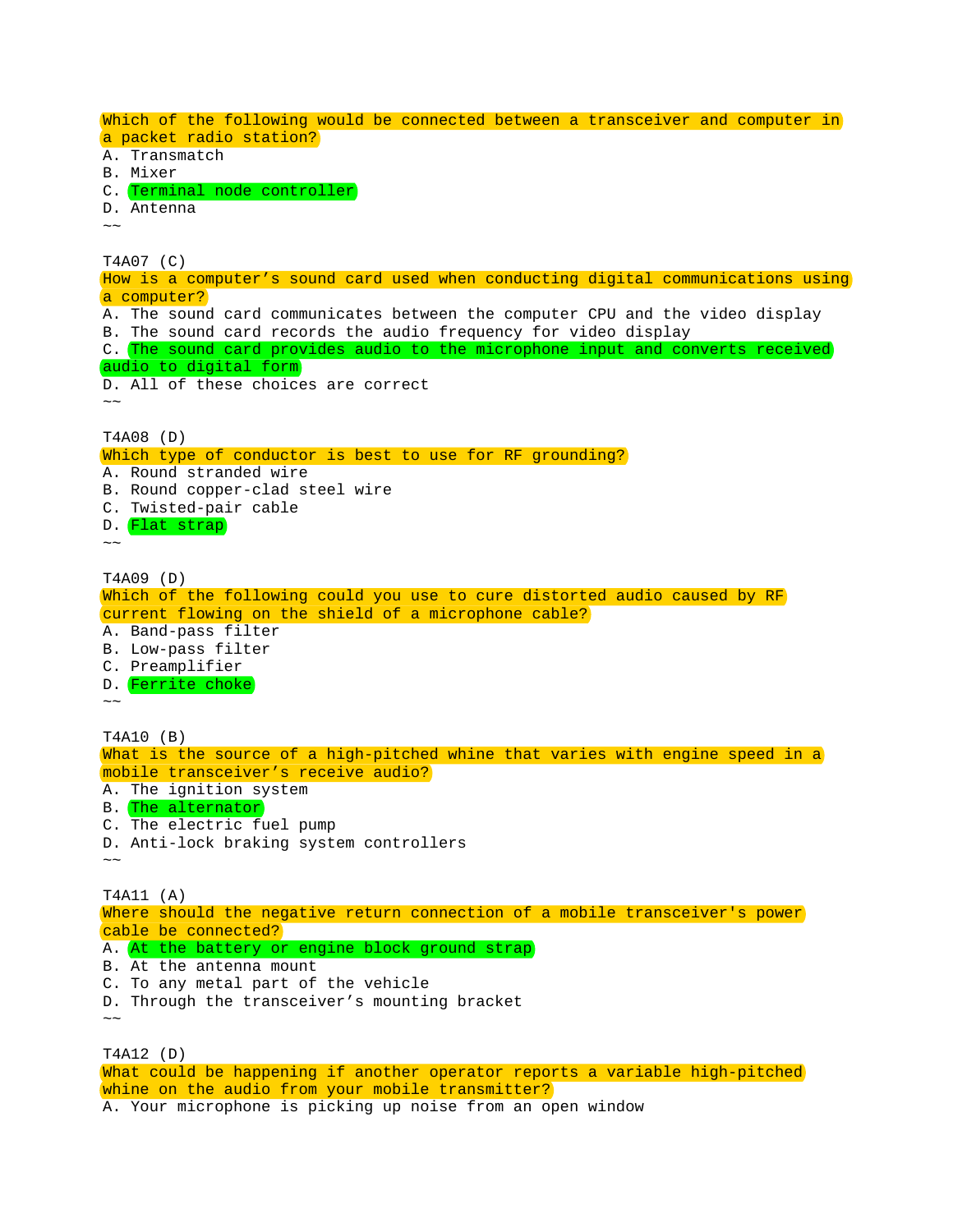Which of the following would be connected between a transceiver and computer in a packet radio station?
A. Transmatch
B. Mixer
C. Terminal node controller
D. Antenna
~~

T4A07 (C)
How is a computer’s sound card used when conducting digital communications using a computer?
A. The sound card communicates between the computer CPU and the video display
B. The sound card records the audio frequency for video display
C. The sound card provides audio to the microphone input and converts received audio to digital form
D. All of these choices are correct
~~

T4A08 (D)
Which type of conductor is best to use for RF grounding?
A. Round stranded wire
B. Round copper-clad steel wire
C. Twisted-pair cable
D. Flat strap
~~

T4A09 (D)
Which of the following could you use to cure distorted audio caused by RF current flowing on the shield of a microphone cable?
A. Band-pass filter
B. Low-pass filter
C. Preamplifier
D. Ferrite choke
~~

T4A10 (B)
What is the source of a high-pitched whine that varies with engine speed in a mobile transceiver’s receive audio?
A. The ignition system
B. The alternator
C. The electric fuel pump
D. Anti-lock braking system controllers
~~

T4A11 (A)
Where should the negative return connection of a mobile transceiver's power cable be connected?
A. At the battery or engine block ground strap
B. At the antenna mount
C. To any metal part of the vehicle
D. Through the transceiver’s mounting bracket
~~

T4A12 (D)
What could be happening if another operator reports a variable high-pitched whine on the audio from your mobile transmitter?
A. Your microphone is picking up noise from an open window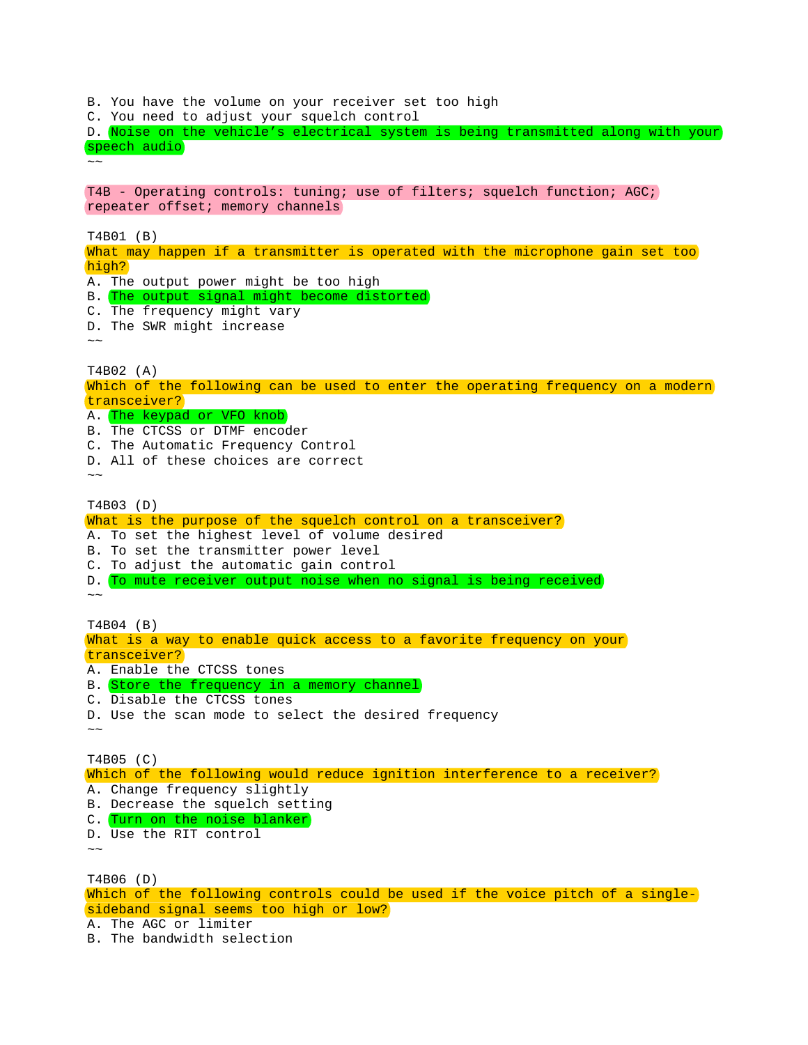B. You have the volume on your receiver set too high
C. You need to adjust your squelch control
D. Noise on the vehicle’s electrical system is being transmitted along with your speech audio
~~

T4B - Operating controls: tuning; use of filters; squelch function; AGC; repeater offset; memory channels

T4B01 (B)
What may happen if a transmitter is operated with the microphone gain set too high?
A. The output power might be too high
B. The output signal might become distorted
C. The frequency might vary
D. The SWR might increase
~~

T4B02 (A)
Which of the following can be used to enter the operating frequency on a modern transceiver?
A. The keypad or VFO knob
B. The CTCSS or DTMF encoder
C. The Automatic Frequency Control
D. All of these choices are correct
~~

T4B03 (D)
What is the purpose of the squelch control on a transceiver?
A. To set the highest level of volume desired
B. To set the transmitter power level
C. To adjust the automatic gain control
D. To mute receiver output noise when no signal is being received
~~

T4B04 (B)
What is a way to enable quick access to a favorite frequency on your transceiver?
A. Enable the CTCSS tones
B. Store the frequency in a memory channel
C. Disable the CTCSS tones
D. Use the scan mode to select the desired frequency
~~

T4B05 (C)
Which of the following would reduce ignition interference to a receiver?
A. Change frequency slightly
B. Decrease the squelch setting
C. Turn on the noise blanker
D. Use the RIT control
~~

T4B06 (D)
Which of the following controls could be used if the voice pitch of a single-sideband signal seems too high or low?
A. The AGC or limiter
B. The bandwidth selection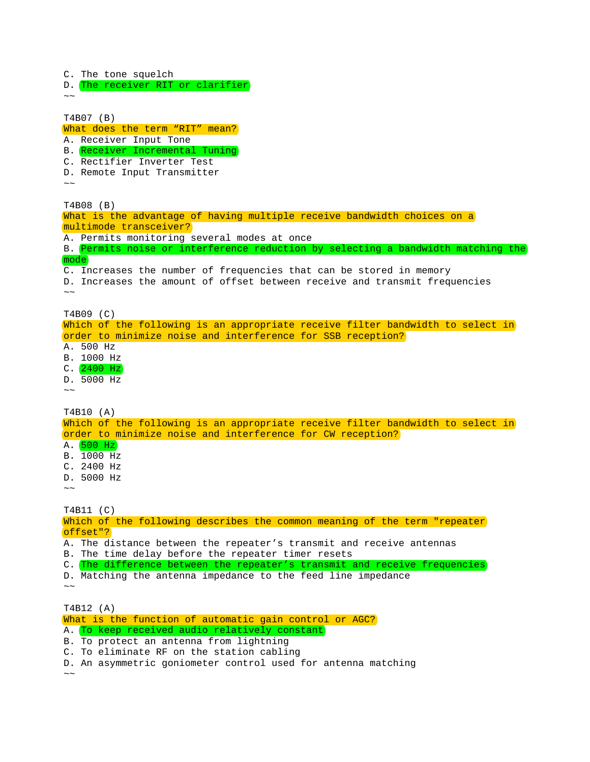C. The tone squelch
D. The receiver RIT or clarifier
~~

T4B07 (B)
What does the term “RIT” mean?
A. Receiver Input Tone
B. Receiver Incremental Tuning
C. Rectifier Inverter Test
D. Remote Input Transmitter
~~

T4B08 (B)
What is the advantage of having multiple receive bandwidth choices on a multimode transceiver?
A. Permits monitoring several modes at once
B. Permits noise or interference reduction by selecting a bandwidth matching the mode
C. Increases the number of frequencies that can be stored in memory
D. Increases the amount of offset between receive and transmit frequencies
~~

T4B09 (C)
Which of the following is an appropriate receive filter bandwidth to select in order to minimize noise and interference for SSB reception?
A. 500 Hz
B. 1000 Hz
C. 2400 Hz
D. 5000 Hz
~~

T4B10 (A)
Which of the following is an appropriate receive filter bandwidth to select in order to minimize noise and interference for CW reception?
A. 500 Hz
B. 1000 Hz
C. 2400 Hz
D. 5000 Hz
~~

T4B11 (C)
Which of the following describes the common meaning of the term "repeater offset"?
A. The distance between the repeater’s transmit and receive antennas
B. The time delay before the repeater timer resets
C. The difference between the repeater’s transmit and receive frequencies
D. Matching the antenna impedance to the feed line impedance
~~

T4B12 (A)
What is the function of automatic gain control or AGC?
A. To keep received audio relatively constant
B. To protect an antenna from lightning
C. To eliminate RF on the station cabling
D. An asymmetric goniometer control used for antenna matching
~~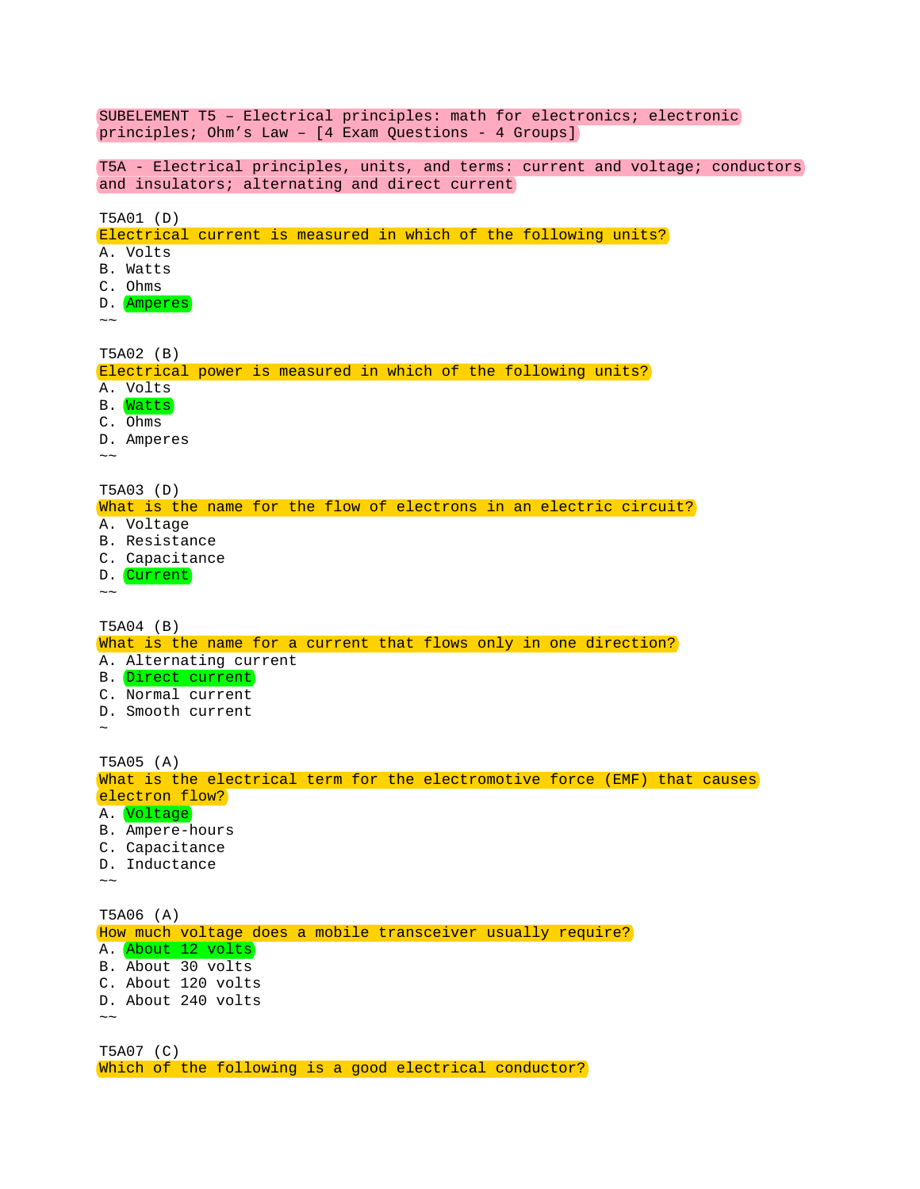SUBELEMENT T5 – Electrical principles: math for electronics; electronic principles; Ohm’s Law – [4 Exam Questions - 4 Groups]

T5A - Electrical principles, units, and terms: current and voltage; conductors and insulators; alternating and direct current

T5A01 (D)
Electrical current is measured in which of the following units?
A. Volts
B. Watts
C. Ohms
D. Amperes
~~

T5A02 (B)
Electrical power is measured in which of the following units?
A. Volts
B. Watts
C. Ohms
D. Amperes
~~

T5A03 (D)
What is the name for the flow of electrons in an electric circuit?
A. Voltage
B. Resistance
C. Capacitance
D. Current
~~

T5A04 (B)
What is the name for a current that flows only in one direction?
A. Alternating current
B. Direct current
C. Normal current
D. Smooth current
~

T5A05 (A)
What is the electrical term for the electromotive force (EMF) that causes electron flow?
A. Voltage
B. Ampere-hours
C. Capacitance
D. Inductance
~~

T5A06 (A)
How much voltage does a mobile transceiver usually require?
A. About 12 volts
B. About 30 volts
C. About 120 volts
D. About 240 volts
~~

T5A07 (C)
Which of the following is a good electrical conductor?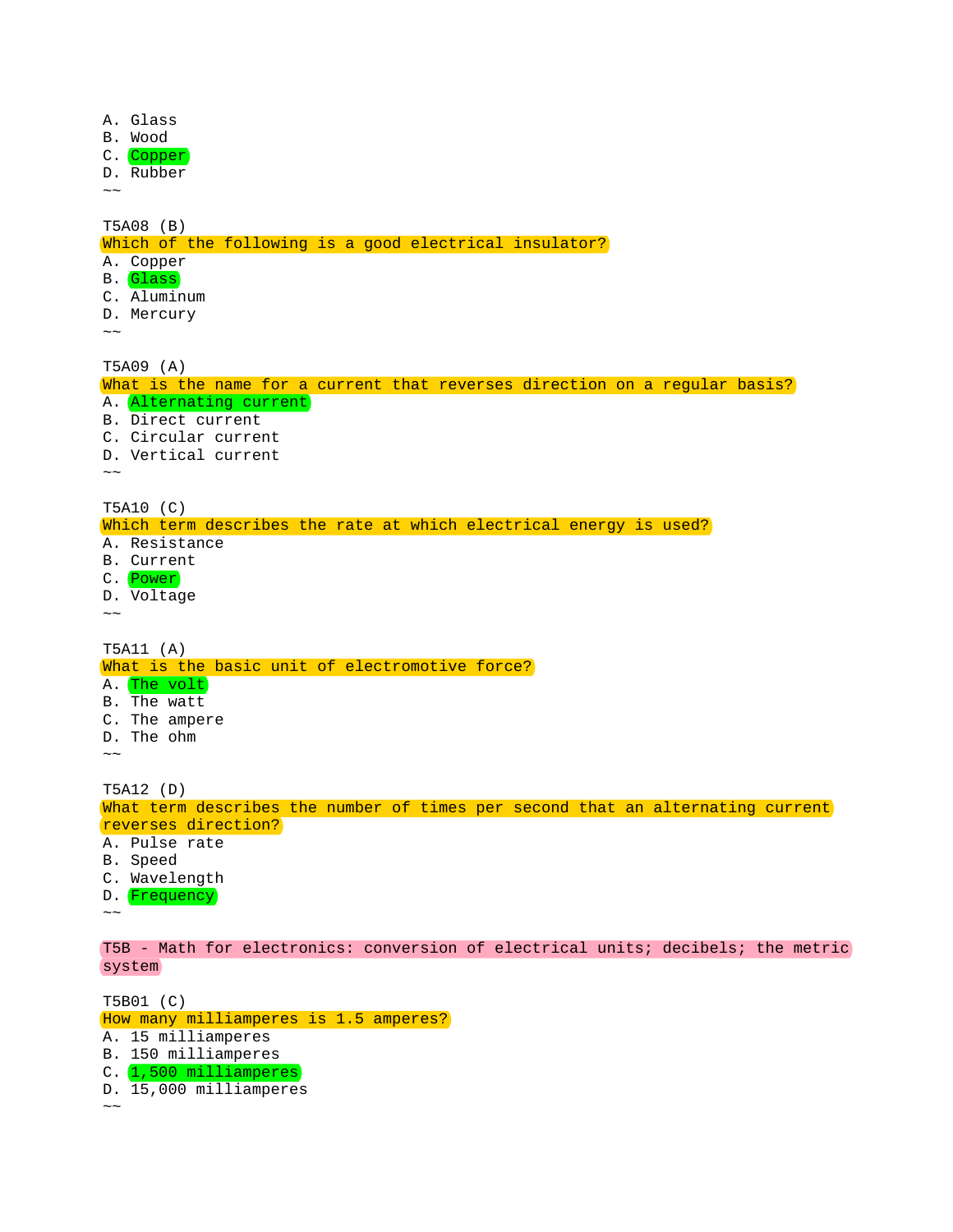A. Glass
B. Wood
C. Copper
D. Rubber
~~

T5A08 (B)
Which of the following is a good electrical insulator?
A. Copper
B. Glass
C. Aluminum
D. Mercury
~~

T5A09 (A)
What is the name for a current that reverses direction on a regular basis?
A. Alternating current
B. Direct current
C. Circular current
D. Vertical current
~~

T5A10 (C)
Which term describes the rate at which electrical energy is used?
A. Resistance
B. Current
C. Power
D. Voltage
~~

T5A11 (A)
What is the basic unit of electromotive force?
A. The volt
B. The watt
C. The ampere
D. The ohm
~~

T5A12 (D)
What term describes the number of times per second that an alternating current reverses direction?
A. Pulse rate
B. Speed
C. Wavelength
D. Frequency
~~

T5B - Math for electronics: conversion of electrical units; decibels; the metric system

T5B01 (C)
How many milliamperes is 1.5 amperes?
A. 15 milliamperes
B. 150 milliamperes
C. 1,500 milliamperes
D. 15,000 milliamperes
~~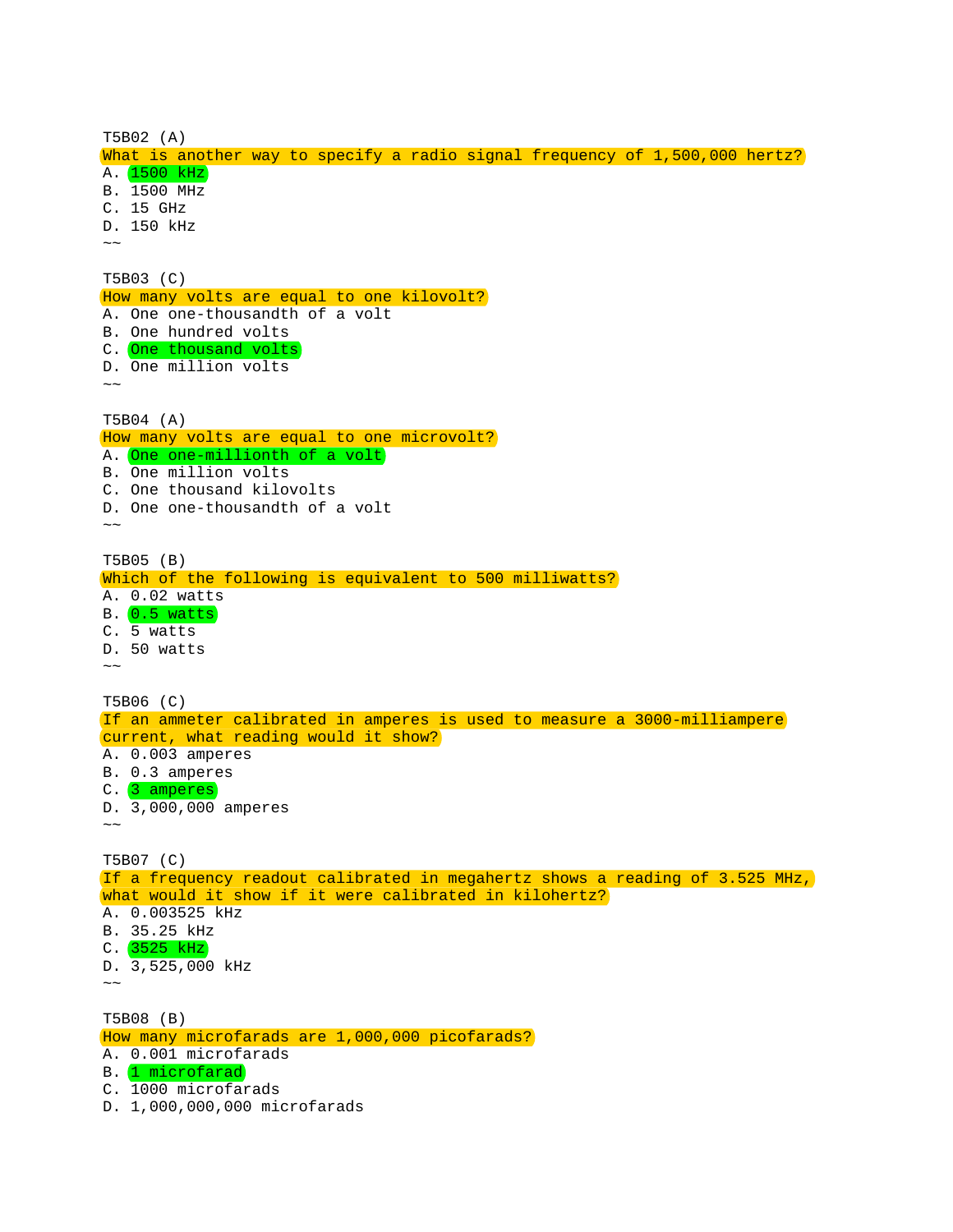T5B02 (A)
What is another way to specify a radio signal frequency of 1,500,000 hertz?
A. 1500 kHz
B. 1500 MHz
C. 15 GHz
D. 150 kHz
~~

T5B03 (C)
How many volts are equal to one kilovolt?
A. One one-thousandth of a volt
B. One hundred volts
C. One thousand volts
D. One million volts
~~

T5B04 (A)
How many volts are equal to one microvolt?
A. One one-millionth of a volt
B. One million volts
C. One thousand kilovolts
D. One one-thousandth of a volt
~~

T5B05 (B)
Which of the following is equivalent to 500 milliwatts?
A. 0.02 watts
B. 0.5 watts
C. 5 watts
D. 50 watts
~~

T5B06 (C)
If an ammeter calibrated in amperes is used to measure a 3000-milliampere current, what reading would it show?
A. 0.003 amperes
B. 0.3 amperes
C. 3 amperes
D. 3,000,000 amperes
~~

T5B07 (C)
If a frequency readout calibrated in megahertz shows a reading of 3.525 MHz, what would it show if it were calibrated in kilohertz?
A. 0.003525 kHz
B. 35.25 kHz
C. 3525 kHz
D. 3,525,000 kHz
~~

T5B08 (B)
How many microfarads are 1,000,000 picofarads?
A. 0.001 microfarads
B. 1 microfarad
C. 1000 microfarads
D. 1,000,000,000 microfarads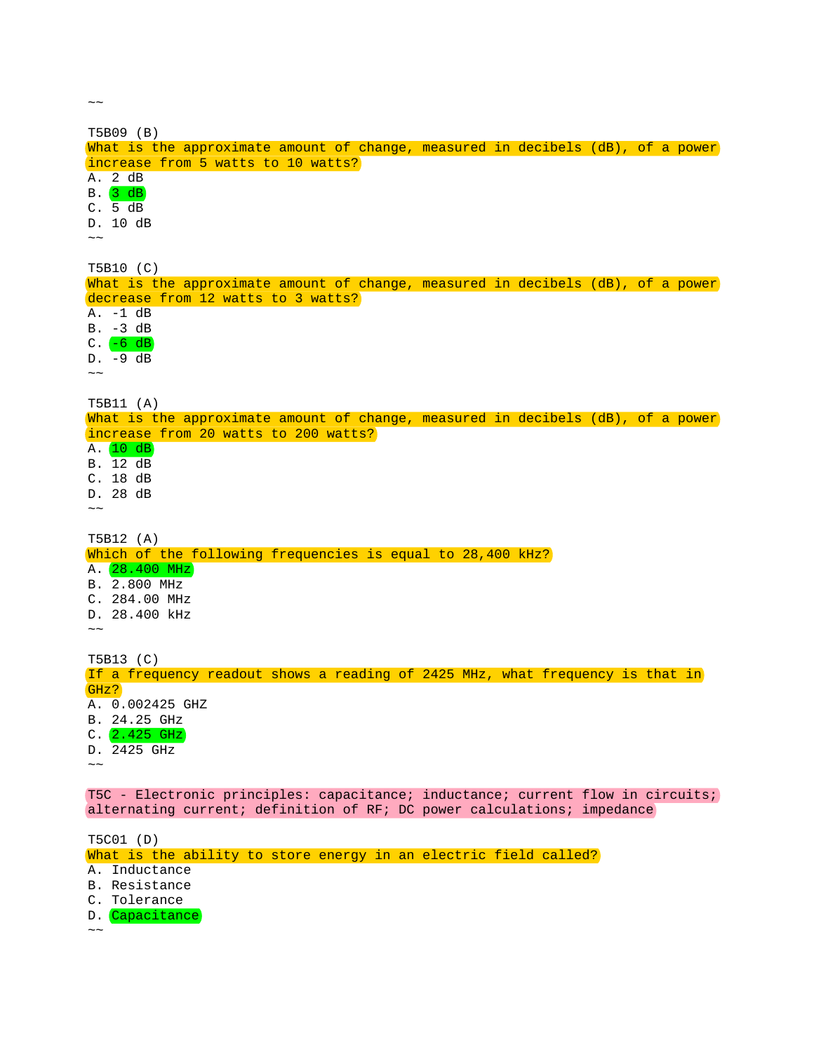~~

T5B09 (B)
What is the approximate amount of change, measured in decibels (dB), of a power increase from 5 watts to 10 watts?
A. 2 dB
B. 3 dB
C. 5 dB
D. 10 dB
~~

T5B10 (C)
What is the approximate amount of change, measured in decibels (dB), of a power decrease from 12 watts to 3 watts?
A. -1 dB
B. -3 dB
C. -6 dB
D. -9 dB
~~

T5B11 (A)
What is the approximate amount of change, measured in decibels (dB), of a power increase from 20 watts to 200 watts?
A. 10 dB
B. 12 dB
C. 18 dB
D. 28 dB
~~

T5B12 (A)
Which of the following frequencies is equal to 28,400 kHz?
A. 28.400 MHz
B. 2.800 MHz
C. 284.00 MHz
D. 28.400 kHz
~~

T5B13 (C)
If a frequency readout shows a reading of 2425 MHz, what frequency is that in GHz?
A. 0.002425 GHZ
B. 24.25 GHz
C. 2.425 GHz
D. 2425 GHz
~~

T5C - Electronic principles: capacitance; inductance; current flow in circuits; alternating current; definition of RF; DC power calculations; impedance

T5C01 (D)
What is the ability to store energy in an electric field called?
A. Inductance
B. Resistance
C. Tolerance
D. Capacitance
~~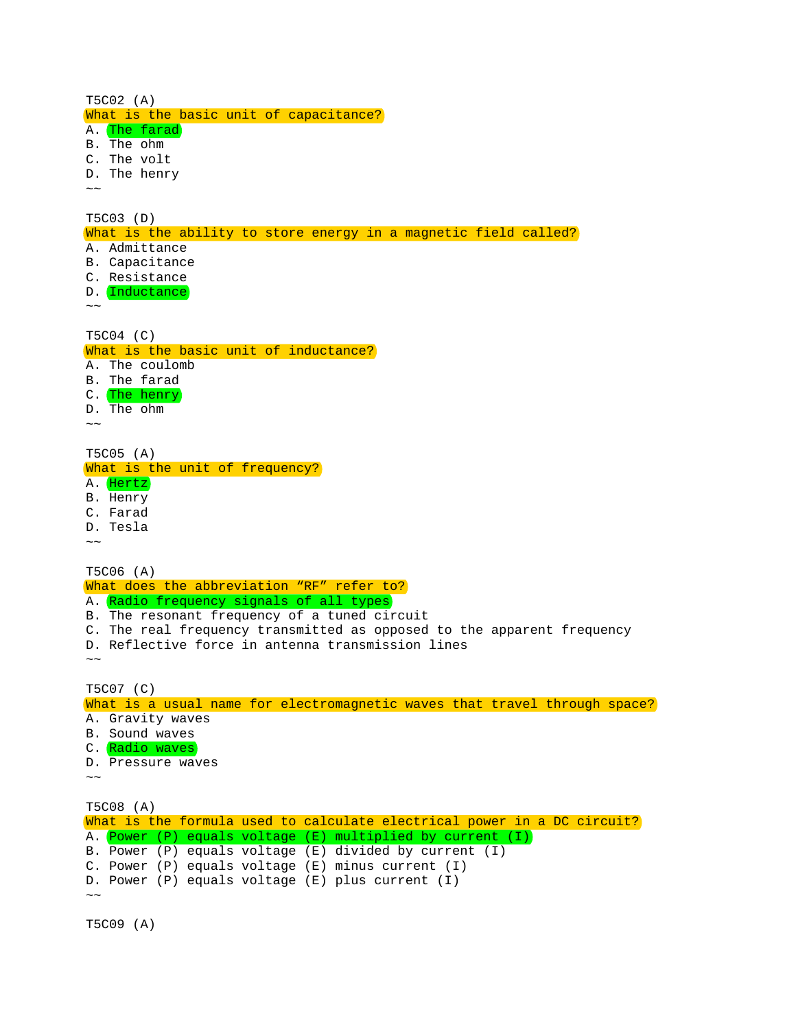T5C02 (A)
What is the basic unit of capacitance?
A. The farad
B. The ohm
C. The volt
D. The henry
~~

T5C03 (D)
What is the ability to store energy in a magnetic field called?
A. Admittance
B. Capacitance
C. Resistance
D. Inductance
~~

T5C04 (C)
What is the basic unit of inductance?
A. The coulomb
B. The farad
C. The henry
D. The ohm
~~

T5C05 (A)
What is the unit of frequency?
A. Hertz
B. Henry
C. Farad
D. Tesla
~~

T5C06 (A)
What does the abbreviation “RF” refer to?
A. Radio frequency signals of all types
B. The resonant frequency of a tuned circuit
C. The real frequency transmitted as opposed to the apparent frequency
D. Reflective force in antenna transmission lines
~~

T5C07 (C)
What is a usual name for electromagnetic waves that travel through space?
A. Gravity waves
B. Sound waves
C. Radio waves
D. Pressure waves
~~

T5C08 (A)
What is the formula used to calculate electrical power in a DC circuit?
A. Power (P) equals voltage (E) multiplied by current (I)
B. Power (P) equals voltage (E) divided by current (I)
C. Power (P) equals voltage (E) minus current (I)
D. Power (P) equals voltage (E) plus current (I)
~~

T5C09 (A)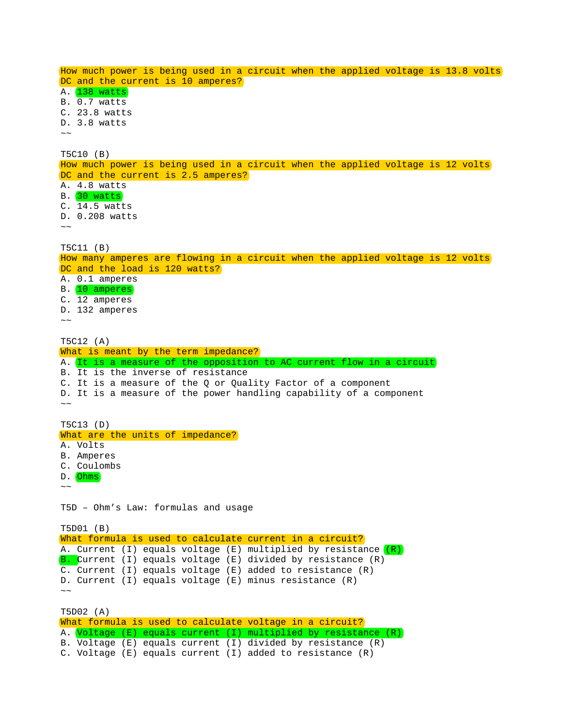How much power is being used in a circuit when the applied voltage is 13.8 volts DC and the current is 10 amperes?

A. 138 watts
B. 0.7 watts
C. 23.8 watts
D. 3.8 watts
~~

T5C10 (B)

How much power is being used in a circuit when the applied voltage is 12 volts DC and the current is 2.5 amperes?

A. 4.8 watts
B. 30 watts
C. 14.5 watts
D. 0.208 watts
~~

T5C11 (B)

How many amperes are flowing in a circuit when the applied voltage is 12 volts DC and the load is 120 watts?

A. 0.1 amperes
B. 10 amperes
C. 12 amperes
D. 132 amperes
~~

T5C12 (A)

What is meant by the term impedance?

A. It is a measure of the opposition to AC current flow in a circuit
B. It is the inverse of resistance
C. It is a measure of the Q or Quality Factor of a component
D. It is a measure of the power handling capability of a component
~~

T5C13 (D)

What are the units of impedance?

A. Volts
B. Amperes
C. Coulombs
D. Ohms
~~

T5D – Ohm's Law: formulas and usage

T5D01 (B)

What formula is used to calculate current in a circuit?

A. Current (I) equals voltage (E) multiplied by resistance (R)
B. Current (I) equals voltage (E) divided by resistance (R)
C. Current (I) equals voltage (E) added to resistance (R)
D. Current (I) equals voltage (E) minus resistance (R)
~~

T5D02 (A)

What formula is used to calculate voltage in a circuit?

A. Voltage (E) equals current (I) multiplied by resistance (R)
B. Voltage (E) equals current (I) divided by resistance (R)
C. Voltage (E) equals current (I) added to resistance (R)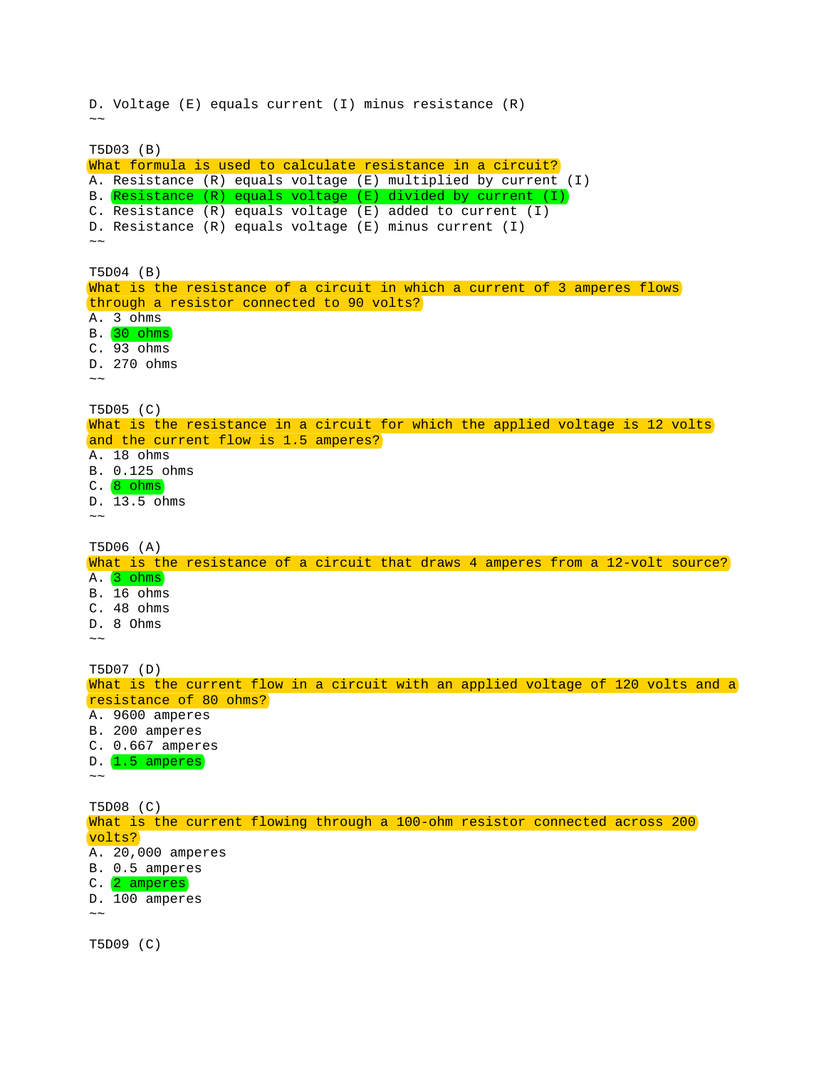D. Voltage (E) equals current (I) minus resistance (R)
~~

T5D03 (B)
What formula is used to calculate resistance in a circuit?
A. Resistance (R) equals voltage (E) multiplied by current (I)
B. Resistance (R) equals voltage (E) divided by current (I)
C. Resistance (R) equals voltage (E) added to current (I)
D. Resistance (R) equals voltage (E) minus current (I)
~~

T5D04 (B)
What is the resistance of a circuit in which a current of 3 amperes flows through a resistor connected to 90 volts?
A. 3 ohms
B. 30 ohms
C. 93 ohms
D. 270 ohms
~~

T5D05 (C)
What is the resistance in a circuit for which the applied voltage is 12 volts and the current flow is 1.5 amperes?
A. 18 ohms
B. 0.125 ohms
C. 8 ohms
D. 13.5 ohms
~~

T5D06 (A)
What is the resistance of a circuit that draws 4 amperes from a 12-volt source?
A. 3 ohms
B. 16 ohms
C. 48 ohms
D. 8 Ohms
~~

T5D07 (D)
What is the current flow in a circuit with an applied voltage of 120 volts and a resistance of 80 ohms?
A. 9600 amperes
B. 200 amperes
C. 0.667 amperes
D. 1.5 amperes
~~

T5D08 (C)
What is the current flowing through a 100-ohm resistor connected across 200 volts?
A. 20,000 amperes
B. 0.5 amperes
C. 2 amperes
D. 100 amperes
~~

T5D09 (C)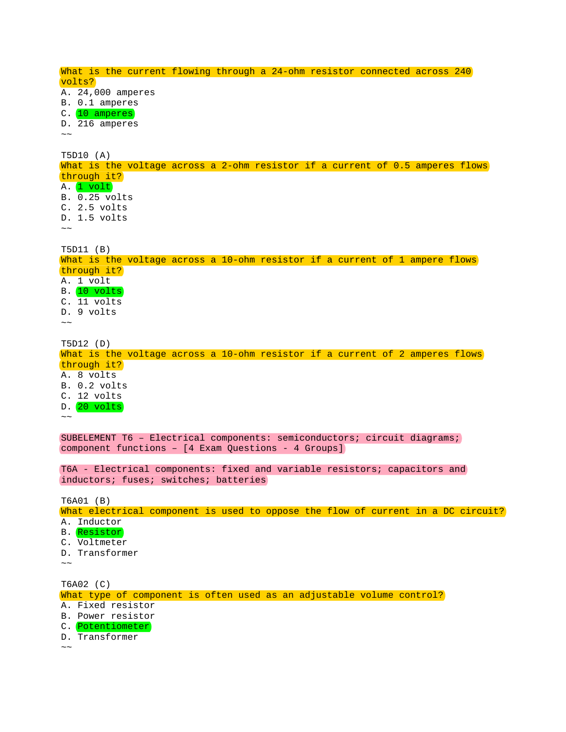What is the current flowing through a 24-ohm resistor connected across 240 volts?
A. 24,000 amperes
B. 0.1 amperes
C. 10 amperes
D. 216 amperes
~~

T5D10 (A)
What is the voltage across a 2-ohm resistor if a current of 0.5 amperes flows through it?
A. 1 volt
B. 0.25 volts
C. 2.5 volts
D. 1.5 volts
~~

T5D11 (B)
What is the voltage across a 10-ohm resistor if a current of 1 ampere flows through it?
A. 1 volt
B. 10 volts
C. 11 volts
D. 9 volts
~~

T5D12 (D)
What is the voltage across a 10-ohm resistor if a current of 2 amperes flows through it?
A. 8 volts
B. 0.2 volts
C. 12 volts
D. 20 volts
~~

SUBELEMENT T6 – Electrical components: semiconductors; circuit diagrams; component functions – [4 Exam Questions - 4 Groups]

T6A - Electrical components: fixed and variable resistors; capacitors and inductors; fuses; switches; batteries

T6A01 (B)
What electrical component is used to oppose the flow of current in a DC circuit?
A. Inductor
B. Resistor
C. Voltmeter
D. Transformer
~~

T6A02 (C)
What type of component is often used as an adjustable volume control?
A. Fixed resistor
B. Power resistor
C. Potentiometer
D. Transformer
~~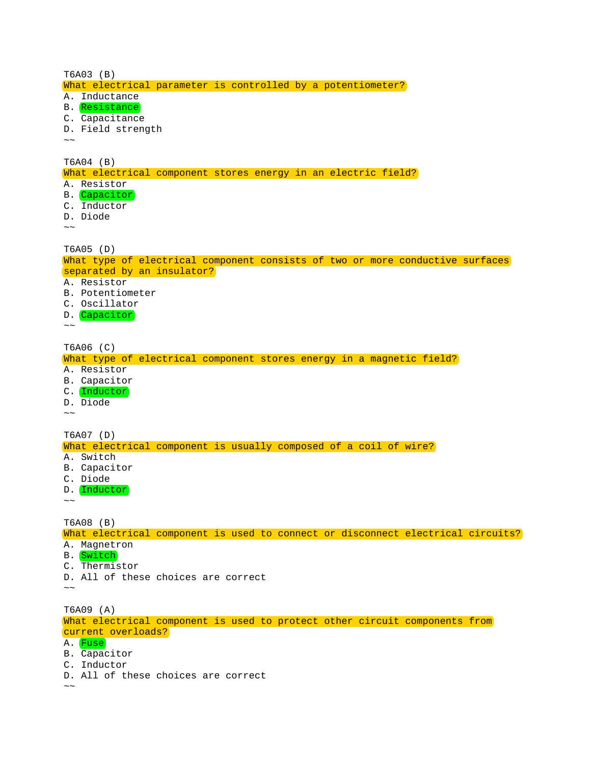T6A03 (B)
What electrical parameter is controlled by a potentiometer?
A. Inductance
B. Resistance
C. Capacitance
D. Field strength
~~

T6A04 (B)
What electrical component stores energy in an electric field?
A. Resistor
B. Capacitor
C. Inductor
D. Diode
~~

T6A05 (D)
What type of electrical component consists of two or more conductive surfaces separated by an insulator?
A. Resistor
B. Potentiometer
C. Oscillator
D. Capacitor
~~

T6A06 (C)
What type of electrical component stores energy in a magnetic field?
A. Resistor
B. Capacitor
C. Inductor
D. Diode
~~

T6A07 (D)
What electrical component is usually composed of a coil of wire?
A. Switch
B. Capacitor
C. Diode
D. Inductor
~~

T6A08 (B)
What electrical component is used to connect or disconnect electrical circuits?
A. Magnetron
B. Switch
C. Thermistor
D. All of these choices are correct
~~

T6A09 (A)
What electrical component is used to protect other circuit components from current overloads?
A. Fuse
B. Capacitor
C. Inductor
D. All of these choices are correct
~~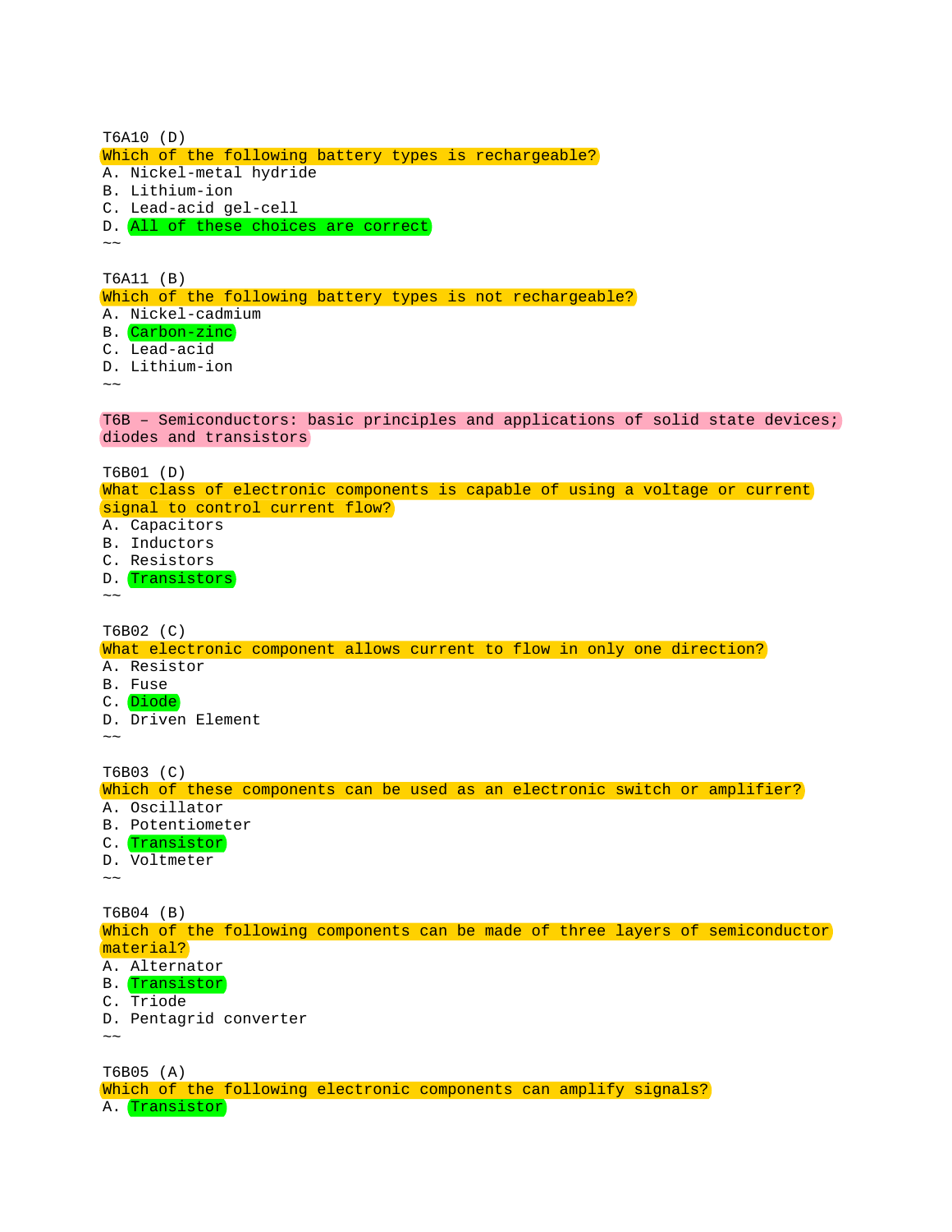T6A10 (D)
Which of the following battery types is rechargeable?
A. Nickel-metal hydride
B. Lithium-ion
C. Lead-acid gel-cell
D. All of these choices are correct
~~

T6A11 (B)
Which of the following battery types is not rechargeable?
A. Nickel-cadmium
B. Carbon-zinc
C. Lead-acid
D. Lithium-ion
~~

T6B – Semiconductors: basic principles and applications of solid state devices; diodes and transistors

T6B01 (D)
What class of electronic components is capable of using a voltage or current signal to control current flow?
A. Capacitors
B. Inductors
C. Resistors
D. Transistors
~~

T6B02 (C)
What electronic component allows current to flow in only one direction?
A. Resistor
B. Fuse
C. Diode
D. Driven Element
~~

T6B03 (C)
Which of these components can be used as an electronic switch or amplifier?
A. Oscillator
B. Potentiometer
C. Transistor
D. Voltmeter
~~

T6B04 (B)
Which of the following components can be made of three layers of semiconductor material?
A. Alternator
B. Transistor
C. Triode
D. Pentagrid converter
~~

T6B05 (A)
Which of the following electronic components can amplify signals?
A. Transistor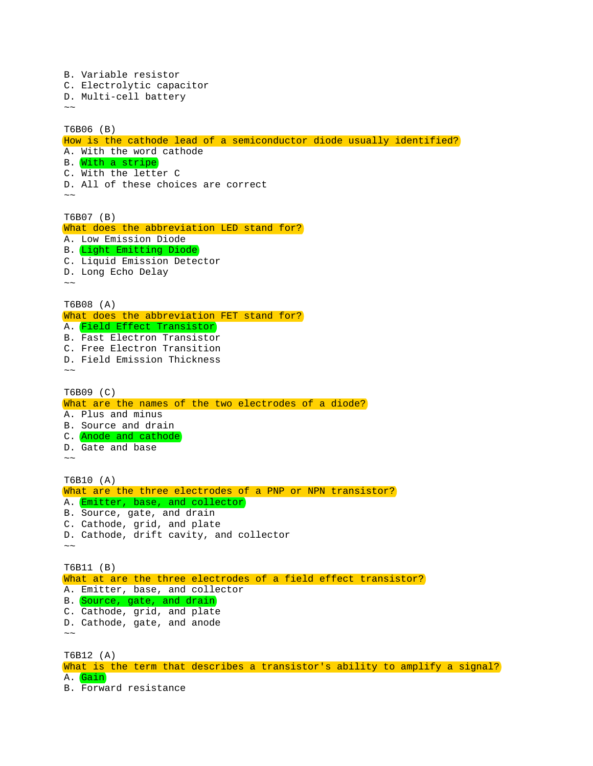B. Variable resistor
C. Electrolytic capacitor
D. Multi-cell battery
~~

T6B06 (B)
How is the cathode lead of a semiconductor diode usually identified?
A. With the word cathode
B. With a stripe
C. With the letter C
D. All of these choices are correct
~~

T6B07 (B)
What does the abbreviation LED stand for?
A. Low Emission Diode
B. Light Emitting Diode
C. Liquid Emission Detector
D. Long Echo Delay
~~

T6B08 (A)
What does the abbreviation FET stand for?
A. Field Effect Transistor
B. Fast Electron Transistor
C. Free Electron Transition
D. Field Emission Thickness
~~

T6B09 (C)
What are the names of the two electrodes of a diode?
A. Plus and minus
B. Source and drain
C. Anode and cathode
D. Gate and base
~~

T6B10 (A)
What are the three electrodes of a PNP or NPN transistor?
A. Emitter, base, and collector
B. Source, gate, and drain
C. Cathode, grid, and plate
D. Cathode, drift cavity, and collector
~~

T6B11 (B)
What at are the three electrodes of a field effect transistor?
A. Emitter, base, and collector
B. Source, gate, and drain
C. Cathode, grid, and plate
D. Cathode, gate, and anode
~~

T6B12 (A)
What is the term that describes a transistor's ability to amplify a signal?
A. Gain
B. Forward resistance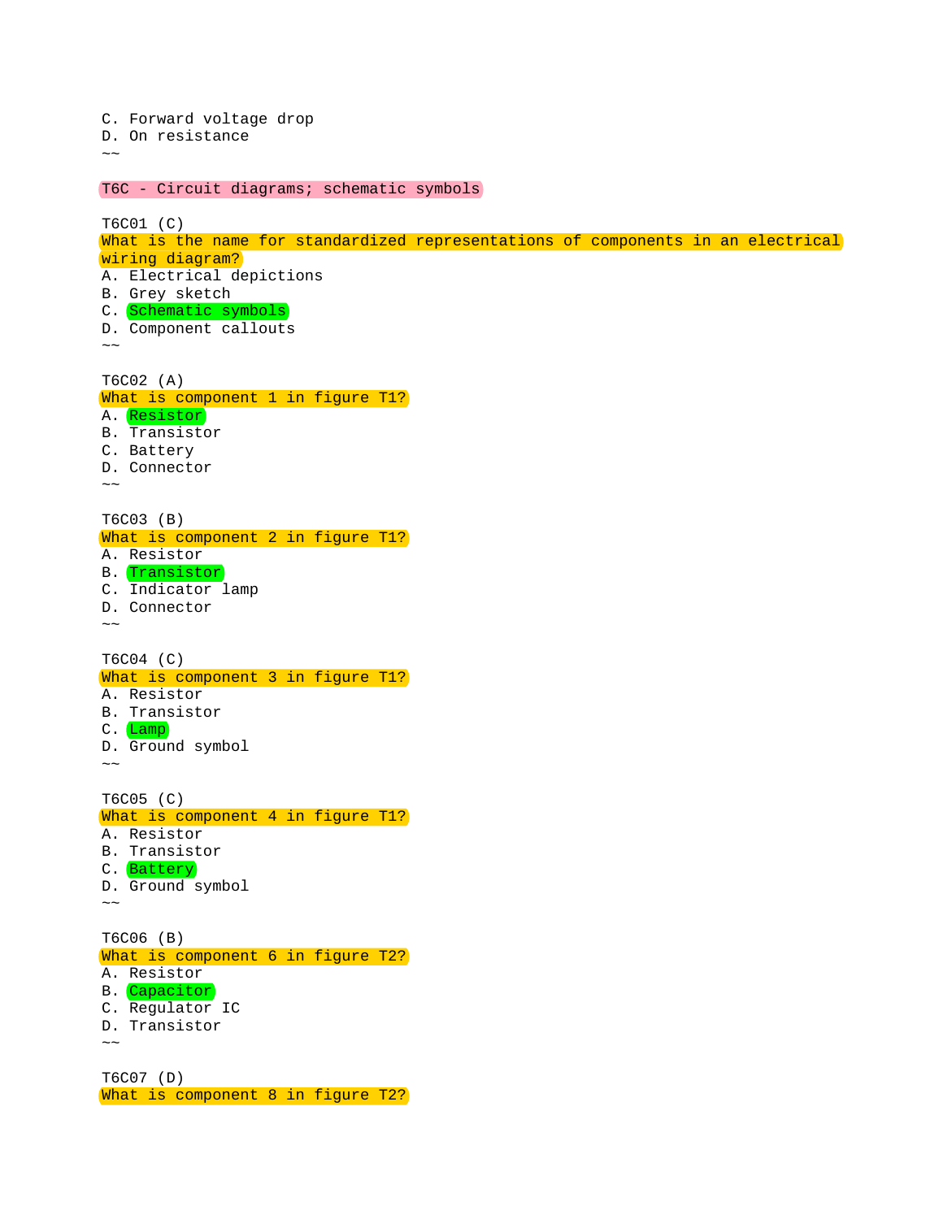C. Forward voltage drop
D. On resistance
~~

## T6C - Circuit diagrams; schematic symbols

T6C01 (C)
What is the name for standardized representations of components in an electrical wiring diagram?
A. Electrical depictions
B. Grey sketch
C. Schematic symbols
D. Component callouts
~~

T6C02 (A)
What is component 1 in figure T1?
A. Resistor
B. Transistor
C. Battery
D. Connector
~~

T6C03 (B)
What is component 2 in figure T1?
A. Resistor
B. Transistor
C. Indicator lamp
D. Connector
~~

T6C04 (C)
What is component 3 in figure T1?
A. Resistor
B. Transistor
C. Lamp
D. Ground symbol
~~

T6C05 (C)
What is component 4 in figure T1?
A. Resistor
B. Transistor
C. Battery
D. Ground symbol
~~

T6C06 (B)
What is component 6 in figure T2?
A. Resistor
B. Capacitor
C. Regulator IC
D. Transistor
~~

T6C07 (D)
What is component 8 in figure T2?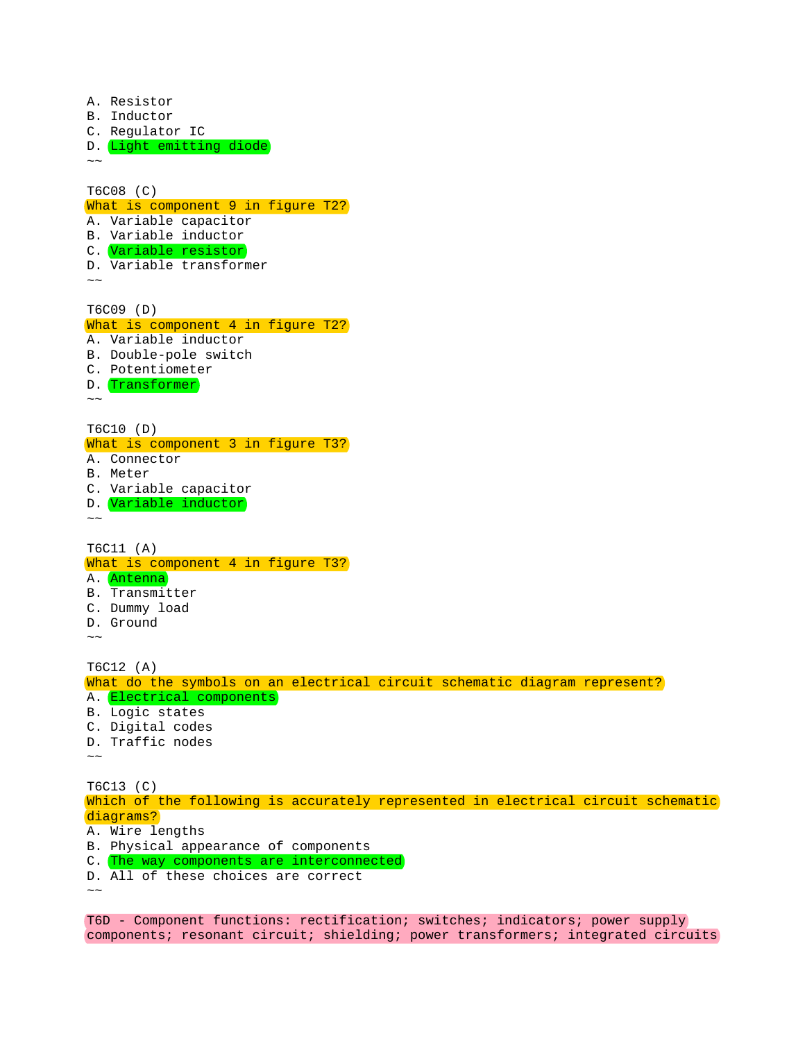A. Resistor
B. Inductor
C. Regulator IC
D. Light emitting diode
~~

T6C08 (C)
What is component 9 in figure T2?
A. Variable capacitor
B. Variable inductor
C. Variable resistor
D. Variable transformer
~~

T6C09 (D)
What is component 4 in figure T2?
A. Variable inductor
B. Double-pole switch
C. Potentiometer
D. Transformer
~~

T6C10 (D)
What is component 3 in figure T3?
A. Connector
B. Meter
C. Variable capacitor
D. Variable inductor
~~

T6C11 (A)
What is component 4 in figure T3?
A. Antenna
B. Transmitter
C. Dummy load
D. Ground
~~

T6C12 (A)
What do the symbols on an electrical circuit schematic diagram represent?
A. Electrical components
B. Logic states
C. Digital codes
D. Traffic nodes
~~

T6C13 (C)
Which of the following is accurately represented in electrical circuit schematic diagrams?
A. Wire lengths
B. Physical appearance of components
C. The way components are interconnected
D. All of these choices are correct
~~

T6D - Component functions: rectification; switches; indicators; power supply components; resonant circuit; shielding; power transformers; integrated circuits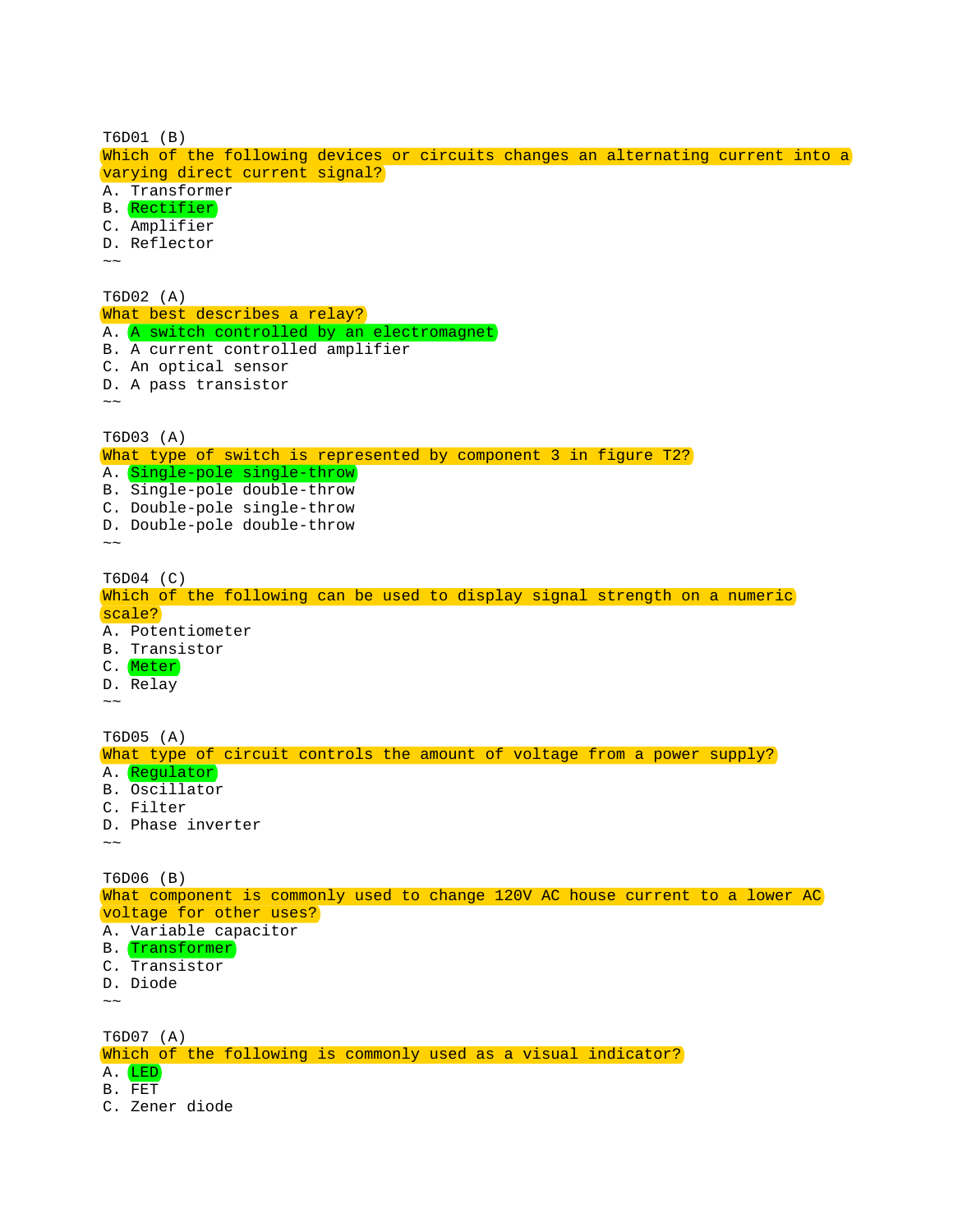T6D01 (B)
Which of the following devices or circuits changes an alternating current into a varying direct current signal?
A. Transformer
B. Rectifier
C. Amplifier
D. Reflector
~~

T6D02 (A)
What best describes a relay?
A. A switch controlled by an electromagnet
B. A current controlled amplifier
C. An optical sensor
D. A pass transistor
~~

T6D03 (A)
What type of switch is represented by component 3 in figure T2?
A. Single-pole single-throw
B. Single-pole double-throw
C. Double-pole single-throw
D. Double-pole double-throw
~~

T6D04 (C)
Which of the following can be used to display signal strength on a numeric scale?
A. Potentiometer
B. Transistor
C. Meter
D. Relay
~~

T6D05 (A)
What type of circuit controls the amount of voltage from a power supply?
A. Regulator
B. Oscillator
C. Filter
D. Phase inverter
~~

T6D06 (B)
What component is commonly used to change 120V AC house current to a lower AC voltage for other uses?
A. Variable capacitor
B. Transformer
C. Transistor
D. Diode
~~

T6D07 (A)
Which of the following is commonly used as a visual indicator?
A. LED
B. FET
C. Zener diode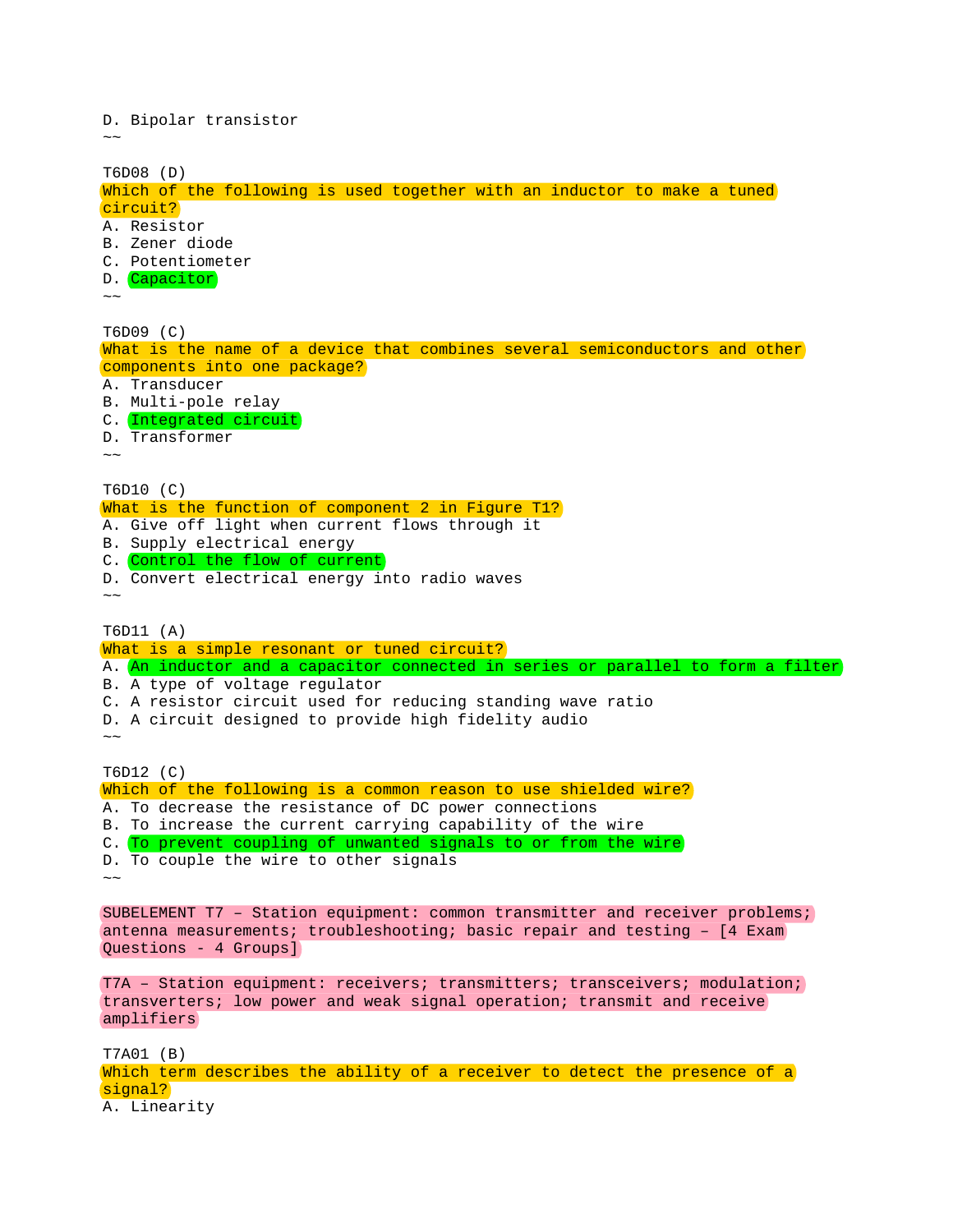D. Bipolar transistor
~~

T6D08 (D)
Which of the following is used together with an inductor to make a tuned circuit?
A. Resistor
B. Zener diode
C. Potentiometer
D. Capacitor
~~

T6D09 (C)
What is the name of a device that combines several semiconductors and other components into one package?
A. Transducer
B. Multi-pole relay
C. Integrated circuit
D. Transformer
~~

T6D10 (C)
What is the function of component 2 in Figure T1?
A. Give off light when current flows through it
B. Supply electrical energy
C. Control the flow of current
D. Convert electrical energy into radio waves
~~

T6D11 (A)
What is a simple resonant or tuned circuit?
A. An inductor and a capacitor connected in series or parallel to form a filter
B. A type of voltage regulator
C. A resistor circuit used for reducing standing wave ratio
D. A circuit designed to provide high fidelity audio
~~

T6D12 (C)
Which of the following is a common reason to use shielded wire?
A. To decrease the resistance of DC power connections
B. To increase the current carrying capability of the wire
C. To prevent coupling of unwanted signals to or from the wire
D. To couple the wire to other signals
~~

SUBELEMENT T7 – Station equipment: common transmitter and receiver problems; antenna measurements; troubleshooting; basic repair and testing – [4 Exam Questions - 4 Groups]

T7A – Station equipment: receivers; transmitters; transceivers; modulation; transverters; low power and weak signal operation; transmit and receive amplifiers

T7A01 (B)
Which term describes the ability of a receiver to detect the presence of a signal?
A. Linearity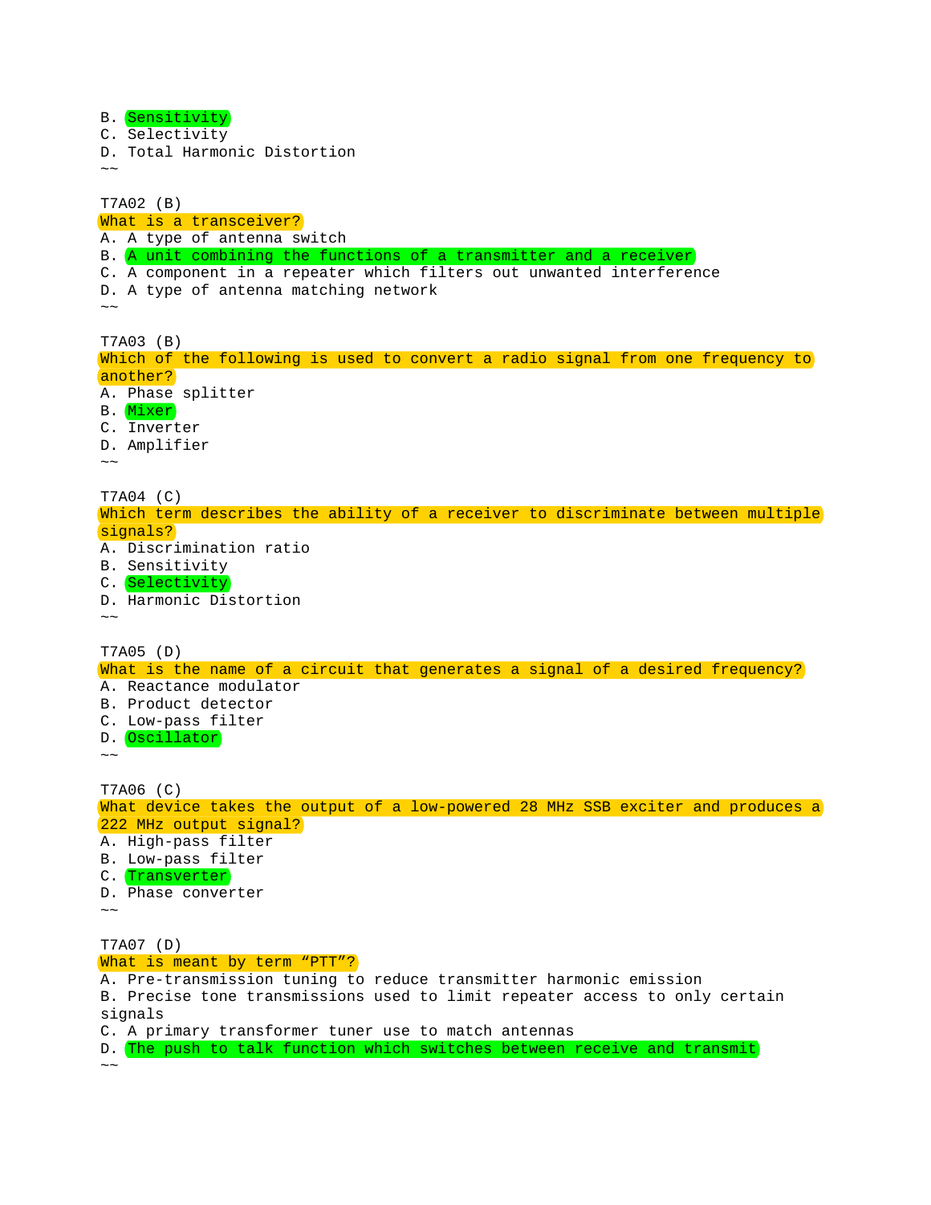B. Sensitivity
C. Selectivity
D. Total Harmonic Distortion
~~

T7A02 (B)
What is a transceiver?
A. A type of antenna switch
B. A unit combining the functions of a transmitter and a receiver
C. A component in a repeater which filters out unwanted interference
D. A type of antenna matching network
~~

T7A03 (B)
Which of the following is used to convert a radio signal from one frequency to another?
A. Phase splitter
B. Mixer
C. Inverter
D. Amplifier
~~

T7A04 (C)
Which term describes the ability of a receiver to discriminate between multiple signals?
A. Discrimination ratio
B. Sensitivity
C. Selectivity
D. Harmonic Distortion
~~

T7A05 (D)
What is the name of a circuit that generates a signal of a desired frequency?
A. Reactance modulator
B. Product detector
C. Low-pass filter
D. Oscillator
~~

T7A06 (C)
What device takes the output of a low-powered 28 MHz SSB exciter and produces a 222 MHz output signal?
A. High-pass filter
B. Low-pass filter
C. Transverter
D. Phase converter
~~

T7A07 (D)
What is meant by term “PTT”?
A. Pre-transmission tuning to reduce transmitter harmonic emission
B. Precise tone transmissions used to limit repeater access to only certain signals
C. A primary transformer tuner use to match antennas
D. The push to talk function which switches between receive and transmit
~~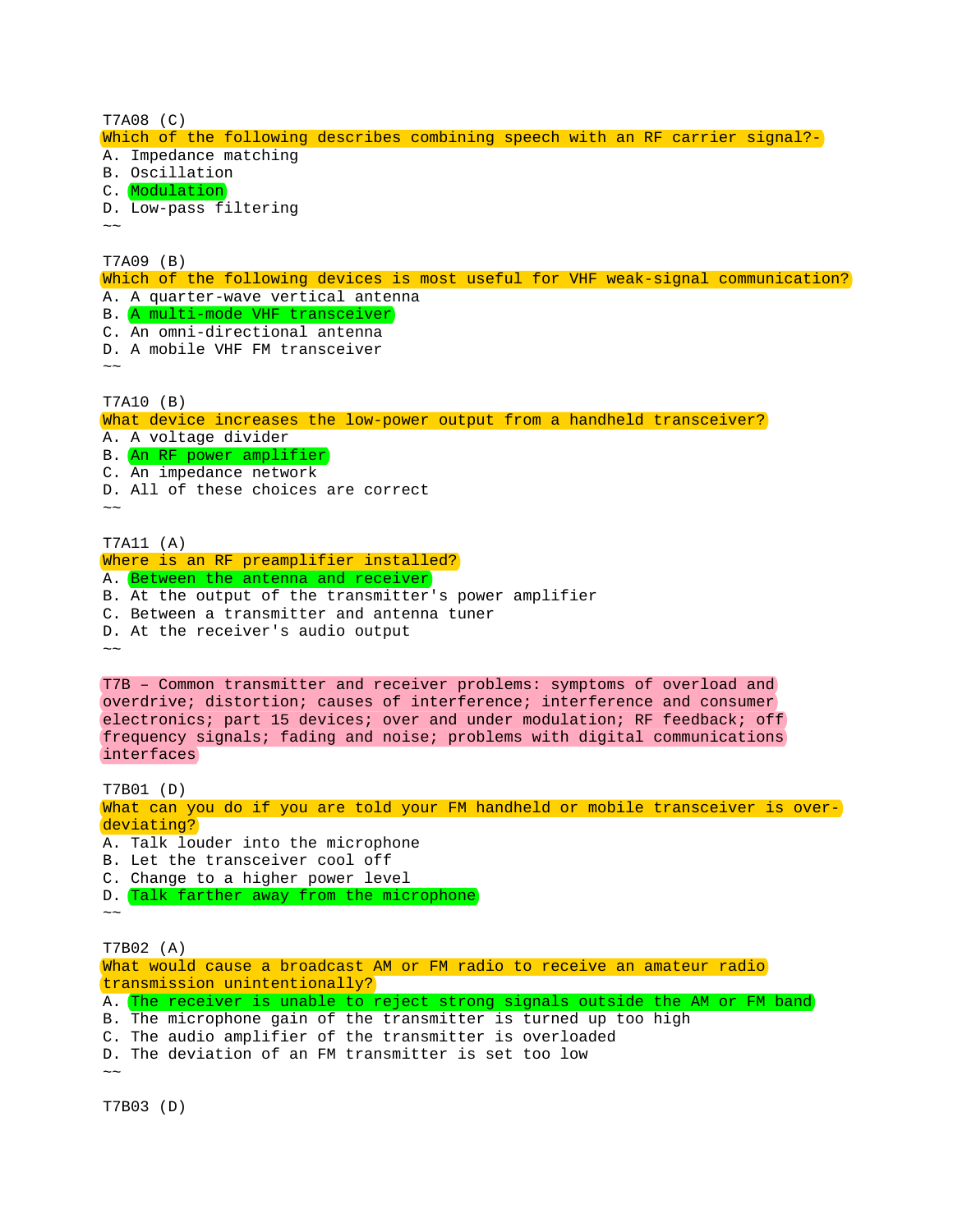T7A08 (C)
Which of the following describes combining speech with an RF carrier signal?-
A. Impedance matching
B. Oscillation
C. Modulation
D. Low-pass filtering
~~

T7A09 (B)
Which of the following devices is most useful for VHF weak-signal communication?
A. A quarter-wave vertical antenna
B. A multi-mode VHF transceiver
C. An omni-directional antenna
D. A mobile VHF FM transceiver
~~

T7A10 (B)
What device increases the low-power output from a handheld transceiver?
A. A voltage divider
B. An RF power amplifier
C. An impedance network
D. All of these choices are correct
~~

T7A11 (A)
Where is an RF preamplifier installed?
A. Between the antenna and receiver
B. At the output of the transmitter's power amplifier
C. Between a transmitter and antenna tuner
D. At the receiver's audio output
~~

T7B – Common transmitter and receiver problems: symptoms of overload and overdrive; distortion; causes of interference; interference and consumer electronics; part 15 devices; over and under modulation; RF feedback; off frequency signals; fading and noise; problems with digital communications interfaces

T7B01 (D)
What can you do if you are told your FM handheld or mobile transceiver is over-deviating?
A. Talk louder into the microphone
B. Let the transceiver cool off
C. Change to a higher power level
D. Talk farther away from the microphone
~~

T7B02 (A)
What would cause a broadcast AM or FM radio to receive an amateur radio transmission unintentionally?
A. The receiver is unable to reject strong signals outside the AM or FM band
B. The microphone gain of the transmitter is turned up too high
C. The audio amplifier of the transmitter is overloaded
D. The deviation of an FM transmitter is set too low
~~

T7B03 (D)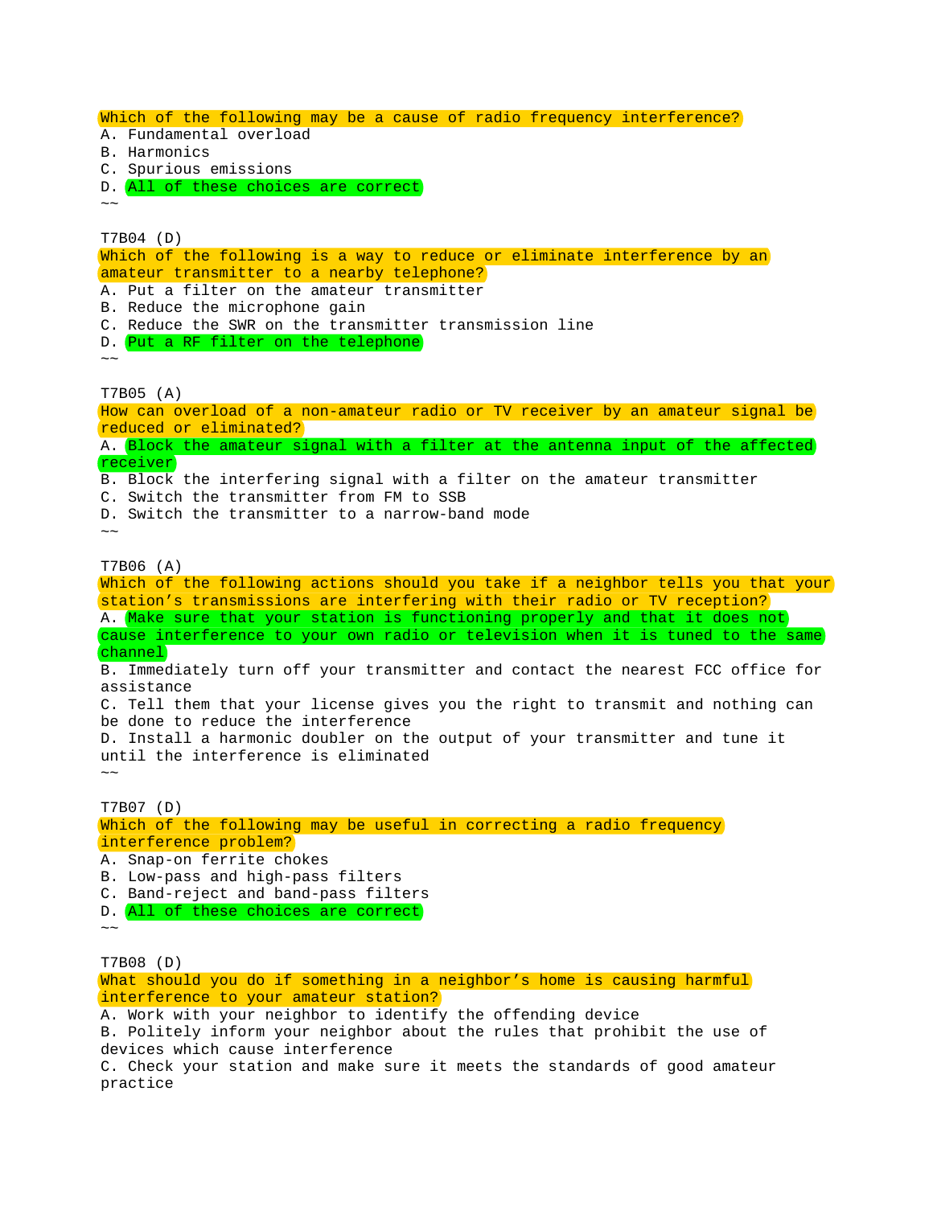Which of the following may be a cause of radio frequency interference?
A. Fundamental overload
B. Harmonics
C. Spurious emissions
D. All of these choices are correct
~~

T7B04 (D)
Which of the following is a way to reduce or eliminate interference by an amateur transmitter to a nearby telephone?
A. Put a filter on the amateur transmitter
B. Reduce the microphone gain
C. Reduce the SWR on the transmitter transmission line
D. Put a RF filter on the telephone
~~

T7B05 (A)
How can overload of a non-amateur radio or TV receiver by an amateur signal be reduced or eliminated?
A. Block the amateur signal with a filter at the antenna input of the affected receiver
B. Block the interfering signal with a filter on the amateur transmitter
C. Switch the transmitter from FM to SSB
D. Switch the transmitter to a narrow-band mode
~~

T7B06 (A)
Which of the following actions should you take if a neighbor tells you that your station's transmissions are interfering with their radio or TV reception?
A. Make sure that your station is functioning properly and that it does not cause interference to your own radio or television when it is tuned to the same channel
B. Immediately turn off your transmitter and contact the nearest FCC office for assistance
C. Tell them that your license gives you the right to transmit and nothing can be done to reduce the interference
D. Install a harmonic doubler on the output of your transmitter and tune it until the interference is eliminated
~~

T7B07 (D)
Which of the following may be useful in correcting a radio frequency interference problem?
A. Snap-on ferrite chokes
B. Low-pass and high-pass filters
C. Band-reject and band-pass filters
D. All of these choices are correct
~~

T7B08 (D)
What should you do if something in a neighbor's home is causing harmful interference to your amateur station?
A. Work with your neighbor to identify the offending device
B. Politely inform your neighbor about the rules that prohibit the use of devices which cause interference
C. Check your station and make sure it meets the standards of good amateur practice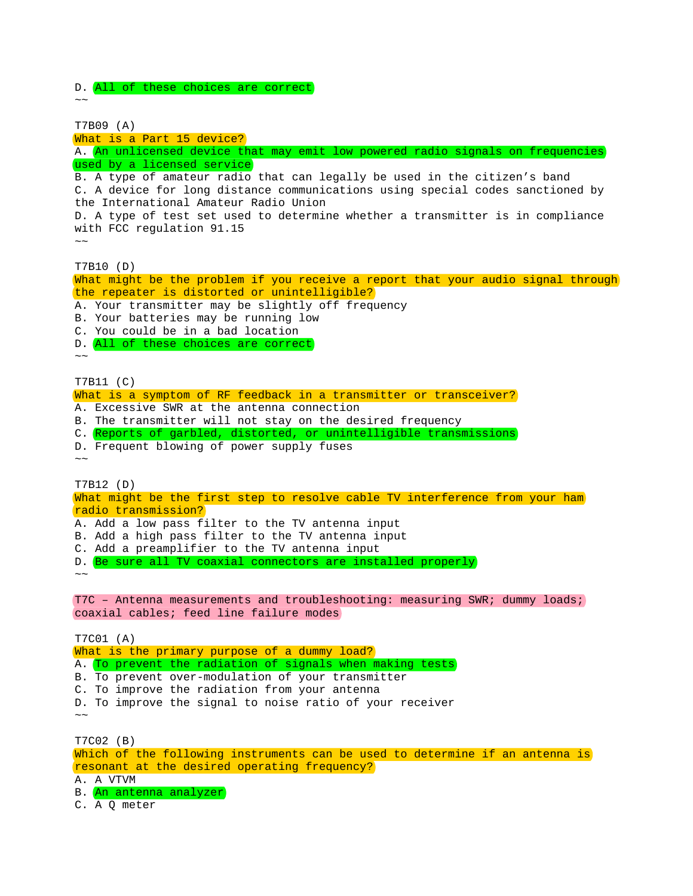D. All of these choices are correct
~~

T7B09 (A)
What is a Part 15 device?
A. An unlicensed device that may emit low powered radio signals on frequencies used by a licensed service
B. A type of amateur radio that can legally be used in the citizen's band
C. A device for long distance communications using special codes sanctioned by the International Amateur Radio Union
D. A type of test set used to determine whether a transmitter is in compliance with FCC regulation 91.15
~~

T7B10 (D)
What might be the problem if you receive a report that your audio signal through the repeater is distorted or unintelligible?
A. Your transmitter may be slightly off frequency
B. Your batteries may be running low
C. You could be in a bad location
D. All of these choices are correct
~~

T7B11 (C)
What is a symptom of RF feedback in a transmitter or transceiver?
A. Excessive SWR at the antenna connection
B. The transmitter will not stay on the desired frequency
C. Reports of garbled, distorted, or unintelligible transmissions
D. Frequent blowing of power supply fuses
~~

T7B12 (D)
What might be the first step to resolve cable TV interference from your ham radio transmission?
A. Add a low pass filter to the TV antenna input
B. Add a high pass filter to the TV antenna input
C. Add a preamplifier to the TV antenna input
D. Be sure all TV coaxial connectors are installed properly
~~

T7C – Antenna measurements and troubleshooting: measuring SWR; dummy loads; coaxial cables; feed line failure modes

T7C01 (A)
What is the primary purpose of a dummy load?
A. To prevent the radiation of signals when making tests
B. To prevent over-modulation of your transmitter
C. To improve the radiation from your antenna
D. To improve the signal to noise ratio of your receiver
~~

T7C02 (B)
Which of the following instruments can be used to determine if an antenna is resonant at the desired operating frequency?
A. A VTVM
B. An antenna analyzer
C. A Q meter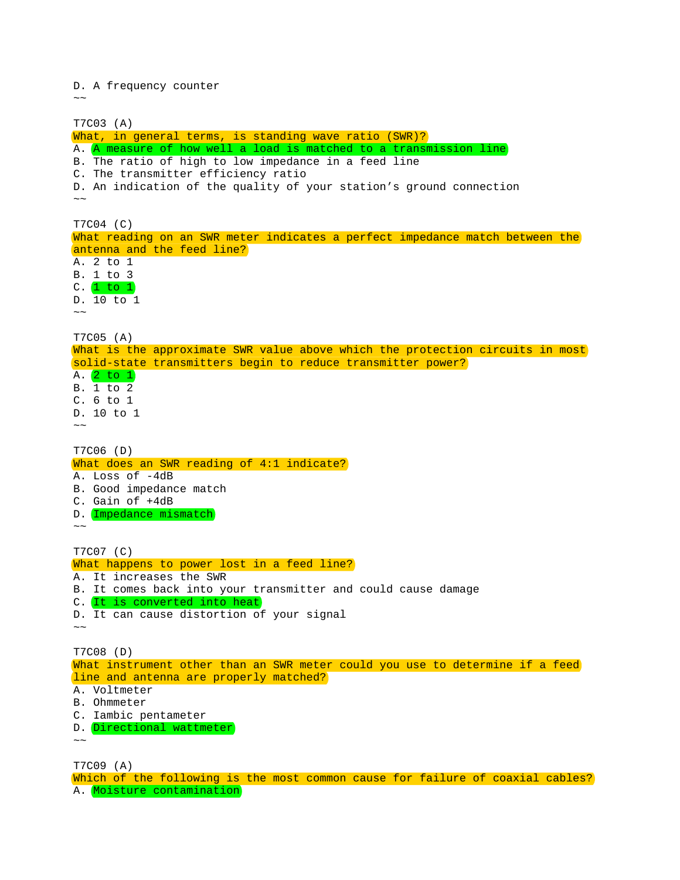D. A frequency counter
~~

T7C03 (A)
What, in general terms, is standing wave ratio (SWR)?
A. A measure of how well a load is matched to a transmission line
B. The ratio of high to low impedance in a feed line
C. The transmitter efficiency ratio
D. An indication of the quality of your station’s ground connection
~~

T7C04 (C)
What reading on an SWR meter indicates a perfect impedance match between the antenna and the feed line?
A. 2 to 1
B. 1 to 3
C. 1 to 1
D. 10 to 1
~~

T7C05 (A)
What is the approximate SWR value above which the protection circuits in most solid-state transmitters begin to reduce transmitter power?
A. 2 to 1
B. 1 to 2
C. 6 to 1
D. 10 to 1
~~

T7C06 (D)
What does an SWR reading of 4:1 indicate?
A. Loss of -4dB
B. Good impedance match
C. Gain of +4dB
D. Impedance mismatch
~~

T7C07 (C)
What happens to power lost in a feed line?
A. It increases the SWR
B. It comes back into your transmitter and could cause damage
C. It is converted into heat
D. It can cause distortion of your signal
~~

T7C08 (D)
What instrument other than an SWR meter could you use to determine if a feed line and antenna are properly matched?
A. Voltmeter
B. Ohmmeter
C. Iambic pentameter
D. Directional wattmeter
~~

T7C09 (A)
Which of the following is the most common cause for failure of coaxial cables?
A. Moisture contamination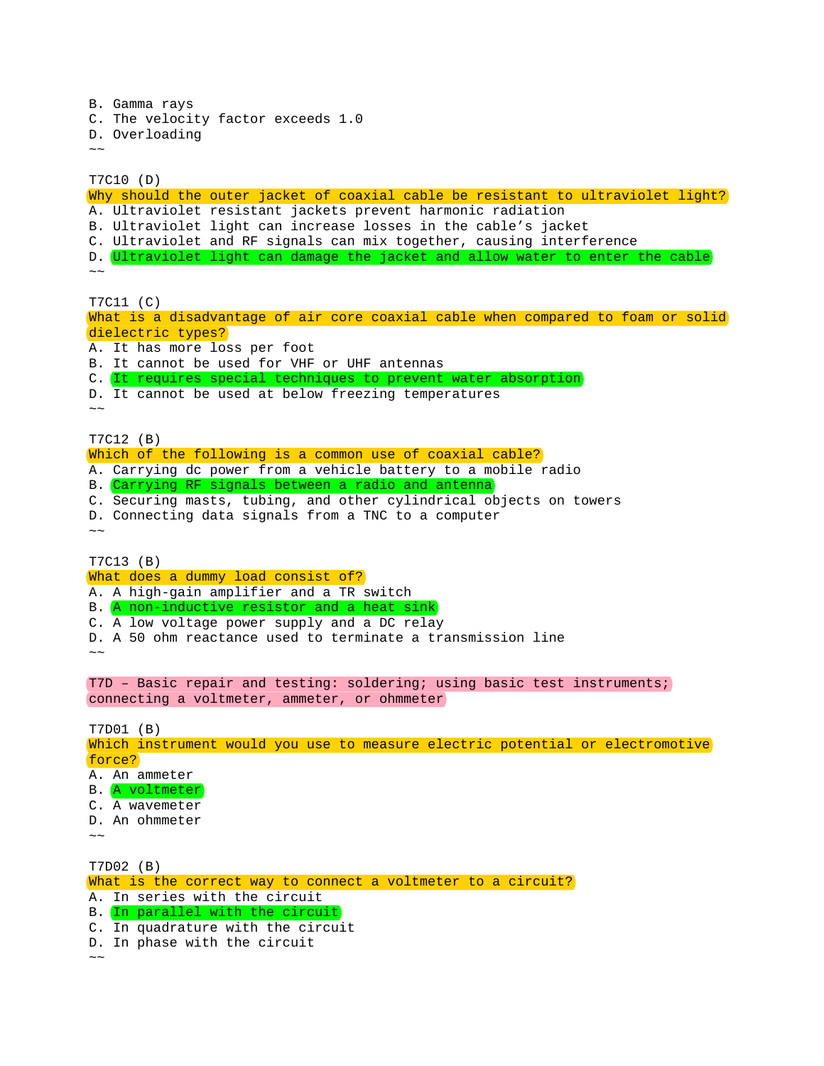B. Gamma rays
C. The velocity factor exceeds 1.0
D. Overloading
~~

T7C10 (D)
Why should the outer jacket of coaxial cable be resistant to ultraviolet light?
A. Ultraviolet resistant jackets prevent harmonic radiation
B. Ultraviolet light can increase losses in the cable's jacket
C. Ultraviolet and RF signals can mix together, causing interference
D. Ultraviolet light can damage the jacket and allow water to enter the cable
~~

T7C11 (C)
What is a disadvantage of air core coaxial cable when compared to foam or solid dielectric types?
A. It has more loss per foot
B. It cannot be used for VHF or UHF antennas
C. It requires special techniques to prevent water absorption
D. It cannot be used at below freezing temperatures
~~

T7C12 (B)
Which of the following is a common use of coaxial cable?
A. Carrying dc power from a vehicle battery to a mobile radio
B. Carrying RF signals between a radio and antenna
C. Securing masts, tubing, and other cylindrical objects on towers
D. Connecting data signals from a TNC to a computer
~~

T7C13 (B)
What does a dummy load consist of?
A. A high-gain amplifier and a TR switch
B. A non-inductive resistor and a heat sink
C. A low voltage power supply and a DC relay
D. A 50 ohm reactance used to terminate a transmission line
~~

T7D – Basic repair and testing: soldering; using basic test instruments; connecting a voltmeter, ammeter, or ohmmeter

T7D01 (B)
Which instrument would you use to measure electric potential or electromotive force?
A. An ammeter
B. A voltmeter
C. A wavemeter
D. An ohmmeter
~~

T7D02 (B)
What is the correct way to connect a voltmeter to a circuit?
A. In series with the circuit
B. In parallel with the circuit
C. In quadrature with the circuit
D. In phase with the circuit
~~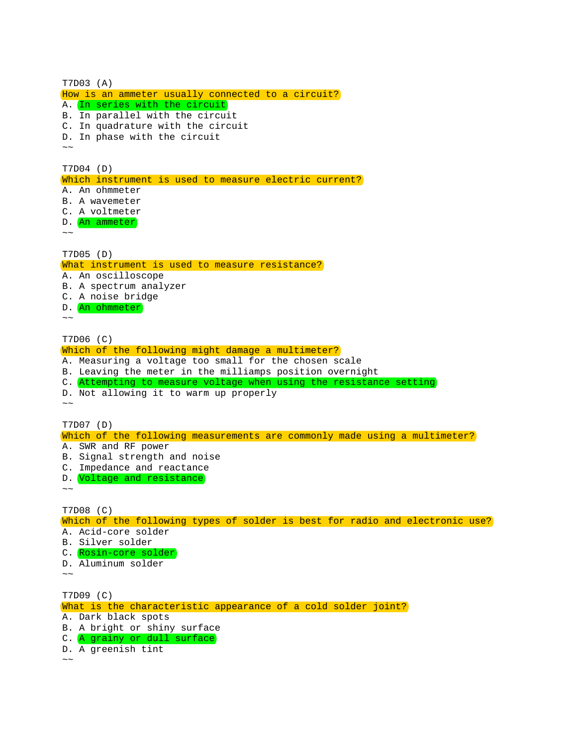T7D03 (A)
How is an ammeter usually connected to a circuit?
A. In series with the circuit
B. In parallel with the circuit
C. In quadrature with the circuit
D. In phase with the circuit
~~

T7D04 (D)
Which instrument is used to measure electric current?
A. An ohmmeter
B. A wavemeter
C. A voltmeter
D. An ammeter
~~

T7D05 (D)
What instrument is used to measure resistance?
A. An oscilloscope
B. A spectrum analyzer
C. A noise bridge
D. An ohmmeter
~~

T7D06 (C)
Which of the following might damage a multimeter?
A. Measuring a voltage too small for the chosen scale
B. Leaving the meter in the milliamps position overnight
C. Attempting to measure voltage when using the resistance setting
D. Not allowing it to warm up properly
~~

T7D07 (D)
Which of the following measurements are commonly made using a multimeter?
A. SWR and RF power
B. Signal strength and noise
C. Impedance and reactance
D. Voltage and resistance
~~

T7D08 (C)
Which of the following types of solder is best for radio and electronic use?
A. Acid-core solder
B. Silver solder
C. Rosin-core solder
D. Aluminum solder
~~

T7D09 (C)
What is the characteristic appearance of a cold solder joint?
A. Dark black spots
B. A bright or shiny surface
C. A grainy or dull surface
D. A greenish tint
~~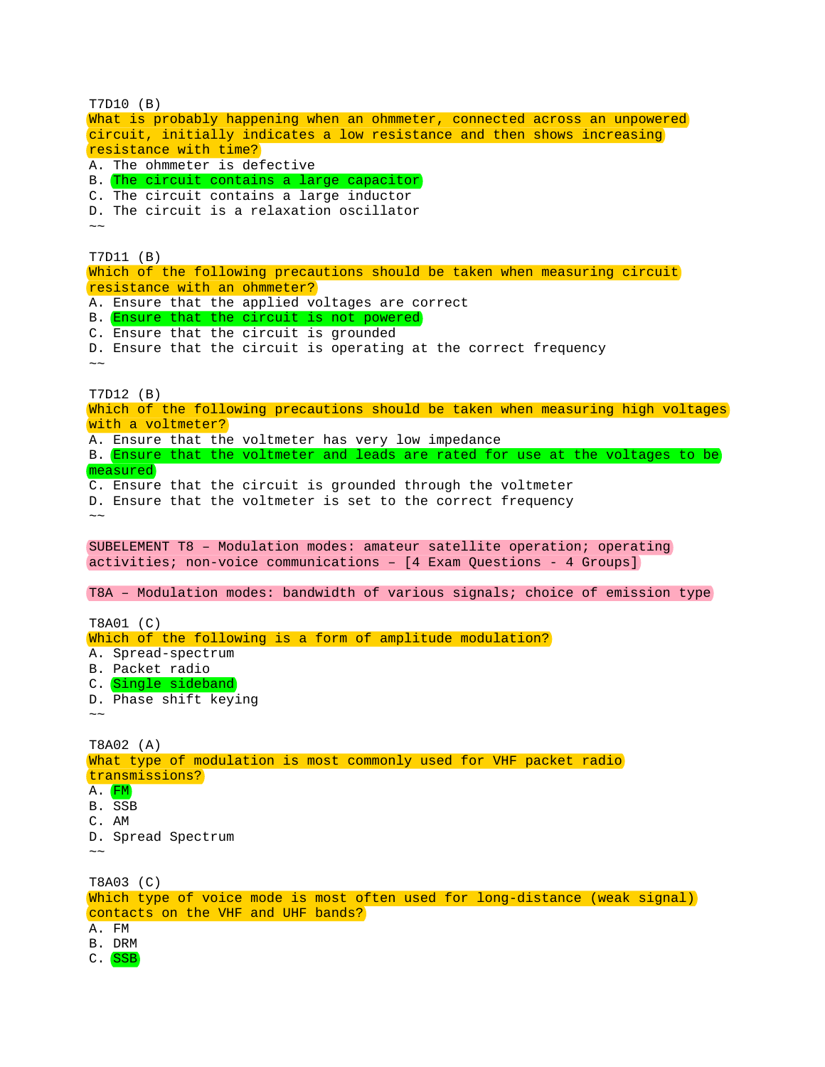T7D10 (B)
What is probably happening when an ohmmeter, connected across an unpowered circuit, initially indicates a low resistance and then shows increasing resistance with time?
A. The ohmmeter is defective
B. The circuit contains a large capacitor
C. The circuit contains a large inductor
D. The circuit is a relaxation oscillator
~~

T7D11 (B)
Which of the following precautions should be taken when measuring circuit resistance with an ohmmeter?
A. Ensure that the applied voltages are correct
B. Ensure that the circuit is not powered
C. Ensure that the circuit is grounded
D. Ensure that the circuit is operating at the correct frequency
~~

T7D12 (B)
Which of the following precautions should be taken when measuring high voltages with a voltmeter?
A. Ensure that the voltmeter has very low impedance
B. Ensure that the voltmeter and leads are rated for use at the voltages to be measured
C. Ensure that the circuit is grounded through the voltmeter
D. Ensure that the voltmeter is set to the correct frequency
~~

## SUBELEMENT T8 – Modulation modes: amateur satellite operation; operating activities; non-voice communications – [4 Exam Questions - 4 Groups]

### T8A – Modulation modes: bandwidth of various signals; choice of emission type

T8A01 (C)
Which of the following is a form of amplitude modulation?
A. Spread-spectrum
B. Packet radio
C. Single sideband
D. Phase shift keying
~~

T8A02 (A)
What type of modulation is most commonly used for VHF packet radio transmissions?
A. FM
B. SSB
C. AM
D. Spread Spectrum
~~

T8A03 (C)
Which type of voice mode is most often used for long-distance (weak signal) contacts on the VHF and UHF bands?
A. FM
B. DRM
C. SSB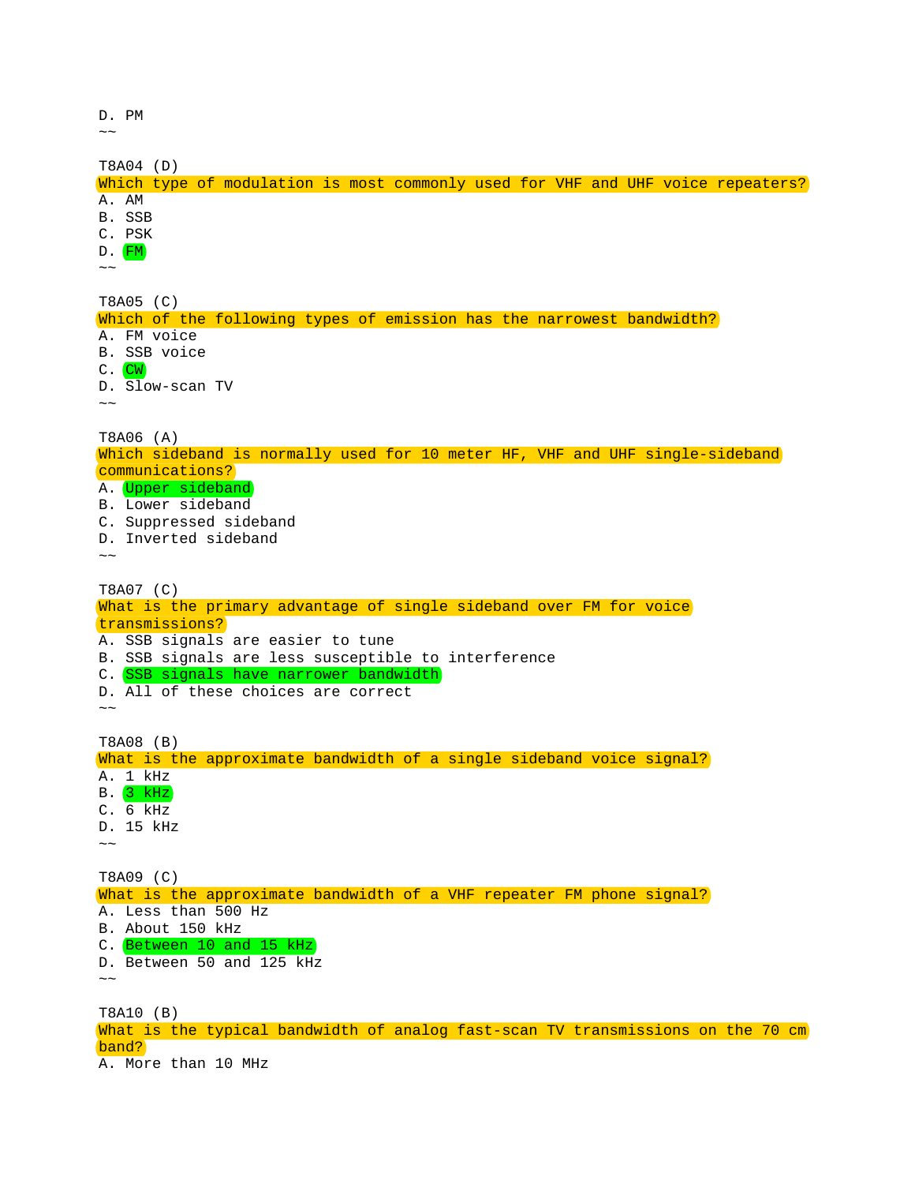D. PM
~~

T8A04 (D)
Which type of modulation is most commonly used for VHF and UHF voice repeaters?
A. AM
B. SSB
C. PSK
D. FM
~~

T8A05 (C)
Which of the following types of emission has the narrowest bandwidth?
A. FM voice
B. SSB voice
C. CW
D. Slow-scan TV
~~

T8A06 (A)
Which sideband is normally used for 10 meter HF, VHF and UHF single-sideband communications?
A. Upper sideband
B. Lower sideband
C. Suppressed sideband
D. Inverted sideband
~~

T8A07 (C)
What is the primary advantage of single sideband over FM for voice transmissions?
A. SSB signals are easier to tune
B. SSB signals are less susceptible to interference
C. SSB signals have narrower bandwidth
D. All of these choices are correct
~~

T8A08 (B)
What is the approximate bandwidth of a single sideband voice signal?
A. 1 kHz
B. 3 kHz
C. 6 kHz
D. 15 kHz
~~

T8A09 (C)
What is the approximate bandwidth of a VHF repeater FM phone signal?
A. Less than 500 Hz
B. About 150 kHz
C. Between 10 and 15 kHz
D. Between 50 and 125 kHz
~~

T8A10 (B)
What is the typical bandwidth of analog fast-scan TV transmissions on the 70 cm band?
A. More than 10 MHz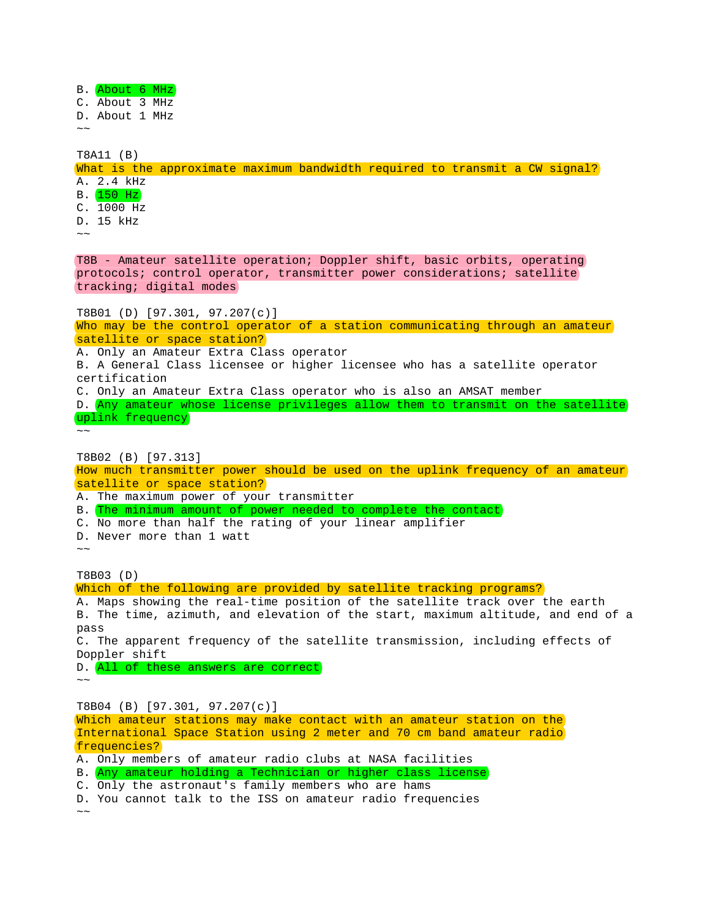B. About 6 MHz
C. About 3 MHz
D. About 1 MHz
~~

T8A11 (B)
What is the approximate maximum bandwidth required to transmit a CW signal?
A. 2.4 kHz
B. 150 Hz
C. 1000 Hz
D. 15 kHz
~~

T8B - Amateur satellite operation; Doppler shift, basic orbits, operating protocols; control operator, transmitter power considerations; satellite tracking; digital modes

T8B01 (D) [97.301, 97.207(c)]
Who may be the control operator of a station communicating through an amateur satellite or space station?
A. Only an Amateur Extra Class operator
B. A General Class licensee or higher licensee who has a satellite operator certification
C. Only an Amateur Extra Class operator who is also an AMSAT member
D. Any amateur whose license privileges allow them to transmit on the satellite uplink frequency
~~

T8B02 (B) [97.313]
How much transmitter power should be used on the uplink frequency of an amateur satellite or space station?
A. The maximum power of your transmitter
B. The minimum amount of power needed to complete the contact
C. No more than half the rating of your linear amplifier
D. Never more than 1 watt
~~

T8B03 (D)
Which of the following are provided by satellite tracking programs?
A. Maps showing the real-time position of the satellite track over the earth
B. The time, azimuth, and elevation of the start, maximum altitude, and end of a pass
C. The apparent frequency of the satellite transmission, including effects of Doppler shift
D. All of these answers are correct
~~

T8B04 (B) [97.301, 97.207(c)]
Which amateur stations may make contact with an amateur station on the International Space Station using 2 meter and 70 cm band amateur radio frequencies?
A. Only members of amateur radio clubs at NASA facilities
B. Any amateur holding a Technician or higher class license
C. Only the astronaut's family members who are hams
D. You cannot talk to the ISS on amateur radio frequencies
~~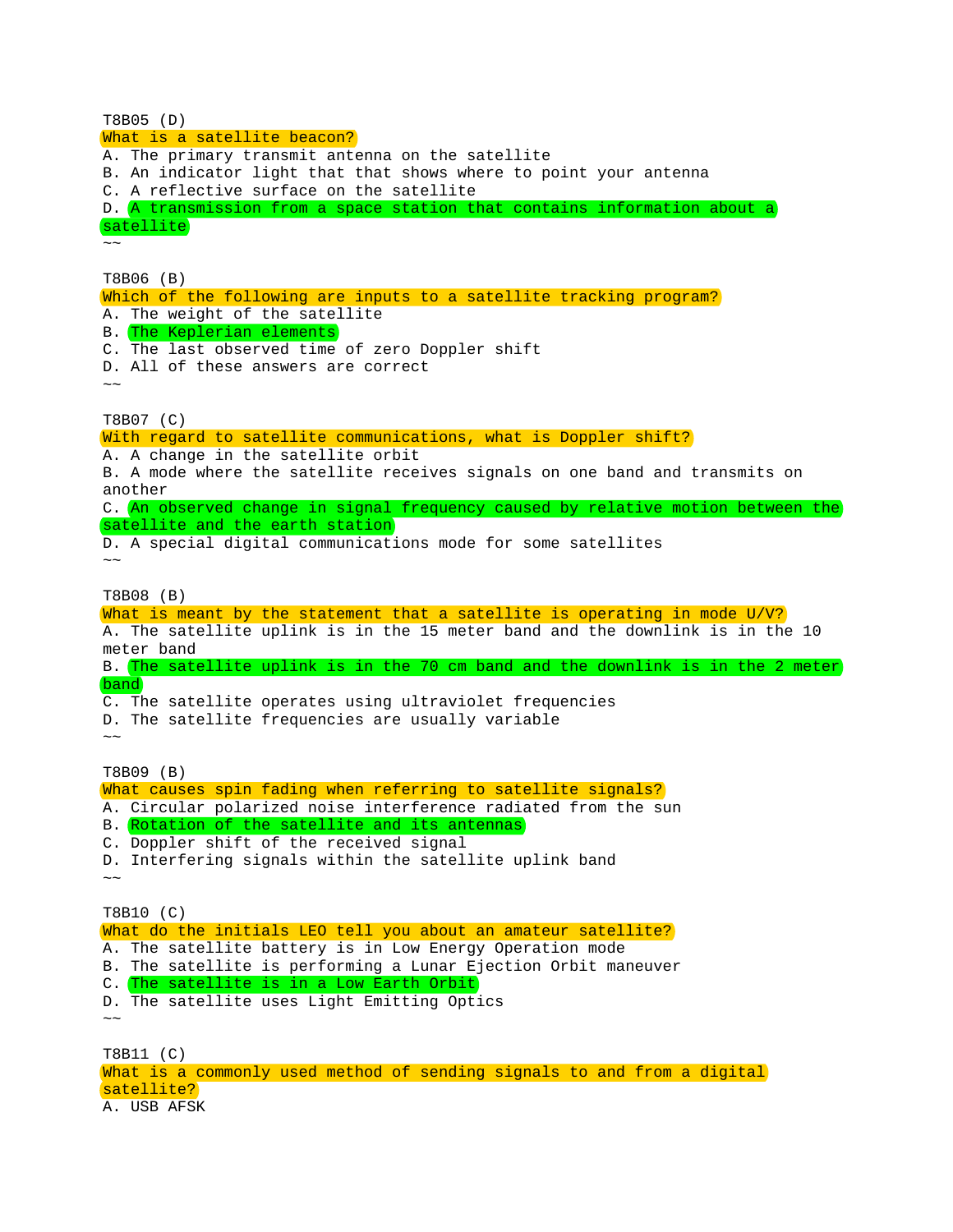T8B05 (D)
What is a satellite beacon?
A. The primary transmit antenna on the satellite
B. An indicator light that that shows where to point your antenna
C. A reflective surface on the satellite
D. A transmission from a space station that contains information about a satellite
~~

T8B06 (B)
Which of the following are inputs to a satellite tracking program?
A. The weight of the satellite
B. The Keplerian elements
C. The last observed time of zero Doppler shift
D. All of these answers are correct
~~

T8B07 (C)
With regard to satellite communications, what is Doppler shift?
A. A change in the satellite orbit
B. A mode where the satellite receives signals on one band and transmits on another
C. An observed change in signal frequency caused by relative motion between the satellite and the earth station
D. A special digital communications mode for some satellites
~~

T8B08 (B)
What is meant by the statement that a satellite is operating in mode U/V?
A. The satellite uplink is in the 15 meter band and the downlink is in the 10 meter band
B. The satellite uplink is in the 70 cm band and the downlink is in the 2 meter band
C. The satellite operates using ultraviolet frequencies
D. The satellite frequencies are usually variable
~~

T8B09 (B)
What causes spin fading when referring to satellite signals?
A. Circular polarized noise interference radiated from the sun
B. Rotation of the satellite and its antennas
C. Doppler shift of the received signal
D. Interfering signals within the satellite uplink band
~~

T8B10 (C)
What do the initials LEO tell you about an amateur satellite?
A. The satellite battery is in Low Energy Operation mode
B. The satellite is performing a Lunar Ejection Orbit maneuver
C. The satellite is in a Low Earth Orbit
D. The satellite uses Light Emitting Optics
~~

T8B11 (C)
What is a commonly used method of sending signals to and from a digital satellite?
A. USB AFSK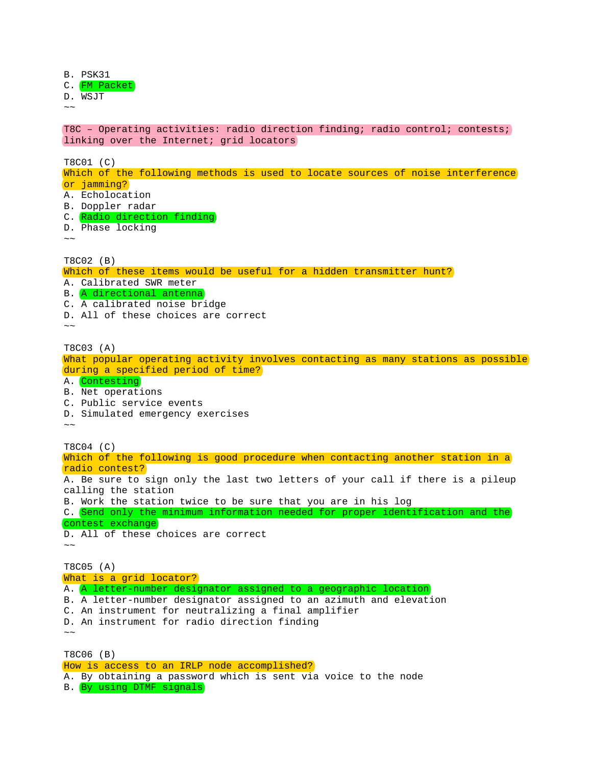B. PSK31
C. FM Packet
D. WSJT
~~

T8C – Operating activities: radio direction finding; radio control; contests; linking over the Internet; grid locators

T8C01 (C)
Which of the following methods is used to locate sources of noise interference or jamming?
A. Echolocation
B. Doppler radar
C. Radio direction finding
D. Phase locking
~~

T8C02 (B)
Which of these items would be useful for a hidden transmitter hunt?
A. Calibrated SWR meter
B. A directional antenna
C. A calibrated noise bridge
D. All of these choices are correct
~~

T8C03 (A)
What popular operating activity involves contacting as many stations as possible during a specified period of time?
A. Contesting
B. Net operations
C. Public service events
D. Simulated emergency exercises
~~

T8C04 (C)
Which of the following is good procedure when contacting another station in a radio contest?
A. Be sure to sign only the last two letters of your call if there is a pileup calling the station
B. Work the station twice to be sure that you are in his log
C. Send only the minimum information needed for proper identification and the contest exchange
D. All of these choices are correct
~~

T8C05 (A)
What is a grid locator?
A. A letter-number designator assigned to a geographic location
B. A letter-number designator assigned to an azimuth and elevation
C. An instrument for neutralizing a final amplifier
D. An instrument for radio direction finding
~~

T8C06 (B)
How is access to an IRLP node accomplished?
A. By obtaining a password which is sent via voice to the node
B. By using DTMF signals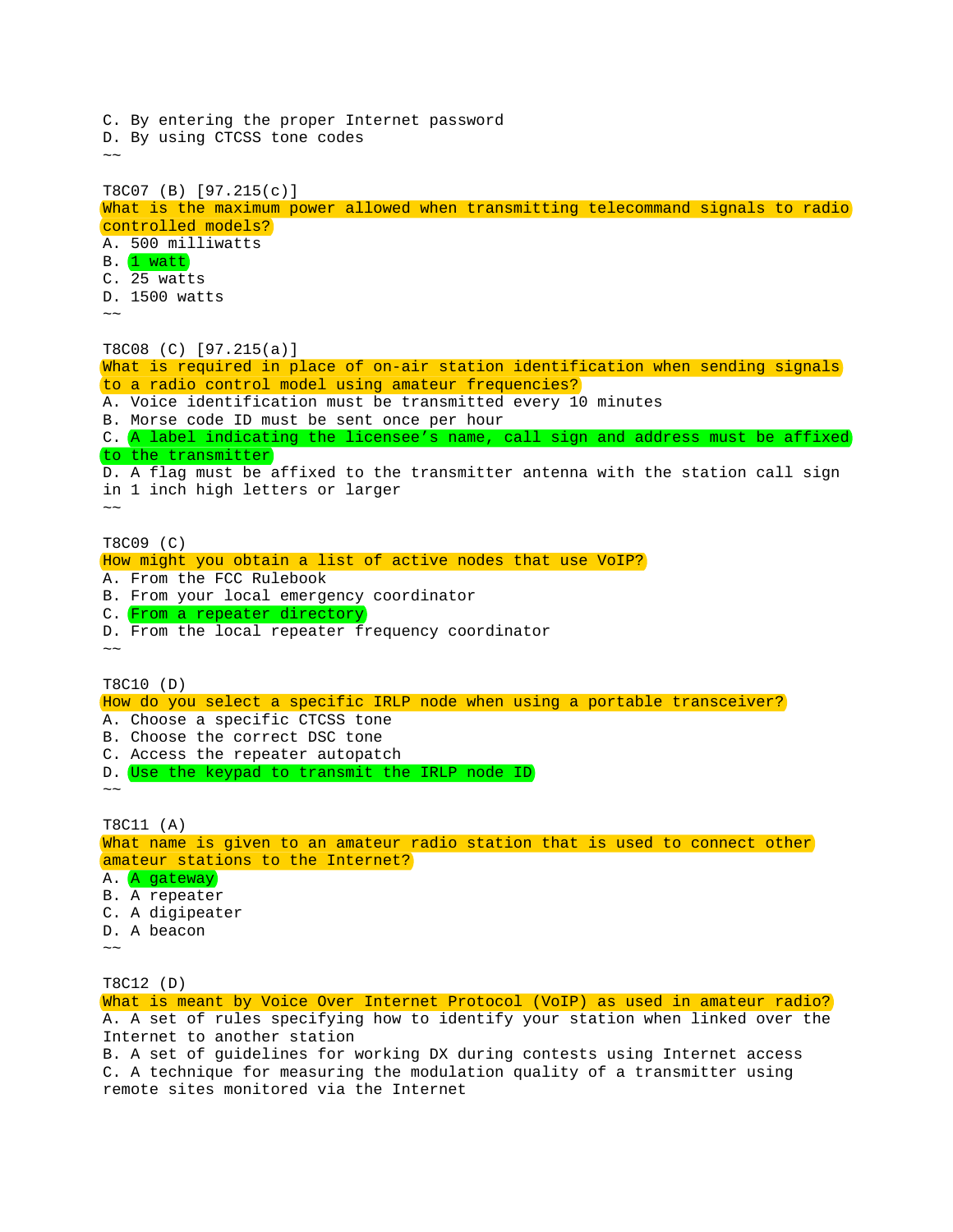C. By entering the proper Internet password
D. By using CTCSS tone codes
~~

T8C07 (B) [97.215(c)]
What is the maximum power allowed when transmitting telecommand signals to radio controlled models?
A. 500 milliwatts
B. 1 watt
C. 25 watts
D. 1500 watts
~~

T8C08 (C) [97.215(a)]
What is required in place of on-air station identification when sending signals to a radio control model using amateur frequencies?
A. Voice identification must be transmitted every 10 minutes
B. Morse code ID must be sent once per hour
C. A label indicating the licensee's name, call sign and address must be affixed to the transmitter
D. A flag must be affixed to the transmitter antenna with the station call sign in 1 inch high letters or larger
~~

T8C09 (C)
How might you obtain a list of active nodes that use VoIP?
A. From the FCC Rulebook
B. From your local emergency coordinator
C. From a repeater directory
D. From the local repeater frequency coordinator
~~

T8C10 (D)
How do you select a specific IRLP node when using a portable transceiver?
A. Choose a specific CTCSS tone
B. Choose the correct DSC tone
C. Access the repeater autopatch
D. Use the keypad to transmit the IRLP node ID
~~

T8C11 (A)
What name is given to an amateur radio station that is used to connect other amateur stations to the Internet?
A. A gateway
B. A repeater
C. A digipeater
D. A beacon
~~

T8C12 (D)
What is meant by Voice Over Internet Protocol (VoIP) as used in amateur radio?
A. A set of rules specifying how to identify your station when linked over the Internet to another station
B. A set of guidelines for working DX during contests using Internet access
C. A technique for measuring the modulation quality of a transmitter using remote sites monitored via the Internet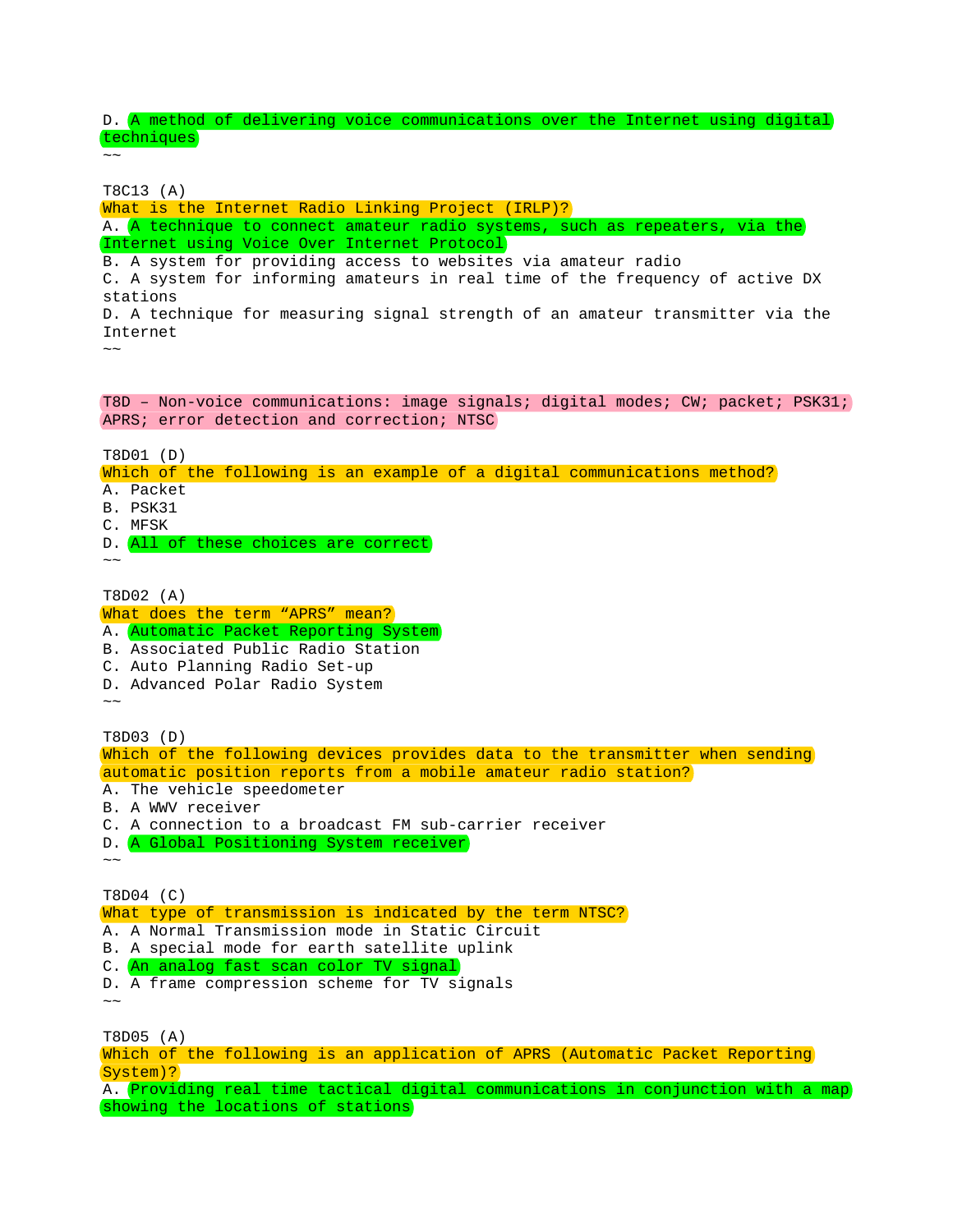D. A method of delivering voice communications over the Internet using digital techniques
~~

T8C13 (A)
What is the Internet Radio Linking Project (IRLP)?
A. A technique to connect amateur radio systems, such as repeaters, via the Internet using Voice Over Internet Protocol
B. A system for providing access to websites via amateur radio
C. A system for informing amateurs in real time of the frequency of active DX stations
D. A technique for measuring signal strength of an amateur transmitter via the Internet
~~

T8D – Non-voice communications: image signals; digital modes; CW; packet; PSK31; APRS; error detection and correction; NTSC

T8D01 (D)
Which of the following is an example of a digital communications method?
A. Packet
B. PSK31
C. MFSK
D. All of these choices are correct
~~

T8D02 (A)
What does the term “APRS” mean?
A. Automatic Packet Reporting System
B. Associated Public Radio Station
C. Auto Planning Radio Set-up
D. Advanced Polar Radio System
~~

T8D03 (D)
Which of the following devices provides data to the transmitter when sending automatic position reports from a mobile amateur radio station?
A. The vehicle speedometer
B. A WWV receiver
C. A connection to a broadcast FM sub-carrier receiver
D. A Global Positioning System receiver
~~

T8D04 (C)
What type of transmission is indicated by the term NTSC?
A. A Normal Transmission mode in Static Circuit
B. A special mode for earth satellite uplink
C. An analog fast scan color TV signal
D. A frame compression scheme for TV signals
~~

T8D05 (A)
Which of the following is an application of APRS (Automatic Packet Reporting System)?
A. Providing real time tactical digital communications in conjunction with a map showing the locations of stations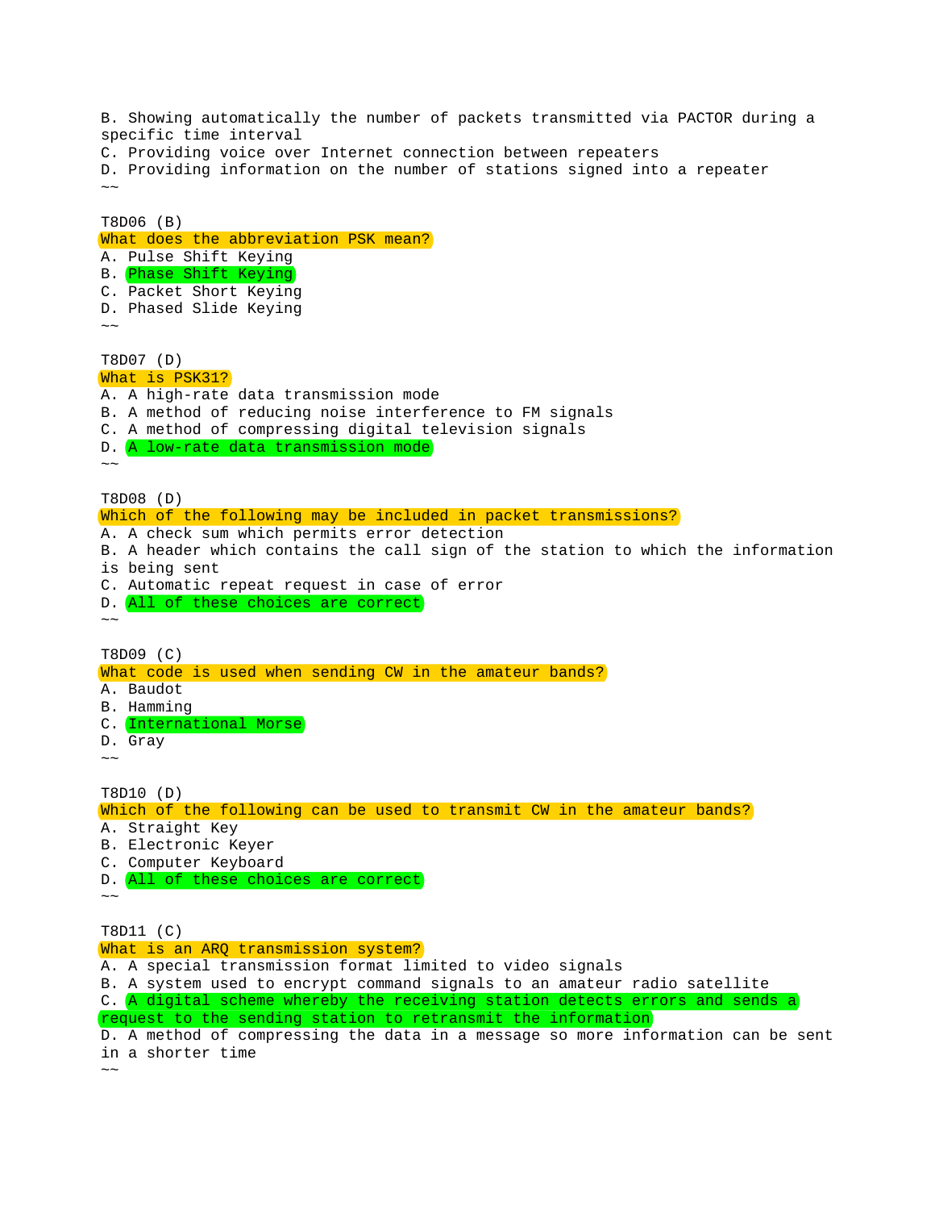B. Showing automatically the number of packets transmitted via PACTOR during a specific time interval
C. Providing voice over Internet connection between repeaters
D. Providing information on the number of stations signed into a repeater
~~

T8D06 (B)
What does the abbreviation PSK mean?
A. Pulse Shift Keying
B. Phase Shift Keying
C. Packet Short Keying
D. Phased Slide Keying
~~

T8D07 (D)
What is PSK31?
A. A high-rate data transmission mode
B. A method of reducing noise interference to FM signals
C. A method of compressing digital television signals
D. A low-rate data transmission mode
~~

T8D08 (D)
Which of the following may be included in packet transmissions?
A. A check sum which permits error detection
B. A header which contains the call sign of the station to which the information is being sent
C. Automatic repeat request in case of error
D. All of these choices are correct
~~

T8D09 (C)
What code is used when sending CW in the amateur bands?
A. Baudot
B. Hamming
C. International Morse
D. Gray
~~

T8D10 (D)
Which of the following can be used to transmit CW in the amateur bands?
A. Straight Key
B. Electronic Keyer
C. Computer Keyboard
D. All of these choices are correct
~~

T8D11 (C)
What is an ARQ transmission system?
A. A special transmission format limited to video signals
B. A system used to encrypt command signals to an amateur radio satellite
C. A digital scheme whereby the receiving station detects errors and sends a request to the sending station to retransmit the information
D. A method of compressing the data in a message so more information can be sent in a shorter time
~~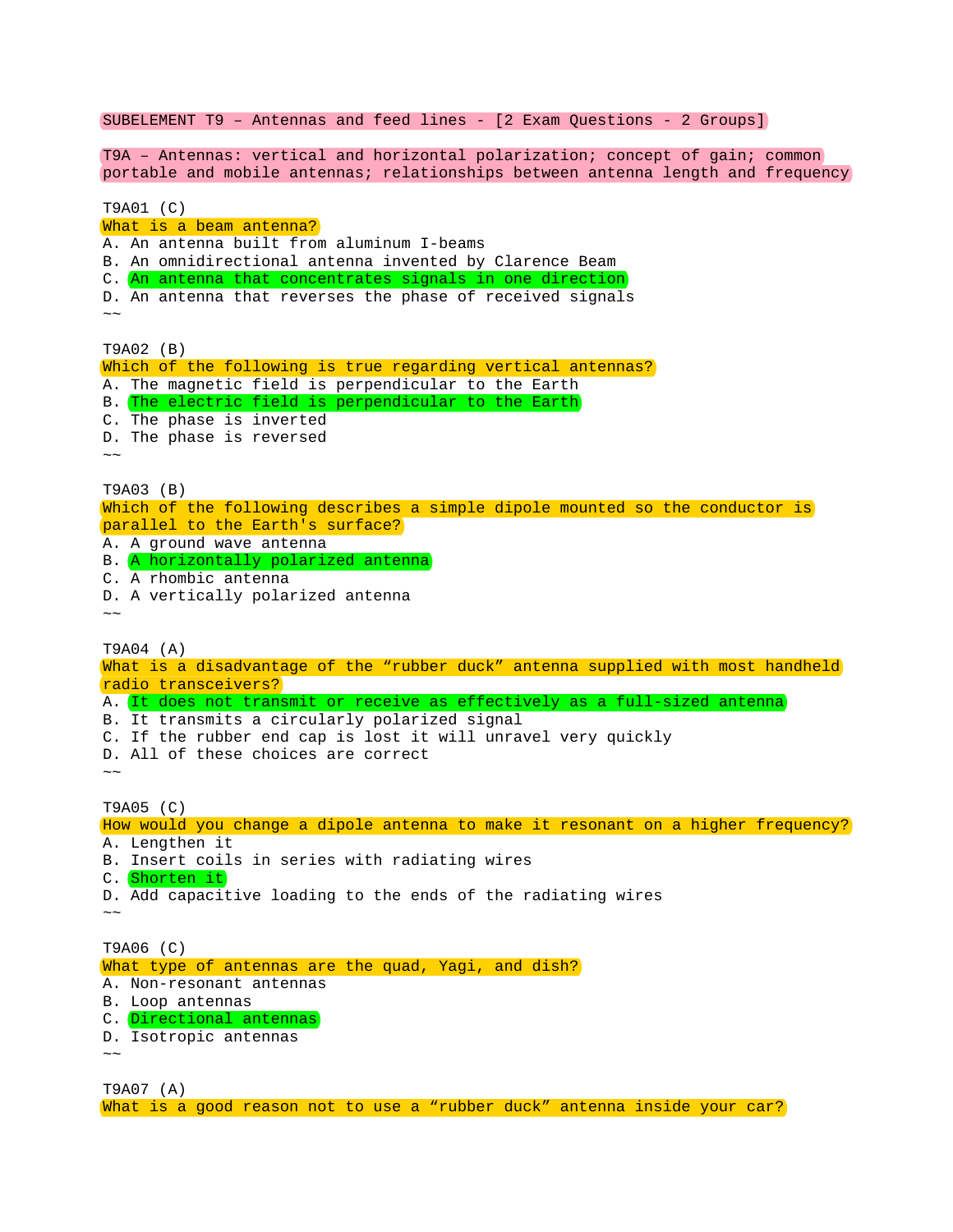SUBELEMENT T9 – Antennas and feed lines - [2 Exam Questions - 2 Groups]

T9A – Antennas: vertical and horizontal polarization; concept of gain; common portable and mobile antennas; relationships between antenna length and frequency

T9A01 (C)
What is a beam antenna?
A. An antenna built from aluminum I-beams
B. An omnidirectional antenna invented by Clarence Beam
C. An antenna that concentrates signals in one direction
D. An antenna that reverses the phase of received signals
~~

T9A02 (B)
Which of the following is true regarding vertical antennas?
A. The magnetic field is perpendicular to the Earth
B. The electric field is perpendicular to the Earth
C. The phase is inverted
D. The phase is reversed
~~

T9A03 (B)
Which of the following describes a simple dipole mounted so the conductor is parallel to the Earth's surface?
A. A ground wave antenna
B. A horizontally polarized antenna
C. A rhombic antenna
D. A vertically polarized antenna
~~

T9A04 (A)
What is a disadvantage of the “rubber duck” antenna supplied with most handheld radio transceivers?
A. It does not transmit or receive as effectively as a full-sized antenna
B. It transmits a circularly polarized signal
C. If the rubber end cap is lost it will unravel very quickly
D. All of these choices are correct
~~

T9A05 (C)
How would you change a dipole antenna to make it resonant on a higher frequency?
A. Lengthen it
B. Insert coils in series with radiating wires
C. Shorten it
D. Add capacitive loading to the ends of the radiating wires
~~

T9A06 (C)
What type of antennas are the quad, Yagi, and dish?
A. Non-resonant antennas
B. Loop antennas
C. Directional antennas
D. Isotropic antennas
~~

T9A07 (A)
What is a good reason not to use a “rubber duck” antenna inside your car?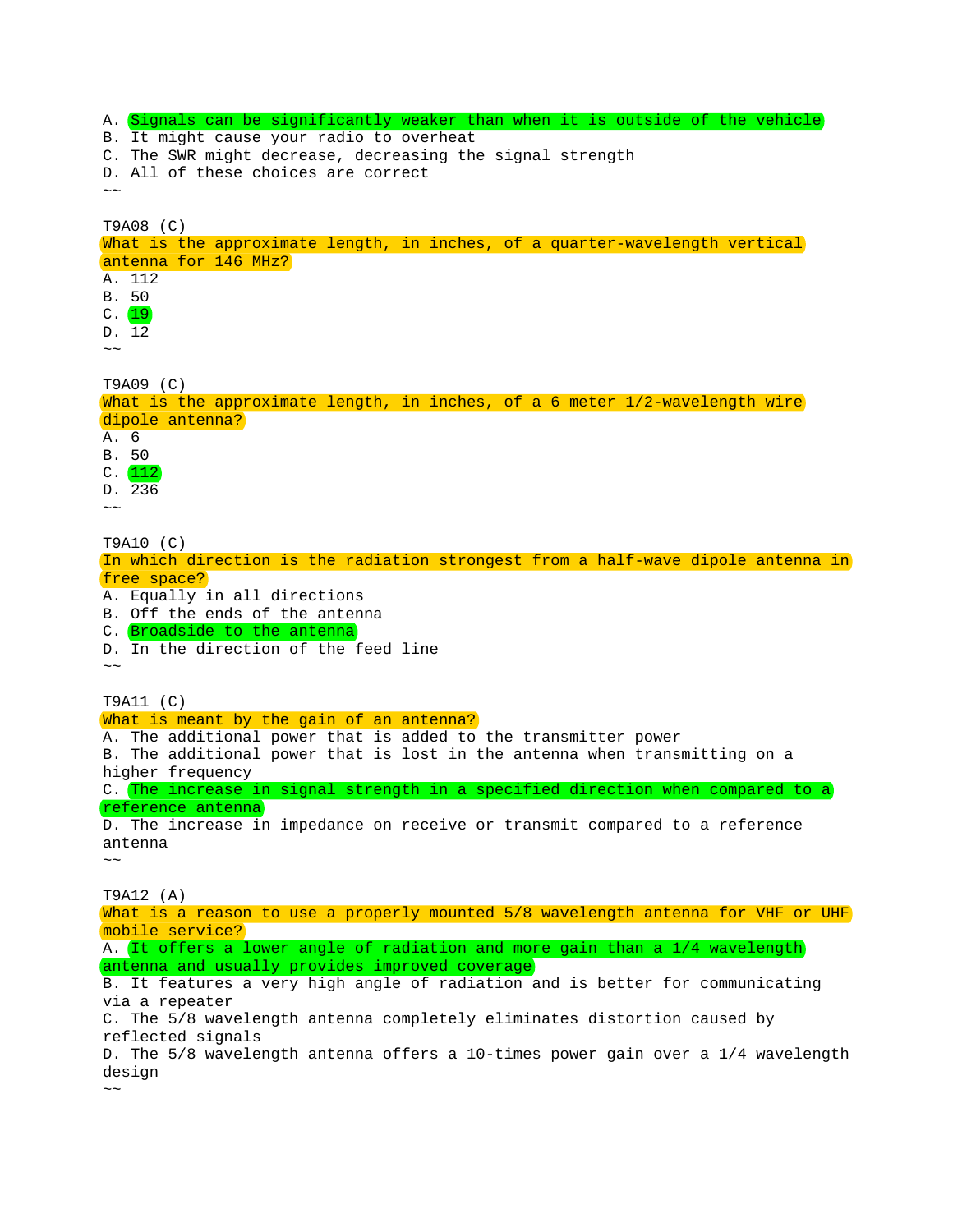A. Signals can be significantly weaker than when it is outside of the vehicle
B. It might cause your radio to overheat
C. The SWR might decrease, decreasing the signal strength
D. All of these choices are correct
~~

T9A08 (C)
What is the approximate length, in inches, of a quarter-wavelength vertical antenna for 146 MHz?
A. 112
B. 50
C. 19
D. 12
~~

T9A09 (C)
What is the approximate length, in inches, of a 6 meter 1/2-wavelength wire dipole antenna?
A. 6
B. 50
C. 112
D. 236
~~

T9A10 (C)
In which direction is the radiation strongest from a half-wave dipole antenna in free space?
A. Equally in all directions
B. Off the ends of the antenna
C. Broadside to the antenna
D. In the direction of the feed line
~~

T9A11 (C)
What is meant by the gain of an antenna?
A. The additional power that is added to the transmitter power
B. The additional power that is lost in the antenna when transmitting on a higher frequency
C. The increase in signal strength in a specified direction when compared to a reference antenna
D. The increase in impedance on receive or transmit compared to a reference antenna
~~

T9A12 (A)
What is a reason to use a properly mounted 5/8 wavelength antenna for VHF or UHF mobile service?
A. It offers a lower angle of radiation and more gain than a 1/4 wavelength antenna and usually provides improved coverage
B. It features a very high angle of radiation and is better for communicating via a repeater
C. The 5/8 wavelength antenna completely eliminates distortion caused by reflected signals
D. The 5/8 wavelength antenna offers a 10-times power gain over a 1/4 wavelength design
~~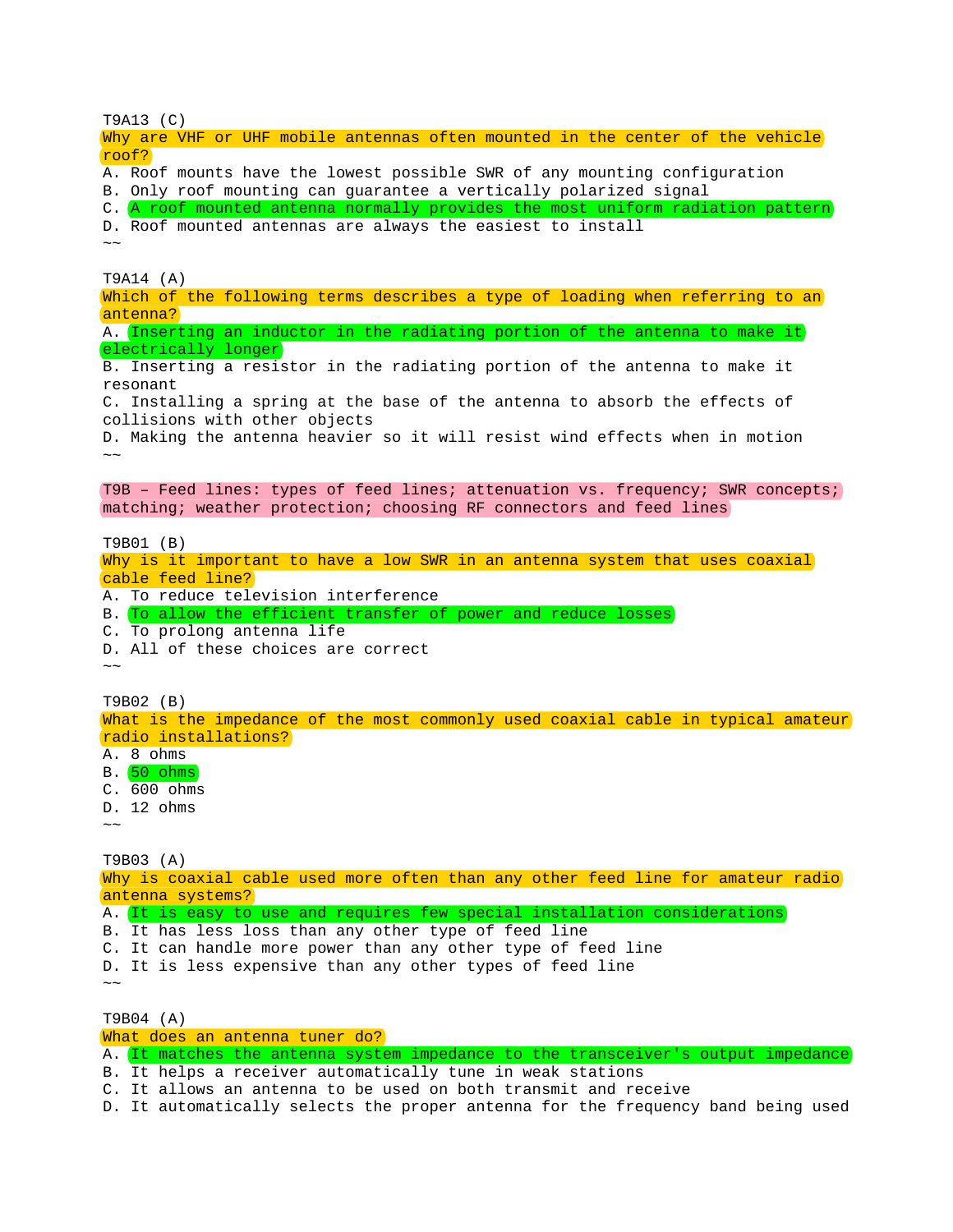T9A13 (C)
Why are VHF or UHF mobile antennas often mounted in the center of the vehicle roof?
A. Roof mounts have the lowest possible SWR of any mounting configuration
B. Only roof mounting can guarantee a vertically polarized signal
C. A roof mounted antenna normally provides the most uniform radiation pattern
D. Roof mounted antennas are always the easiest to install
~~

T9A14 (A)
Which of the following terms describes a type of loading when referring to an antenna?
A. Inserting an inductor in the radiating portion of the antenna to make it electrically longer
B. Inserting a resistor in the radiating portion of the antenna to make it resonant
C. Installing a spring at the base of the antenna to absorb the effects of collisions with other objects
D. Making the antenna heavier so it will resist wind effects when in motion
~~

T9B – Feed lines: types of feed lines; attenuation vs. frequency; SWR concepts; matching; weather protection; choosing RF connectors and feed lines

T9B01 (B)
Why is it important to have a low SWR in an antenna system that uses coaxial cable feed line?
A. To reduce television interference
B. To allow the efficient transfer of power and reduce losses
C. To prolong antenna life
D. All of these choices are correct
~~

T9B02 (B)
What is the impedance of the most commonly used coaxial cable in typical amateur radio installations?
A. 8 ohms
B. 50 ohms
C. 600 ohms
D. 12 ohms
~~

T9B03 (A)
Why is coaxial cable used more often than any other feed line for amateur radio antenna systems?
A. It is easy to use and requires few special installation considerations
B. It has less loss than any other type of feed line
C. It can handle more power than any other type of feed line
D. It is less expensive than any other types of feed line
~~

T9B04 (A)
What does an antenna tuner do?
A. It matches the antenna system impedance to the transceiver's output impedance
B. It helps a receiver automatically tune in weak stations
C. It allows an antenna to be used on both transmit and receive
D. It automatically selects the proper antenna for the frequency band being used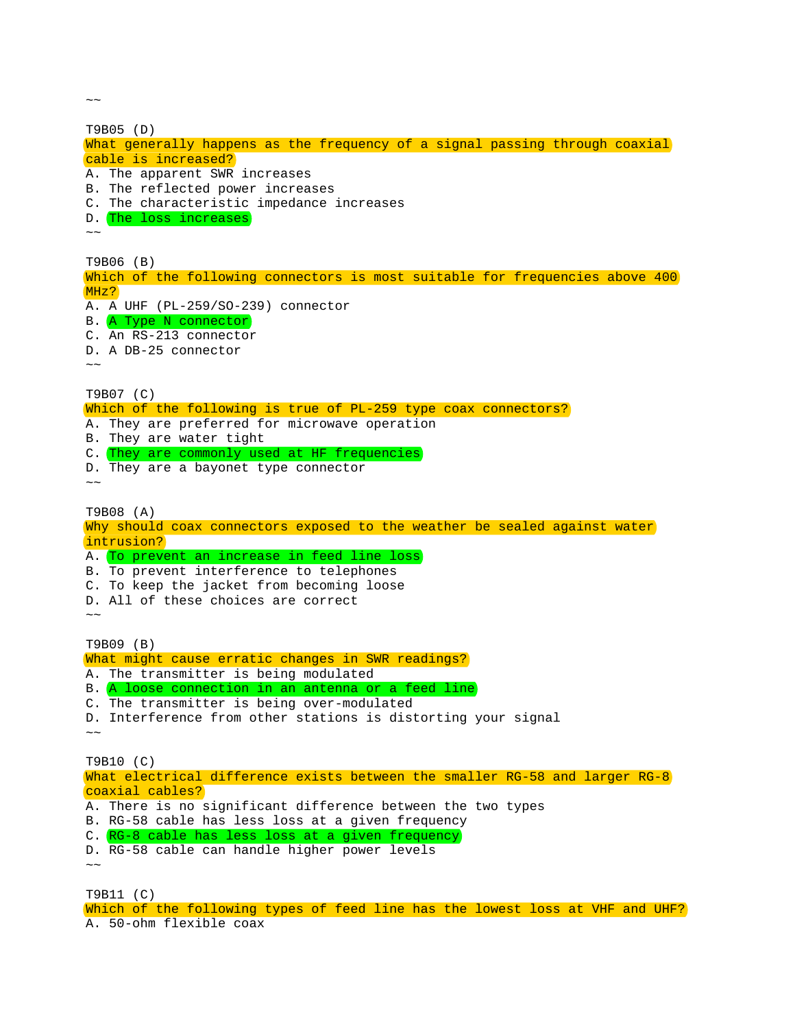~~

T9B05 (D)
What generally happens as the frequency of a signal passing through coaxial cable is increased?
A. The apparent SWR increases
B. The reflected power increases
C. The characteristic impedance increases
D. The loss increases
~~

T9B06 (B)
Which of the following connectors is most suitable for frequencies above 400 MHz?
A. A UHF (PL-259/SO-239) connector
B. A Type N connector
C. An RS-213 connector
D. A DB-25 connector
~~

T9B07 (C)
Which of the following is true of PL-259 type coax connectors?
A. They are preferred for microwave operation
B. They are water tight
C. They are commonly used at HF frequencies
D. They are a bayonet type connector
~~

T9B08 (A)
Why should coax connectors exposed to the weather be sealed against water intrusion?
A. To prevent an increase in feed line loss
B. To prevent interference to telephones
C. To keep the jacket from becoming loose
D. All of these choices are correct
~~

T9B09 (B)
What might cause erratic changes in SWR readings?
A. The transmitter is being modulated
B. A loose connection in an antenna or a feed line
C. The transmitter is being over-modulated
D. Interference from other stations is distorting your signal
~~

T9B10 (C)
What electrical difference exists between the smaller RG-58 and larger RG-8 coaxial cables?
A. There is no significant difference between the two types
B. RG-58 cable has less loss at a given frequency
C. RG-8 cable has less loss at a given frequency
D. RG-58 cable can handle higher power levels
~~

T9B11 (C)
Which of the following types of feed line has the lowest loss at VHF and UHF?
A. 50-ohm flexible coax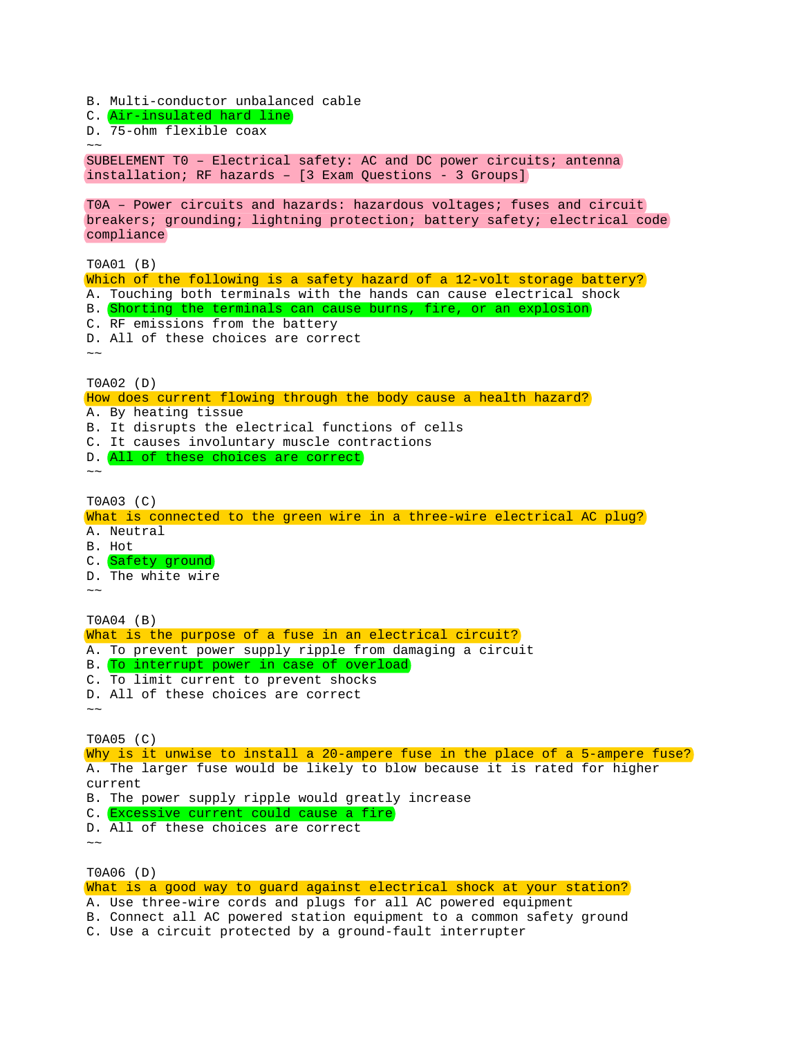B. Multi-conductor unbalanced cable
C. Air-insulated hard line
D. 75-ohm flexible coax
~~

## SUBELEMENT T0 – Electrical safety: AC and DC power circuits; antenna installation; RF hazards – [3 Exam Questions - 3 Groups]

### T0A – Power circuits and hazards: hazardous voltages; fuses and circuit breakers; grounding; lightning protection; battery safety; electrical code compliance

T0A01 (B)
Which of the following is a safety hazard of a 12-volt storage battery?
A. Touching both terminals with the hands can cause electrical shock
B. Shorting the terminals can cause burns, fire, or an explosion
C. RF emissions from the battery
D. All of these choices are correct
~~

T0A02 (D)
How does current flowing through the body cause a health hazard?
A. By heating tissue
B. It disrupts the electrical functions of cells
C. It causes involuntary muscle contractions
D. All of these choices are correct
~~

T0A03 (C)
What is connected to the green wire in a three-wire electrical AC plug?
A. Neutral
B. Hot
C. Safety ground
D. The white wire
~~

T0A04 (B)
What is the purpose of a fuse in an electrical circuit?
A. To prevent power supply ripple from damaging a circuit
B. To interrupt power in case of overload
C. To limit current to prevent shocks
D. All of these choices are correct
~~

T0A05 (C)
Why is it unwise to install a 20-ampere fuse in the place of a 5-ampere fuse?
A. The larger fuse would be likely to blow because it is rated for higher current
B. The power supply ripple would greatly increase
C. Excessive current could cause a fire
D. All of these choices are correct
~~

T0A06 (D)
What is a good way to guard against electrical shock at your station?
A. Use three-wire cords and plugs for all AC powered equipment
B. Connect all AC powered station equipment to a common safety ground
C. Use a circuit protected by a ground-fault interrupter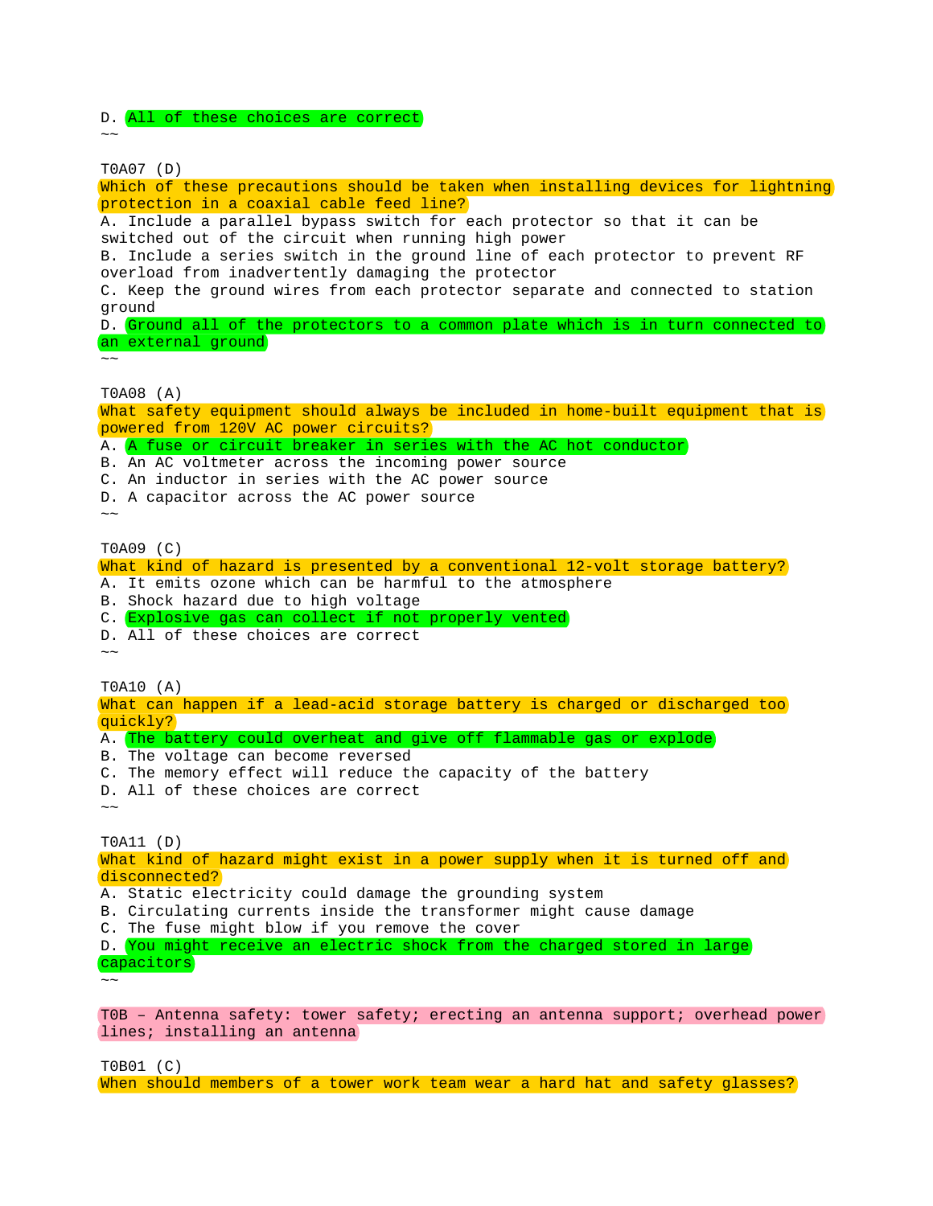D. All of these choices are correct
~~

T0A07 (D)
Which of these precautions should be taken when installing devices for lightning protection in a coaxial cable feed line?
A. Include a parallel bypass switch for each protector so that it can be switched out of the circuit when running high power
B. Include a series switch in the ground line of each protector to prevent RF overload from inadvertently damaging the protector
C. Keep the ground wires from each protector separate and connected to station ground
D. Ground all of the protectors to a common plate which is in turn connected to an external ground
~~

T0A08 (A)
What safety equipment should always be included in home-built equipment that is powered from 120V AC power circuits?
A. A fuse or circuit breaker in series with the AC hot conductor
B. An AC voltmeter across the incoming power source
C. An inductor in series with the AC power source
D. A capacitor across the AC power source
~~

T0A09 (C)
What kind of hazard is presented by a conventional 12-volt storage battery?
A. It emits ozone which can be harmful to the atmosphere
B. Shock hazard due to high voltage
C. Explosive gas can collect if not properly vented
D. All of these choices are correct
~~

T0A10 (A)
What can happen if a lead-acid storage battery is charged or discharged too quickly?
A. The battery could overheat and give off flammable gas or explode
B. The voltage can become reversed
C. The memory effect will reduce the capacity of the battery
D. All of these choices are correct
~~

T0A11 (D)
What kind of hazard might exist in a power supply when it is turned off and disconnected?
A. Static electricity could damage the grounding system
B. Circulating currents inside the transformer might cause damage
C. The fuse might blow if you remove the cover
D. You might receive an electric shock from the charged stored in large capacitors
~~

T0B – Antenna safety: tower safety; erecting an antenna support; overhead power lines; installing an antenna

T0B01 (C)
When should members of a tower work team wear a hard hat and safety glasses?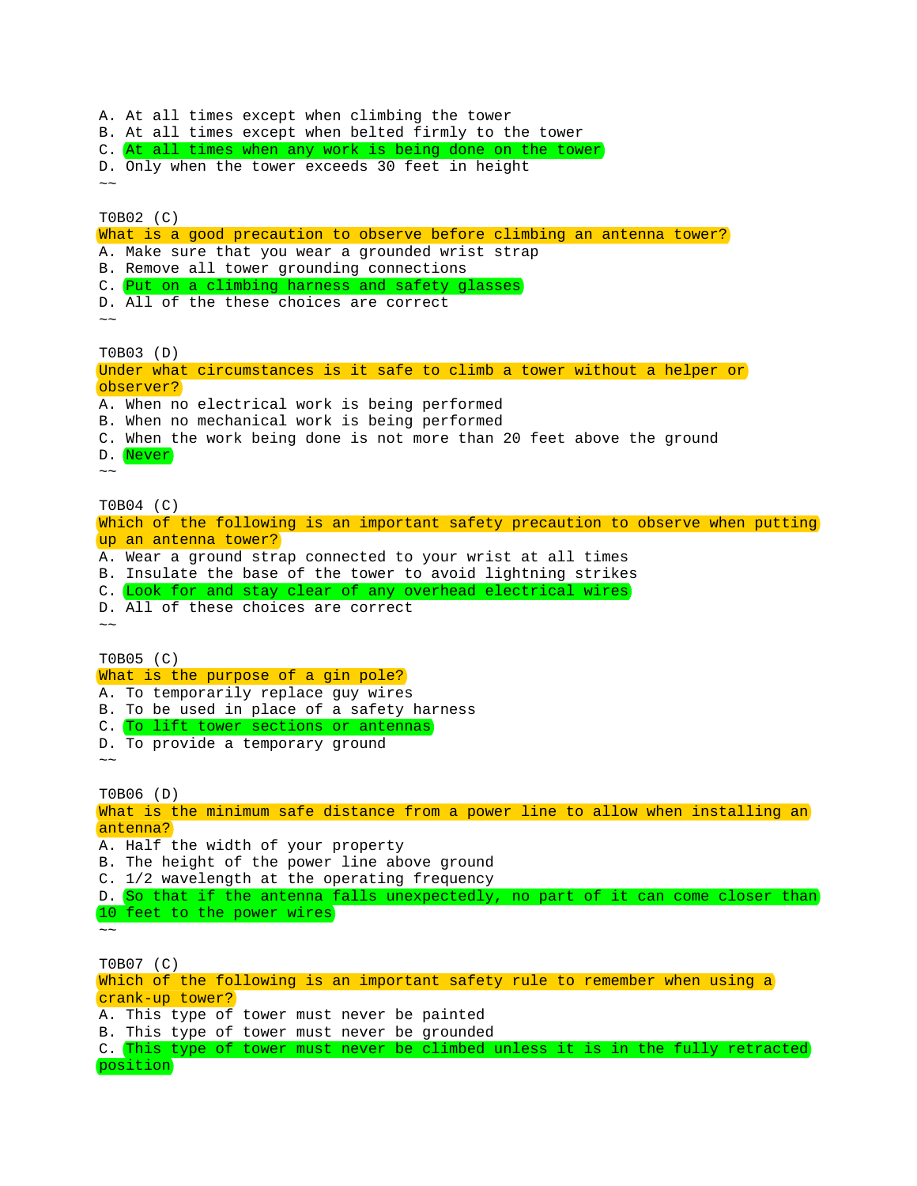A. At all times except when climbing the tower
B. At all times except when belted firmly to the tower
C. At all times when any work is being done on the tower
D. Only when the tower exceeds 30 feet in height
~~

T0B02 (C)
What is a good precaution to observe before climbing an antenna tower?
A. Make sure that you wear a grounded wrist strap
B. Remove all tower grounding connections
C. Put on a climbing harness and safety glasses
D. All of the these choices are correct
~~

T0B03 (D)
Under what circumstances is it safe to climb a tower without a helper or observer?
A. When no electrical work is being performed
B. When no mechanical work is being performed
C. When the work being done is not more than 20 feet above the ground
D. Never
~~

T0B04 (C)
Which of the following is an important safety precaution to observe when putting up an antenna tower?
A. Wear a ground strap connected to your wrist at all times
B. Insulate the base of the tower to avoid lightning strikes
C. Look for and stay clear of any overhead electrical wires
D. All of these choices are correct
~~

T0B05 (C)
What is the purpose of a gin pole?
A. To temporarily replace guy wires
B. To be used in place of a safety harness
C. To lift tower sections or antennas
D. To provide a temporary ground
~~

T0B06 (D)
What is the minimum safe distance from a power line to allow when installing an antenna?
A. Half the width of your property
B. The height of the power line above ground
C. 1/2 wavelength at the operating frequency
D. So that if the antenna falls unexpectedly, no part of it can come closer than 10 feet to the power wires
~~

T0B07 (C)
Which of the following is an important safety rule to remember when using a crank-up tower?
A. This type of tower must never be painted
B. This type of tower must never be grounded
C. This type of tower must never be climbed unless it is in the fully retracted position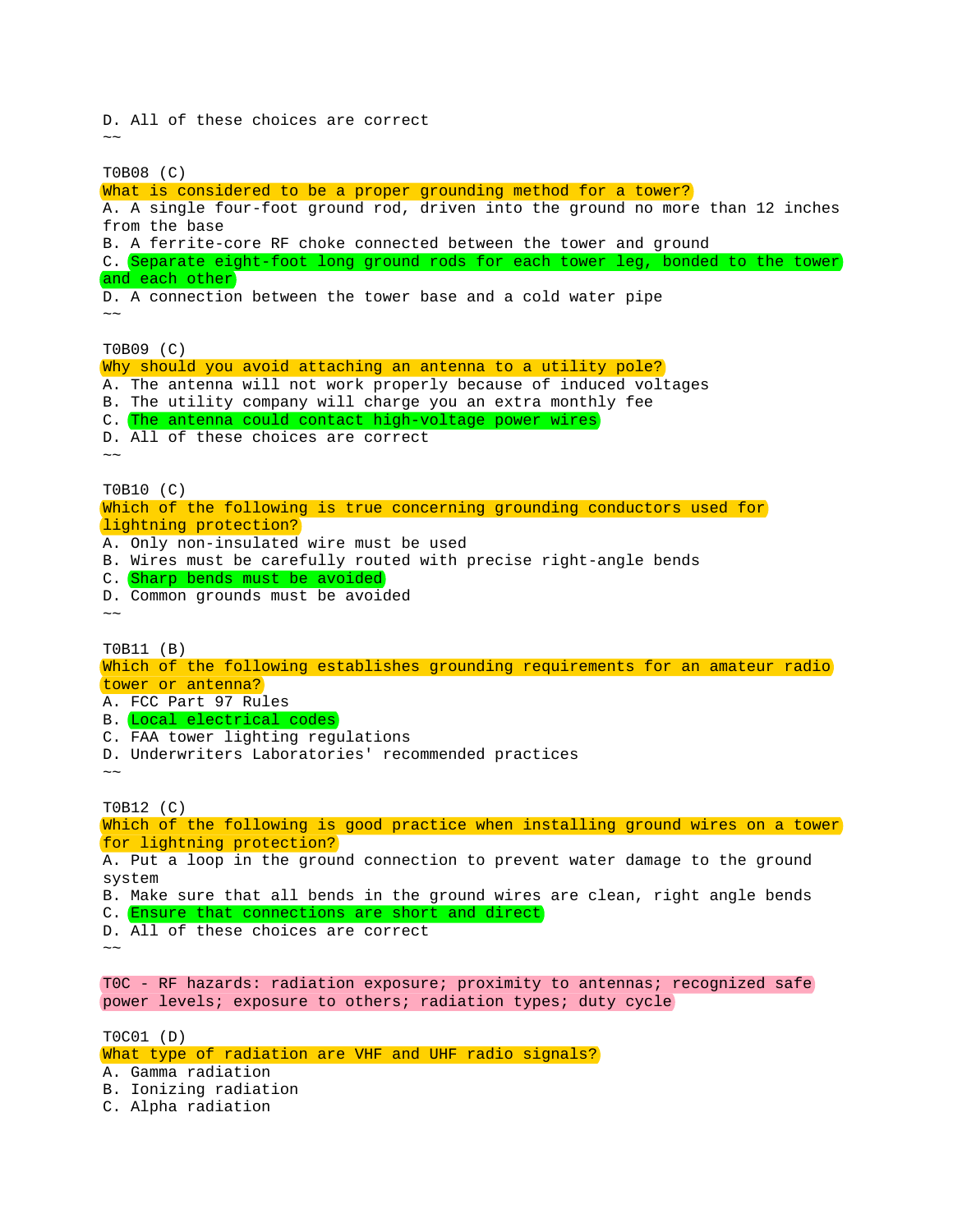D. All of these choices are correct
~~

T0B08 (C)
What is considered to be a proper grounding method for a tower?
A. A single four-foot ground rod, driven into the ground no more than 12 inches from the base
B. A ferrite-core RF choke connected between the tower and ground
C. Separate eight-foot long ground rods for each tower leg, bonded to the tower and each other
D. A connection between the tower base and a cold water pipe
~~

T0B09 (C)
Why should you avoid attaching an antenna to a utility pole?
A. The antenna will not work properly because of induced voltages
B. The utility company will charge you an extra monthly fee
C. The antenna could contact high-voltage power wires
D. All of these choices are correct
~~

T0B10 (C)
Which of the following is true concerning grounding conductors used for lightning protection?
A. Only non-insulated wire must be used
B. Wires must be carefully routed with precise right-angle bends
C. Sharp bends must be avoided
D. Common grounds must be avoided
~~

T0B11 (B)
Which of the following establishes grounding requirements for an amateur radio tower or antenna?
A. FCC Part 97 Rules
B. Local electrical codes
C. FAA tower lighting regulations
D. Underwriters Laboratories' recommended practices
~~

T0B12 (C)
Which of the following is good practice when installing ground wires on a tower for lightning protection?
A. Put a loop in the ground connection to prevent water damage to the ground system
B. Make sure that all bends in the ground wires are clean, right angle bends
C. Ensure that connections are short and direct
D. All of these choices are correct
~~

T0C - RF hazards: radiation exposure; proximity to antennas; recognized safe power levels; exposure to others; radiation types; duty cycle

T0C01 (D)
What type of radiation are VHF and UHF radio signals?
A. Gamma radiation
B. Ionizing radiation
C. Alpha radiation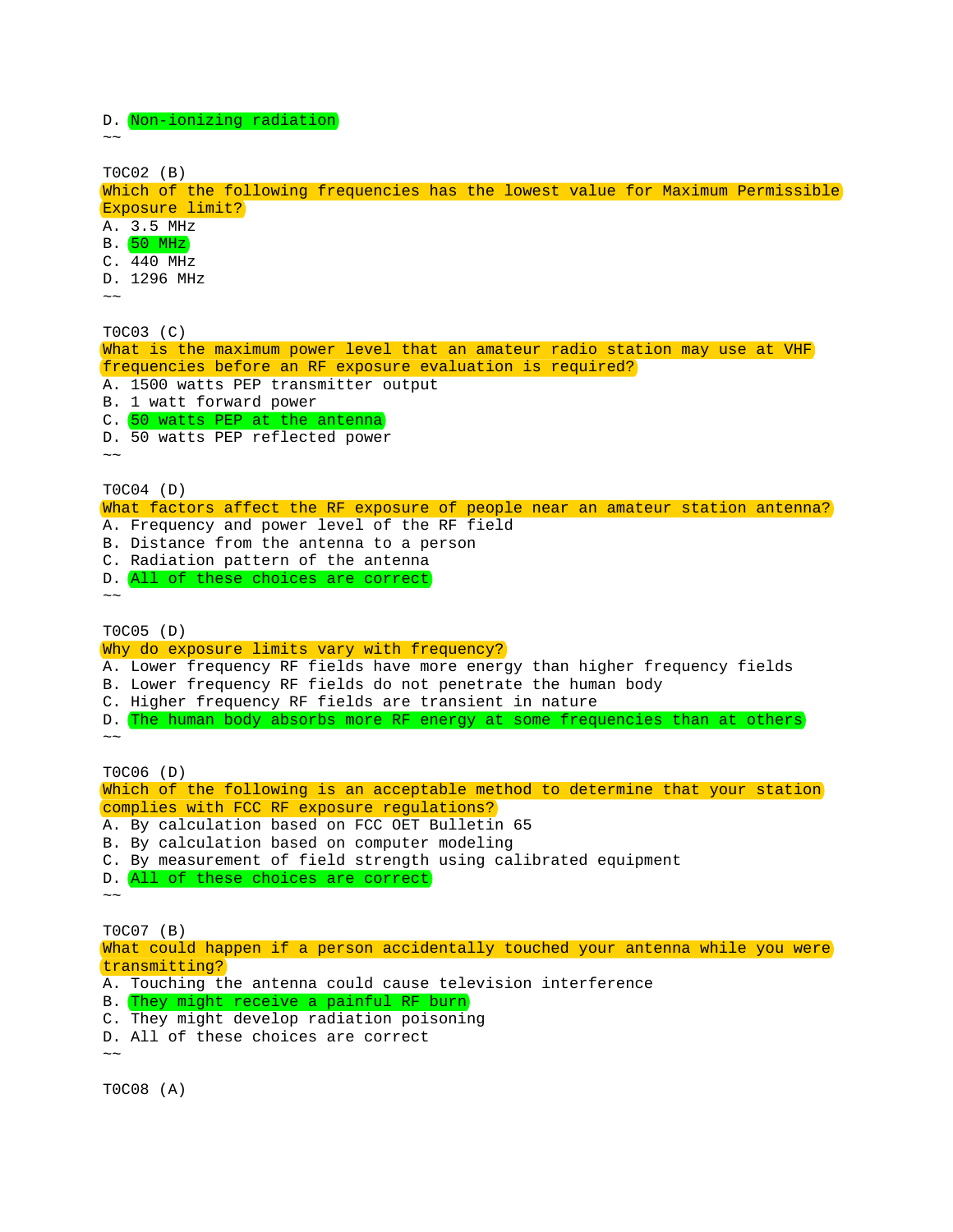D. Non-ionizing radiation
~~

T0C02 (B)
Which of the following frequencies has the lowest value for Maximum Permissible Exposure limit?
A. 3.5 MHz
B. 50 MHz
C. 440 MHz
D. 1296 MHz
~~

T0C03 (C)
What is the maximum power level that an amateur radio station may use at VHF frequencies before an RF exposure evaluation is required?
A. 1500 watts PEP transmitter output
B. 1 watt forward power
C. 50 watts PEP at the antenna
D. 50 watts PEP reflected power
~~

T0C04 (D)
What factors affect the RF exposure of people near an amateur station antenna?
A. Frequency and power level of the RF field
B. Distance from the antenna to a person
C. Radiation pattern of the antenna
D. All of these choices are correct
~~

T0C05 (D)
Why do exposure limits vary with frequency?
A. Lower frequency RF fields have more energy than higher frequency fields
B. Lower frequency RF fields do not penetrate the human body
C. Higher frequency RF fields are transient in nature
D. The human body absorbs more RF energy at some frequencies than at others
~~

T0C06 (D)
Which of the following is an acceptable method to determine that your station complies with FCC RF exposure regulations?
A. By calculation based on FCC OET Bulletin 65
B. By calculation based on computer modeling
C. By measurement of field strength using calibrated equipment
D. All of these choices are correct
~~

T0C07 (B)
What could happen if a person accidentally touched your antenna while you were transmitting?
A. Touching the antenna could cause television interference
B. They might receive a painful RF burn
C. They might develop radiation poisoning
D. All of these choices are correct
~~

T0C08 (A)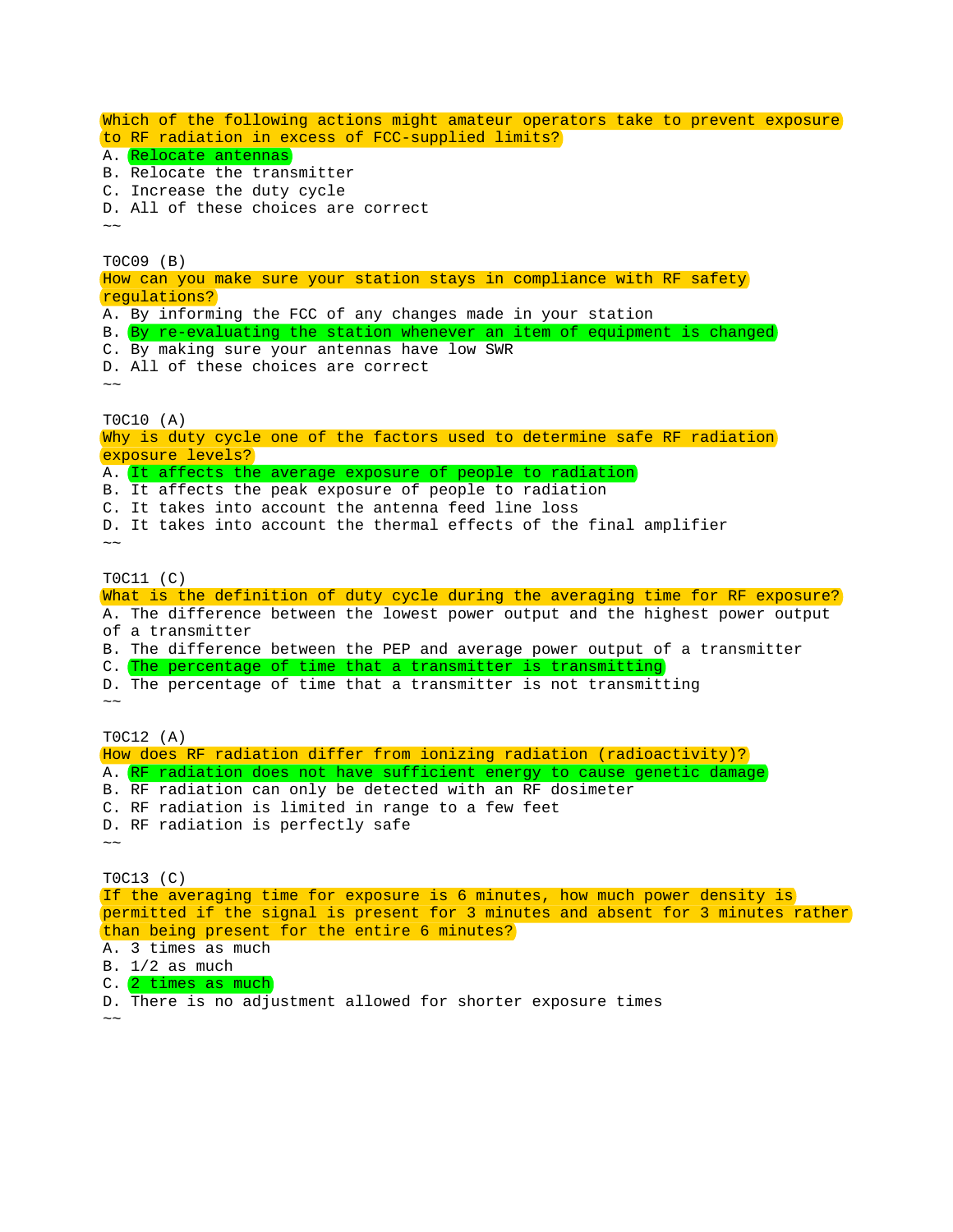Which of the following actions might amateur operators take to prevent exposure to RF radiation in excess of FCC-supplied limits?
A. Relocate antennas
B. Relocate the transmitter
C. Increase the duty cycle
D. All of these choices are correct
~~

T0C09 (B)
How can you make sure your station stays in compliance with RF safety regulations?
A. By informing the FCC of any changes made in your station
B. By re-evaluating the station whenever an item of equipment is changed
C. By making sure your antennas have low SWR
D. All of these choices are correct
~~

T0C10 (A)
Why is duty cycle one of the factors used to determine safe RF radiation exposure levels?
A. It affects the average exposure of people to radiation
B. It affects the peak exposure of people to radiation
C. It takes into account the antenna feed line loss
D. It takes into account the thermal effects of the final amplifier
~~

T0C11 (C)
What is the definition of duty cycle during the averaging time for RF exposure?
A. The difference between the lowest power output and the highest power output of a transmitter
B. The difference between the PEP and average power output of a transmitter
C. The percentage of time that a transmitter is transmitting
D. The percentage of time that a transmitter is not transmitting
~~

T0C12 (A)
How does RF radiation differ from ionizing radiation (radioactivity)?
A. RF radiation does not have sufficient energy to cause genetic damage
B. RF radiation can only be detected with an RF dosimeter
C. RF radiation is limited in range to a few feet
D. RF radiation is perfectly safe
~~

T0C13 (C)
If the averaging time for exposure is 6 minutes, how much power density is permitted if the signal is present for 3 minutes and absent for 3 minutes rather than being present for the entire 6 minutes?
A. 3 times as much
B. 1/2 as much
C. 2 times as much
D. There is no adjustment allowed for shorter exposure times
~~